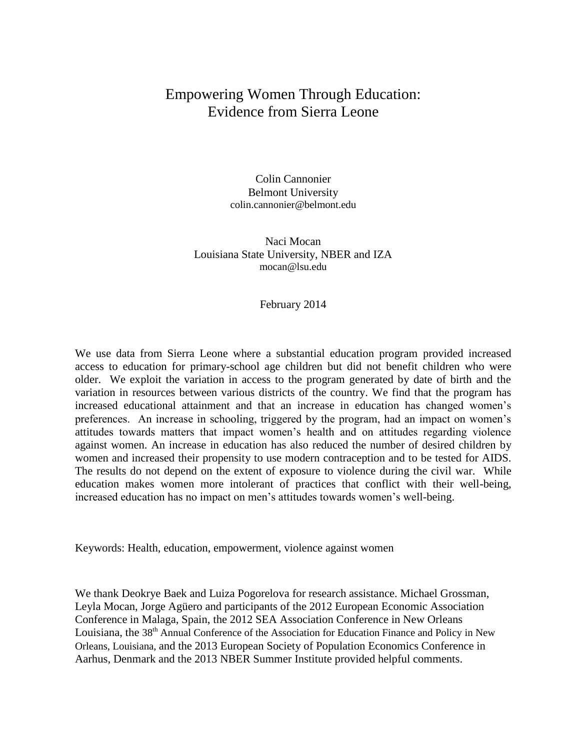# Empowering Women Through Education: Evidence from Sierra Leone

Colin Cannonier
Belmont University
colin.cannonier@belmont.edu

Naci Mocan
Louisiana State University, NBER and IZA
mocan@lsu.edu

February 2014

We use data from Sierra Leone where a substantial education program provided increased access to education for primary-school age children but did not benefit children who were older. We exploit the variation in access to the program generated by date of birth and the variation in resources between various districts of the country. We find that the program has increased educational attainment and that an increase in education has changed women's preferences. An increase in schooling, triggered by the program, had an impact on women's attitudes towards matters that impact women's health and on attitudes regarding violence against women. An increase in education has also reduced the number of desired children by women and increased their propensity to use modern contraception and to be tested for AIDS. The results do not depend on the extent of exposure to violence during the civil war. While education makes women more intolerant of practices that conflict with their well-being, increased education has no impact on men's attitudes towards women's well-being.

Keywords: Health, education, empowerment, violence against women

We thank Deokrye Baek and Luiza Pogorelova for research assistance. Michael Grossman, Leyla Mocan, Jorge Agüero and participants of the 2012 European Economic Association Conference in Malaga, Spain, the 2012 SEA Association Conference in New Orleans Louisiana, the 38th Annual Conference of the Association for Education Finance and Policy in New Orleans, Louisiana, and the 2013 European Society of Population Economics Conference in Aarhus, Denmark and the 2013 NBER Summer Institute provided helpful comments.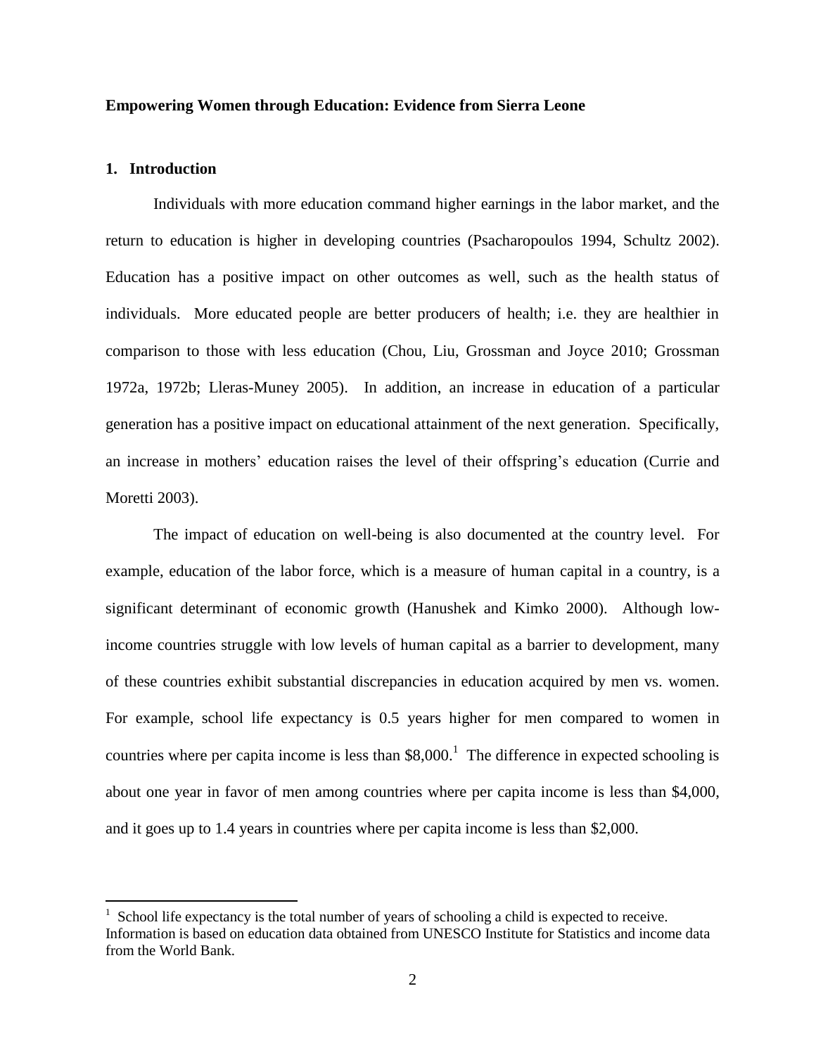**Empowering Women through Education: Evidence from Sierra Leone**

## 1. Introduction

Individuals with more education command higher earnings in the labor market, and the return to education is higher in developing countries (Psacharopoulos 1994, Schultz 2002). Education has a positive impact on other outcomes as well, such as the health status of individuals. More educated people are better producers of health; i.e. they are healthier in comparison to those with less education (Chou, Liu, Grossman and Joyce 2010; Grossman 1972a, 1972b; Lleras-Muney 2005). In addition, an increase in education of a particular generation has a positive impact on educational attainment of the next generation. Specifically, an increase in mothers' education raises the level of their offspring's education (Currie and Moretti 2003).

The impact of education on well-being is also documented at the country level. For example, education of the labor force, which is a measure of human capital in a country, is a significant determinant of economic growth (Hanushek and Kimko 2000). Although low-income countries struggle with low levels of human capital as a barrier to development, many of these countries exhibit substantial discrepancies in education acquired by men vs. women. For example, school life expectancy is 0.5 years higher for men compared to women in countries where per capita income is less than $8,000.[1] The difference in expected schooling is about one year in favor of men among countries where per capita income is less than $4,000, and it goes up to 1.4 years in countries where per capita income is less than $2,000.

[1] School life expectancy is the total number of years of schooling a child is expected to receive. Information is based on education data obtained from UNESCO Institute for Statistics and income data from the World Bank.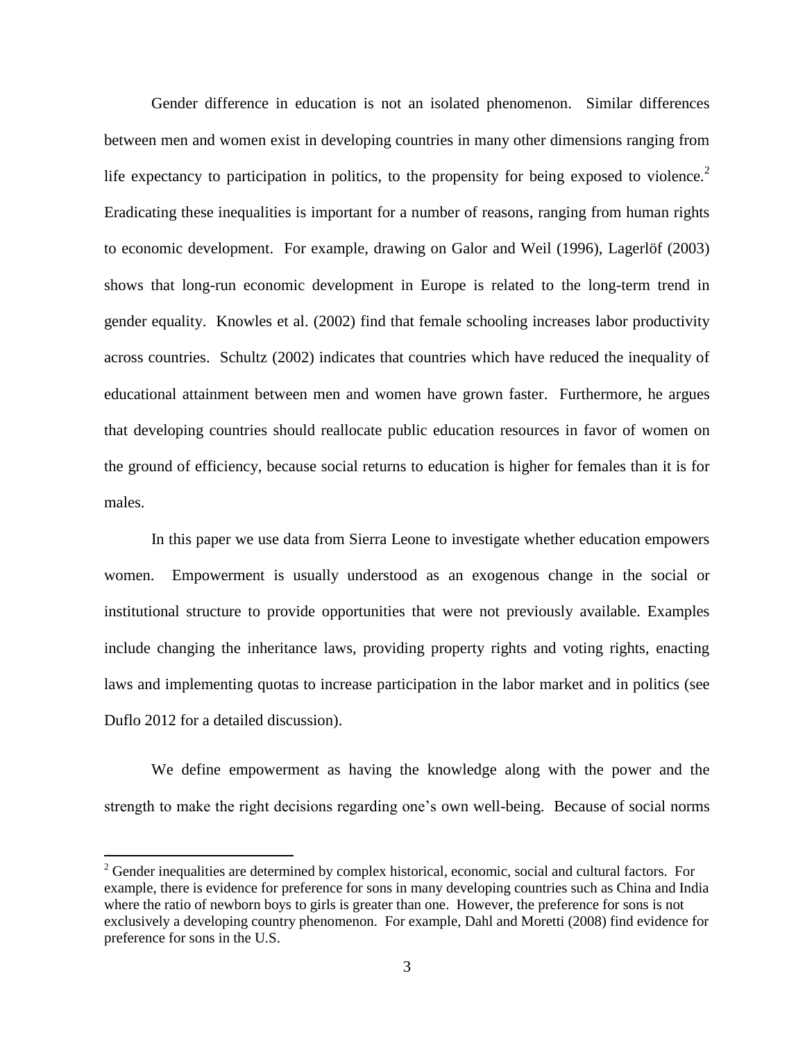Gender difference in education is not an isolated phenomenon. Similar differences between men and women exist in developing countries in many other dimensions ranging from life expectancy to participation in politics, to the propensity for being exposed to violence.[2] Eradicating these inequalities is important for a number of reasons, ranging from human rights to economic development. For example, drawing on Galor and Weil (1996), Lagerlöf (2003) shows that long-run economic development in Europe is related to the long-term trend in gender equality. Knowles et al. (2002) find that female schooling increases labor productivity across countries. Schultz (2002) indicates that countries which have reduced the inequality of educational attainment between men and women have grown faster. Furthermore, he argues that developing countries should reallocate public education resources in favor of women on the ground of efficiency, because social returns to education is higher for females than it is for males.

In this paper we use data from Sierra Leone to investigate whether education empowers women. Empowerment is usually understood as an exogenous change in the social or institutional structure to provide opportunities that were not previously available. Examples include changing the inheritance laws, providing property rights and voting rights, enacting laws and implementing quotas to increase participation in the labor market and in politics (see Duflo 2012 for a detailed discussion).

We define empowerment as having the knowledge along with the power and the strength to make the right decisions regarding one's own well-being. Because of social norms

[2] Gender inequalities are determined by complex historical, economic, social and cultural factors. For example, there is evidence for preference for sons in many developing countries such as China and India where the ratio of newborn boys to girls is greater than one. However, the preference for sons is not exclusively a developing country phenomenon. For example, Dahl and Moretti (2008) find evidence for preference for sons in the U.S.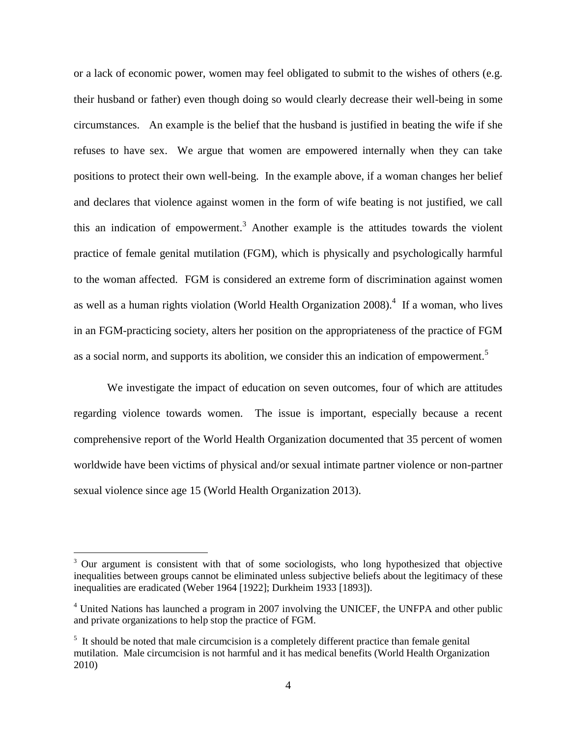or a lack of economic power, women may feel obligated to submit to the wishes of others (e.g. their husband or father) even though doing so would clearly decrease their well-being in some circumstances. An example is the belief that the husband is justified in beating the wife if she refuses to have sex. We argue that women are empowered internally when they can take positions to protect their own well-being. In the example above, if a woman changes her belief and declares that violence against women in the form of wife beating is not justified, we call this an indication of empowerment.[3] Another example is the attitudes towards the violent practice of female genital mutilation (FGM), which is physically and psychologically harmful to the woman affected. FGM is considered an extreme form of discrimination against women as well as a human rights violation (World Health Organization 2008).[4] If a woman, who lives in an FGM-practicing society, alters her position on the appropriateness of the practice of FGM as a social norm, and supports its abolition, we consider this an indication of empowerment.[5]

We investigate the impact of education on seven outcomes, four of which are attitudes regarding violence towards women. The issue is important, especially because a recent comprehensive report of the World Health Organization documented that 35 percent of women worldwide have been victims of physical and/or sexual intimate partner violence or non-partner sexual violence since age 15 (World Health Organization 2013).

---

[3] Our argument is consistent with that of some sociologists, who long hypothesized that objective inequalities between groups cannot be eliminated unless subjective beliefs about the legitimacy of these inequalities are eradicated (Weber 1964 [1922]; Durkheim 1933 [1893]).

[4] United Nations has launched a program in 2007 involving the UNICEF, the UNFPA and other public and private organizations to help stop the practice of FGM.

[5] It should be noted that male circumcision is a completely different practice than female genital mutilation. Male circumcision is not harmful and it has medical benefits (World Health Organization 2010)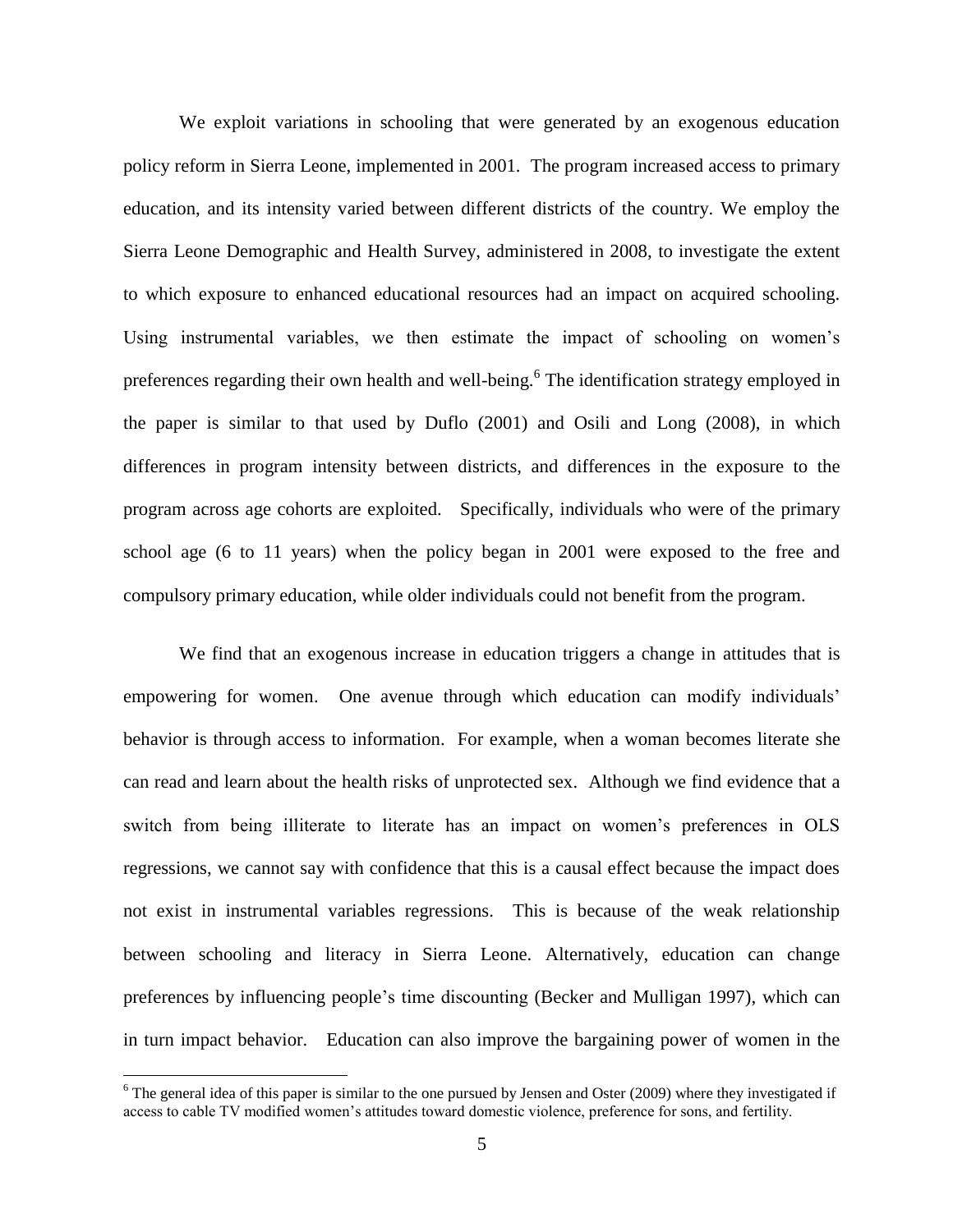We exploit variations in schooling that were generated by an exogenous education policy reform in Sierra Leone, implemented in 2001. The program increased access to primary education, and its intensity varied between different districts of the country. We employ the Sierra Leone Demographic and Health Survey, administered in 2008, to investigate the extent to which exposure to enhanced educational resources had an impact on acquired schooling. Using instrumental variables, we then estimate the impact of schooling on women's preferences regarding their own health and well-being.[6] The identification strategy employed in the paper is similar to that used by Duflo (2001) and Osili and Long (2008), in which differences in program intensity between districts, and differences in the exposure to the program across age cohorts are exploited. Specifically, individuals who were of the primary school age (6 to 11 years) when the policy began in 2001 were exposed to the free and compulsory primary education, while older individuals could not benefit from the program.

We find that an exogenous increase in education triggers a change in attitudes that is empowering for women. One avenue through which education can modify individuals' behavior is through access to information. For example, when a woman becomes literate she can read and learn about the health risks of unprotected sex. Although we find evidence that a switch from being illiterate to literate has an impact on women's preferences in OLS regressions, we cannot say with confidence that this is a causal effect because the impact does not exist in instrumental variables regressions. This is because of the weak relationship between schooling and literacy in Sierra Leone. Alternatively, education can change preferences by influencing people's time discounting (Becker and Mulligan 1997), which can in turn impact behavior. Education can also improve the bargaining power of women in the

[6] The general idea of this paper is similar to the one pursued by Jensen and Oster (2009) where they investigated if access to cable TV modified women's attitudes toward domestic violence, preference for sons, and fertility.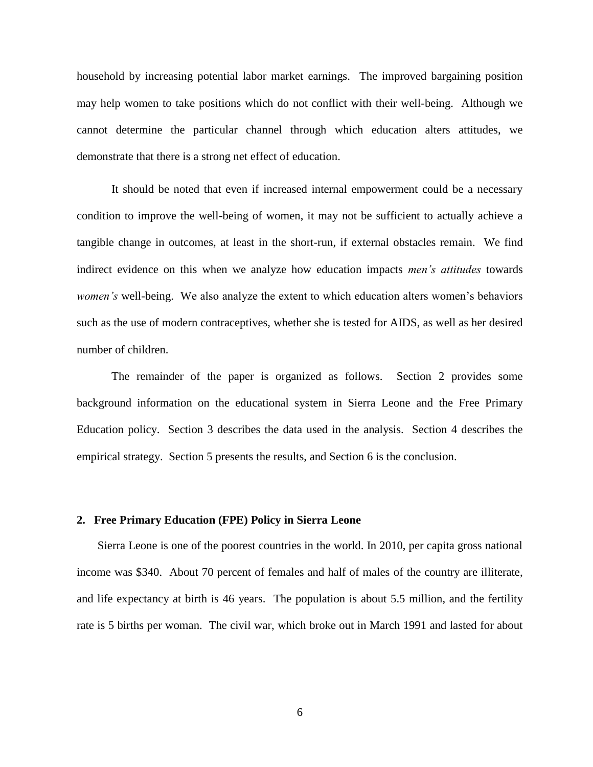household by increasing potential labor market earnings. The improved bargaining position may help women to take positions which do not conflict with their well-being. Although we cannot determine the particular channel through which education alters attitudes, we demonstrate that there is a strong net effect of education.

It should be noted that even if increased internal empowerment could be a necessary condition to improve the well-being of women, it may not be sufficient to actually achieve a tangible change in outcomes, at least in the short-run, if external obstacles remain. We find indirect evidence on this when we analyze how education impacts *men's attitudes* towards *women's* well-being. We also analyze the extent to which education alters women's behaviors such as the use of modern contraceptives, whether she is tested for AIDS, as well as her desired number of children.

The remainder of the paper is organized as follows. Section 2 provides some background information on the educational system in Sierra Leone and the Free Primary Education policy. Section 3 describes the data used in the analysis. Section 4 describes the empirical strategy. Section 5 presents the results, and Section 6 is the conclusion.

## 2. Free Primary Education (FPE) Policy in Sierra Leone

Sierra Leone is one of the poorest countries in the world. In 2010, per capita gross national income was $340. About 70 percent of females and half of males of the country are illiterate, and life expectancy at birth is 46 years. The population is about 5.5 million, and the fertility rate is 5 births per woman. The civil war, which broke out in March 1991 and lasted for about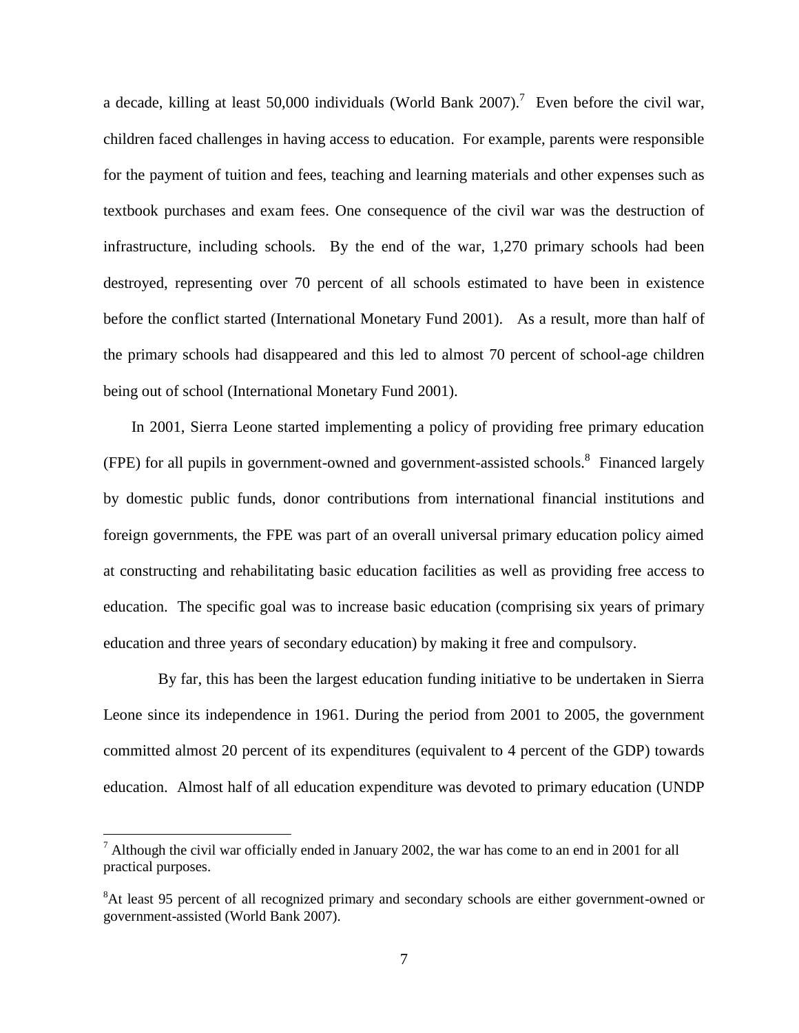a decade, killing at least 50,000 individuals (World Bank 2007).[7] Even before the civil war, children faced challenges in having access to education. For example, parents were responsible for the payment of tuition and fees, teaching and learning materials and other expenses such as textbook purchases and exam fees. One consequence of the civil war was the destruction of infrastructure, including schools. By the end of the war, 1,270 primary schools had been destroyed, representing over 70 percent of all schools estimated to have been in existence before the conflict started (International Monetary Fund 2001). As a result, more than half of the primary schools had disappeared and this led to almost 70 percent of school-age children being out of school (International Monetary Fund 2001).

In 2001, Sierra Leone started implementing a policy of providing free primary education (FPE) for all pupils in government-owned and government-assisted schools.[8] Financed largely by domestic public funds, donor contributions from international financial institutions and foreign governments, the FPE was part of an overall universal primary education policy aimed at constructing and rehabilitating basic education facilities as well as providing free access to education. The specific goal was to increase basic education (comprising six years of primary education and three years of secondary education) by making it free and compulsory.

By far, this has been the largest education funding initiative to be undertaken in Sierra Leone since its independence in 1961. During the period from 2001 to 2005, the government committed almost 20 percent of its expenditures (equivalent to 4 percent of the GDP) towards education. Almost half of all education expenditure was devoted to primary education (UNDP

---

[7] Although the civil war officially ended in January 2002, the war has come to an end in 2001 for all practical purposes.

[8] At least 95 percent of all recognized primary and secondary schools are either government-owned or government-assisted (World Bank 2007).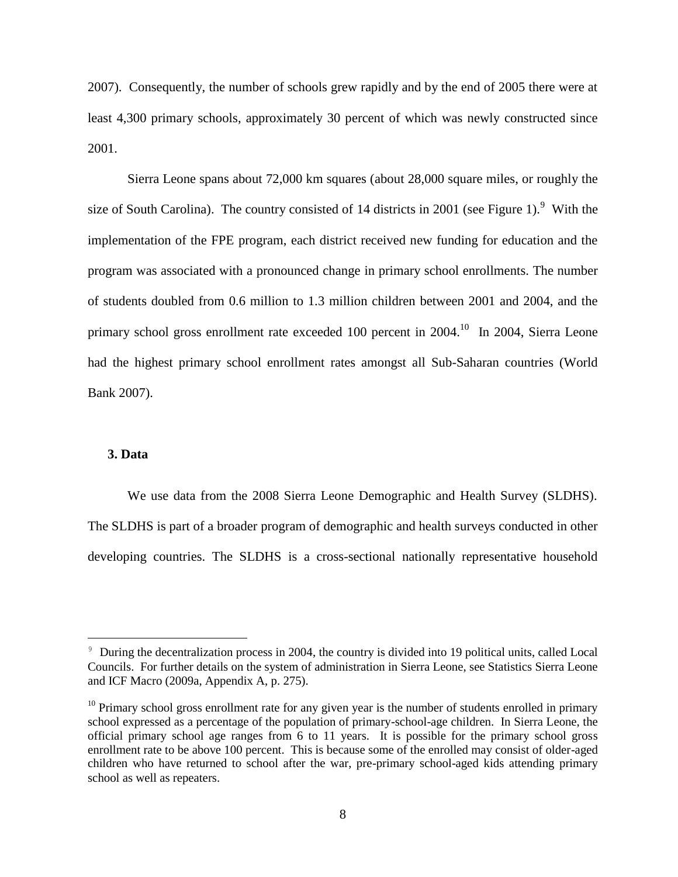2007). Consequently, the number of schools grew rapidly and by the end of 2005 there were at least 4,300 primary schools, approximately 30 percent of which was newly constructed since 2001.

Sierra Leone spans about 72,000 km squares (about 28,000 square miles, or roughly the size of South Carolina). The country consisted of 14 districts in 2001 (see Figure 1).[9] With the implementation of the FPE program, each district received new funding for education and the program was associated with a pronounced change in primary school enrollments. The number of students doubled from 0.6 million to 1.3 million children between 2001 and 2004, and the primary school gross enrollment rate exceeded 100 percent in 2004.[10] In 2004, Sierra Leone had the highest primary school enrollment rates amongst all Sub-Saharan countries (World Bank 2007).

## 3. Data

We use data from the 2008 Sierra Leone Demographic and Health Survey (SLDHS). The SLDHS is part of a broader program of demographic and health surveys conducted in other developing countries. The SLDHS is a cross-sectional nationally representative household

---

[9] During the decentralization process in 2004, the country is divided into 19 political units, called Local Councils. For further details on the system of administration in Sierra Leone, see Statistics Sierra Leone and ICF Macro (2009a, Appendix A, p. 275).

[10] Primary school gross enrollment rate for any given year is the number of students enrolled in primary school expressed as a percentage of the population of primary-school-age children. In Sierra Leone, the official primary school age ranges from 6 to 11 years. It is possible for the primary school gross enrollment rate to be above 100 percent. This is because some of the enrolled may consist of older-aged children who have returned to school after the war, pre-primary school-aged kids attending primary school as well as repeaters.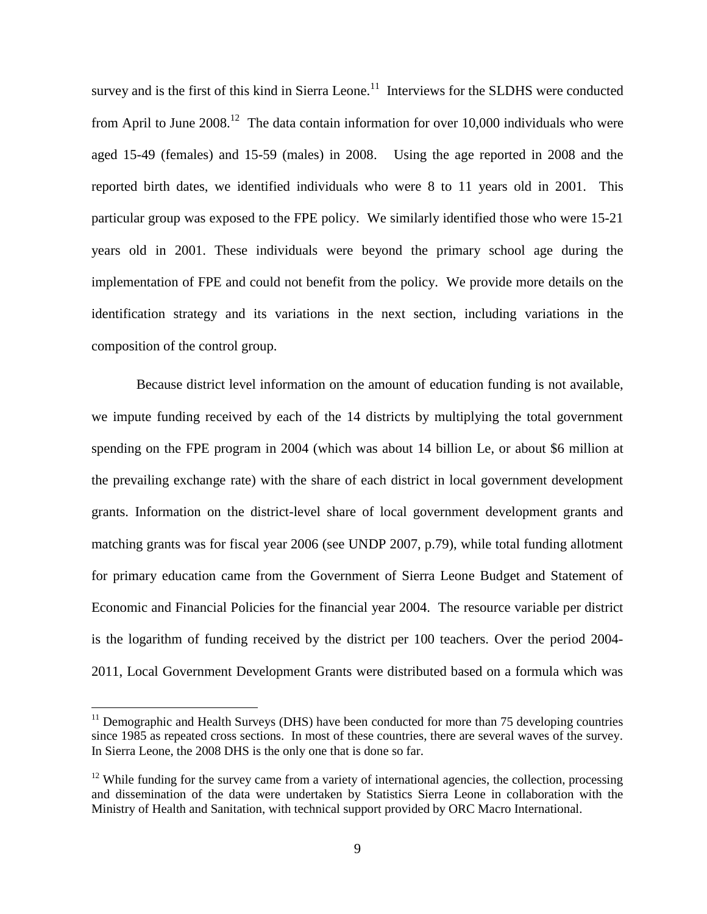survey and is the first of this kind in Sierra Leone.[11] Interviews for the SLDHS were conducted from April to June 2008.[12] The data contain information for over 10,000 individuals who were aged 15-49 (females) and 15-59 (males) in 2008. Using the age reported in 2008 and the reported birth dates, we identified individuals who were 8 to 11 years old in 2001. This particular group was exposed to the FPE policy. We similarly identified those who were 15-21 years old in 2001. These individuals were beyond the primary school age during the implementation of FPE and could not benefit from the policy. We provide more details on the identification strategy and its variations in the next section, including variations in the composition of the control group.

Because district level information on the amount of education funding is not available, we impute funding received by each of the 14 districts by multiplying the total government spending on the FPE program in 2004 (which was about 14 billion Le, or about $6 million at the prevailing exchange rate) with the share of each district in local government development grants. Information on the district-level share of local government development grants and matching grants was for fiscal year 2006 (see UNDP 2007, p.79), while total funding allotment for primary education came from the Government of Sierra Leone Budget and Statement of Economic and Financial Policies for the financial year 2004. The resource variable per district is the logarithm of funding received by the district per 100 teachers. Over the period 2004-2011, Local Government Development Grants were distributed based on a formula which was

---

[11] Demographic and Health Surveys (DHS) have been conducted for more than 75 developing countries since 1985 as repeated cross sections. In most of these countries, there are several waves of the survey. In Sierra Leone, the 2008 DHS is the only one that is done so far.

[12] While funding for the survey came from a variety of international agencies, the collection, processing and dissemination of the data were undertaken by Statistics Sierra Leone in collaboration with the Ministry of Health and Sanitation, with technical support provided by ORC Macro International.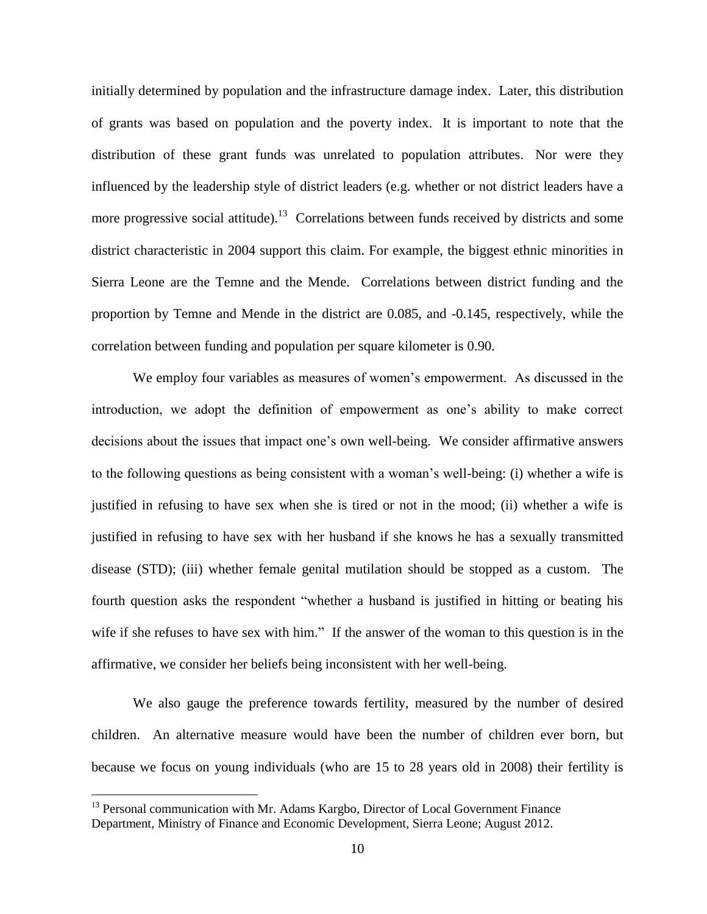initially determined by population and the infrastructure damage index. Later, this distribution of grants was based on population and the poverty index. It is important to note that the distribution of these grant funds was unrelated to population attributes. Nor were they influenced by the leadership style of district leaders (e.g. whether or not district leaders have a more progressive social attitude).[13] Correlations between funds received by districts and some district characteristic in 2004 support this claim. For example, the biggest ethnic minorities in Sierra Leone are the Temne and the Mende. Correlations between district funding and the proportion by Temne and Mende in the district are 0.085, and -0.145, respectively, while the correlation between funding and population per square kilometer is 0.90.

We employ four variables as measures of women's empowerment. As discussed in the introduction, we adopt the definition of empowerment as one's ability to make correct decisions about the issues that impact one's own well-being. We consider affirmative answers to the following questions as being consistent with a woman's well-being: (i) whether a wife is justified in refusing to have sex when she is tired or not in the mood; (ii) whether a wife is justified in refusing to have sex with her husband if she knows he has a sexually transmitted disease (STD); (iii) whether female genital mutilation should be stopped as a custom. The fourth question asks the respondent "whether a husband is justified in hitting or beating his wife if she refuses to have sex with him." If the answer of the woman to this question is in the affirmative, we consider her beliefs being inconsistent with her well-being.

We also gauge the preference towards fertility, measured by the number of desired children. An alternative measure would have been the number of children ever born, but because we focus on young individuals (who are 15 to 28 years old in 2008) their fertility is

[13] Personal communication with Mr. Adams Kargbo, Director of Local Government Finance Department, Ministry of Finance and Economic Development, Sierra Leone; August 2012.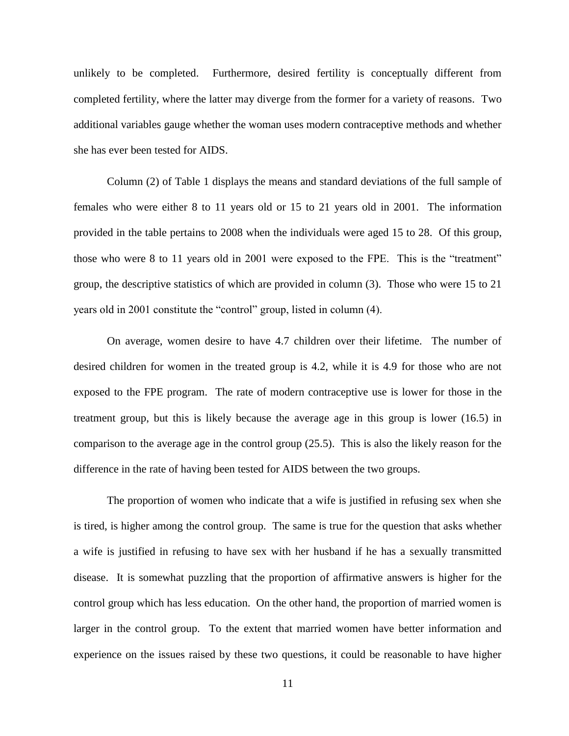unlikely to be completed. Furthermore, desired fertility is conceptually different from completed fertility, where the latter may diverge from the former for a variety of reasons. Two additional variables gauge whether the woman uses modern contraceptive methods and whether she has ever been tested for AIDS.

Column (2) of Table 1 displays the means and standard deviations of the full sample of females who were either 8 to 11 years old or 15 to 21 years old in 2001. The information provided in the table pertains to 2008 when the individuals were aged 15 to 28. Of this group, those who were 8 to 11 years old in 2001 were exposed to the FPE. This is the "treatment" group, the descriptive statistics of which are provided in column (3). Those who were 15 to 21 years old in 2001 constitute the "control" group, listed in column (4).

On average, women desire to have 4.7 children over their lifetime. The number of desired children for women in the treated group is 4.2, while it is 4.9 for those who are not exposed to the FPE program. The rate of modern contraceptive use is lower for those in the treatment group, but this is likely because the average age in this group is lower (16.5) in comparison to the average age in the control group (25.5). This is also the likely reason for the difference in the rate of having been tested for AIDS between the two groups.

The proportion of women who indicate that a wife is justified in refusing sex when she is tired, is higher among the control group. The same is true for the question that asks whether a wife is justified in refusing to have sex with her husband if he has a sexually transmitted disease. It is somewhat puzzling that the proportion of affirmative answers is higher for the control group which has less education. On the other hand, the proportion of married women is larger in the control group. To the extent that married women have better information and experience on the issues raised by these two questions, it could be reasonable to have higher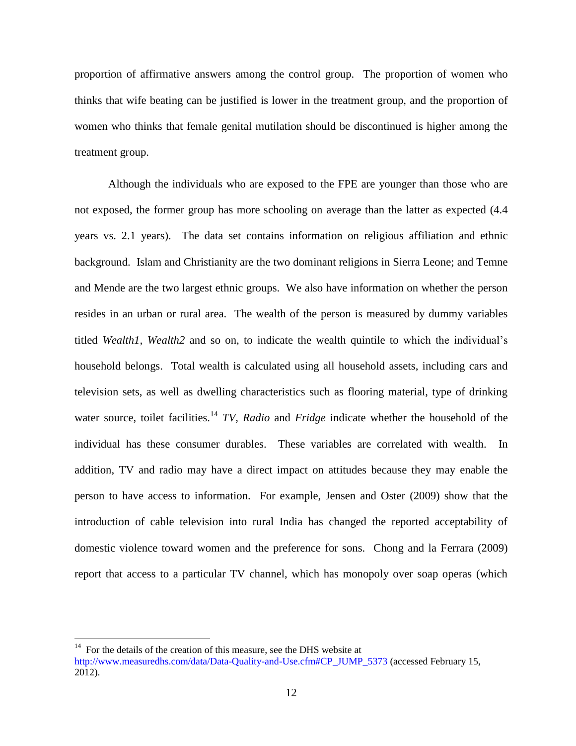proportion of affirmative answers among the control group. The proportion of women who thinks that wife beating can be justified is lower in the treatment group, and the proportion of women who thinks that female genital mutilation should be discontinued is higher among the treatment group.

Although the individuals who are exposed to the FPE are younger than those who are not exposed, the former group has more schooling on average than the latter as expected (4.4 years vs. 2.1 years). The data set contains information on religious affiliation and ethnic background. Islam and Christianity are the two dominant religions in Sierra Leone; and Temne and Mende are the two largest ethnic groups. We also have information on whether the person resides in an urban or rural area. The wealth of the person is measured by dummy variables titled *Wealth1, Wealth2* and so on, to indicate the wealth quintile to which the individual's household belongs. Total wealth is calculated using all household assets, including cars and television sets, as well as dwelling characteristics such as flooring material, type of drinking water source, toilet facilities.[14] *TV, Radio* and *Fridge* indicate whether the household of the individual has these consumer durables. These variables are correlated with wealth. In addition, TV and radio may have a direct impact on attitudes because they may enable the person to have access to information. For example, Jensen and Oster (2009) show that the introduction of cable television into rural India has changed the reported acceptability of domestic violence toward women and the preference for sons. Chong and la Ferrara (2009) report that access to a particular TV channel, which has monopoly over soap operas (which

[14] For the details of the creation of this measure, see the DHS website at http://www.measuredhs.com/data/Data-Quality-and-Use.cfm#CP_JUMP_5373 (accessed February 15, 2012).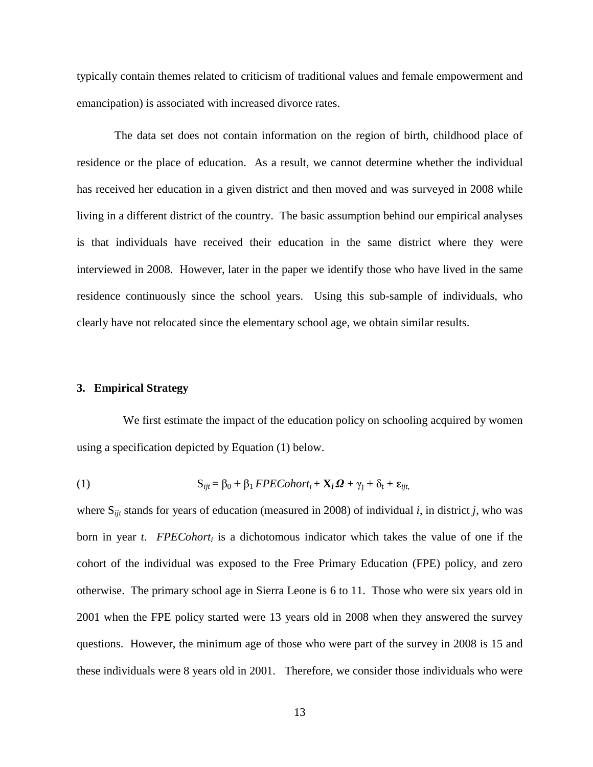typically contain themes related to criticism of traditional values and female empowerment and emancipation) is associated with increased divorce rates.

The data set does not contain information on the region of birth, childhood place of residence or the place of education. As a result, we cannot determine whether the individual has received her education in a given district and then moved and was surveyed in 2008 while living in a different district of the country. The basic assumption behind our empirical analyses is that individuals have received their education in the same district where they were interviewed in 2008. However, later in the paper we identify those who have lived in the same residence continuously since the school years. Using this sub-sample of individuals, who clearly have not relocated since the elementary school age, we obtain similar results.

## 3. Empirical Strategy

We first estimate the impact of the education policy on schooling acquired by women using a specification depicted by Equation (1) below.

$$S_{ijt} = \beta_0 + \beta_1\, FPECohort_i + \mathbf{X}_i \boldsymbol{\Omega} + \gamma_j + \delta_t + \boldsymbol{\varepsilon}_{ijt}, \tag{1}$$

where $S_{ijt}$ stands for years of education (measured in 2008) of individual $i$, in district $j$, who was born in year $t$. $FPECohort_i$ is a dichotomous indicator which takes the value of one if the cohort of the individual was exposed to the Free Primary Education (FPE) policy, and zero otherwise. The primary school age in Sierra Leone is 6 to 11. Those who were six years old in 2001 when the FPE policy started were 13 years old in 2008 when they answered the survey questions. However, the minimum age of those who were part of the survey in 2008 is 15 and these individuals were 8 years old in 2001. Therefore, we consider those individuals who were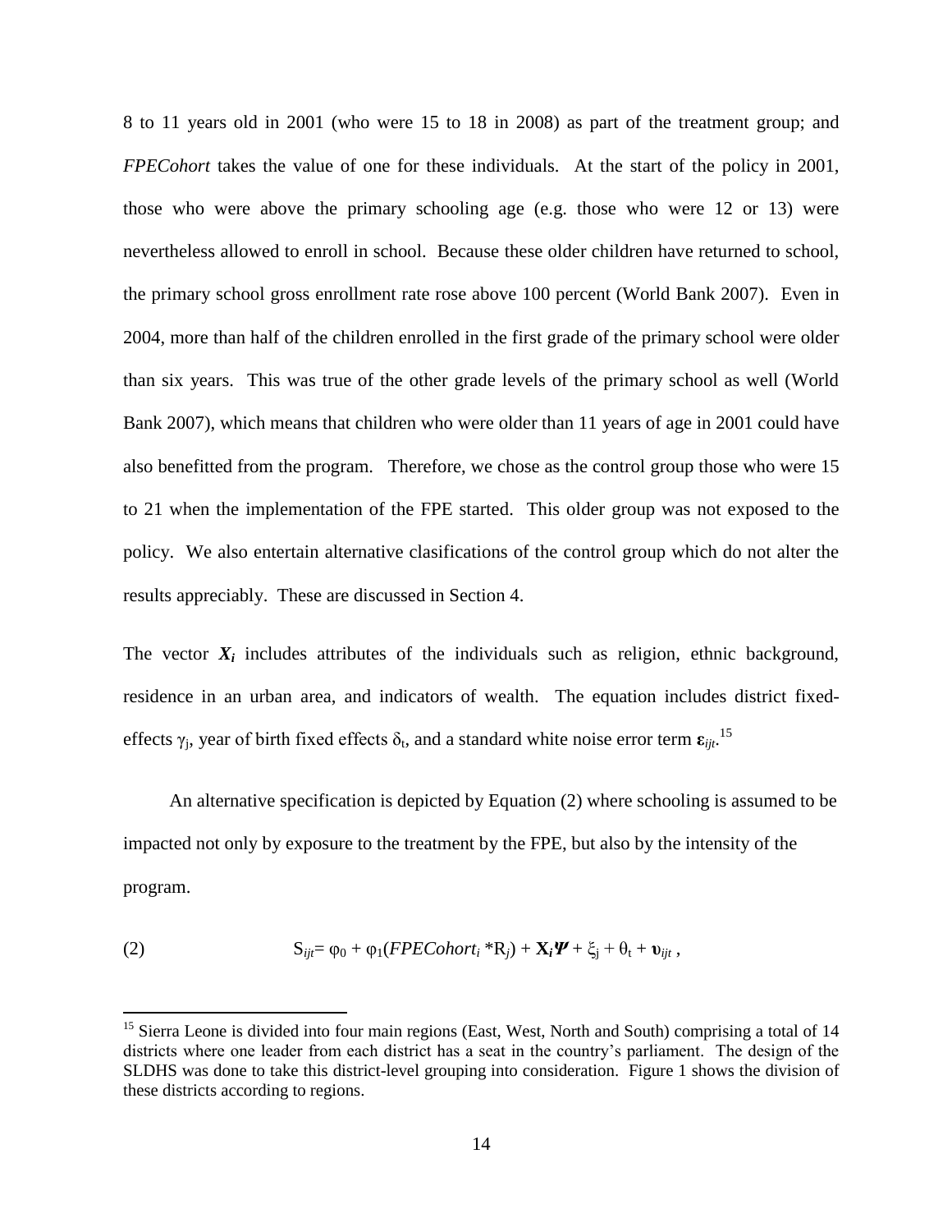8 to 11 years old in 2001 (who were 15 to 18 in 2008) as part of the treatment group; and *FPECohort* takes the value of one for these individuals. At the start of the policy in 2001, those who were above the primary schooling age (e.g. those who were 12 or 13) were nevertheless allowed to enroll in school. Because these older children have returned to school, the primary school gross enrollment rate rose above 100 percent (World Bank 2007). Even in 2004, more than half of the children enrolled in the first grade of the primary school were older than six years. This was true of the other grade levels of the primary school as well (World Bank 2007), which means that children who were older than 11 years of age in 2001 could have also benefitted from the program. Therefore, we chose as the control group those who were 15 to 21 when the implementation of the FPE started. This older group was not exposed to the policy. We also entertain alternative clasifications of the control group which do not alter the results appreciably. These are discussed in Section 4.

The vector $\boldsymbol{X_i}$ includes attributes of the individuals such as religion, ethnic background, residence in an urban area, and indicators of wealth. The equation includes district fixed-effects $\gamma_j$, year of birth fixed effects $\delta_t$, and a standard white noise error term $\boldsymbol{\varepsilon}_{ijt}$.[15]

An alternative specification is depicted by Equation (2) where schooling is assumed to be impacted not only by exposure to the treatment by the FPE, but also by the intensity of the program.

$$(2) \qquad S_{ijt} = \varphi_0 + \varphi_1(FPECohort_i * R_j) + \mathbf{X}_i\boldsymbol{\Psi} + \xi_j + \theta_t + \boldsymbol{\upsilon}_{ijt} ,$$

[15] Sierra Leone is divided into four main regions (East, West, North and South) comprising a total of 14 districts where one leader from each district has a seat in the country's parliament. The design of the SLDHS was done to take this district-level grouping into consideration. Figure 1 shows the division of these districts according to regions.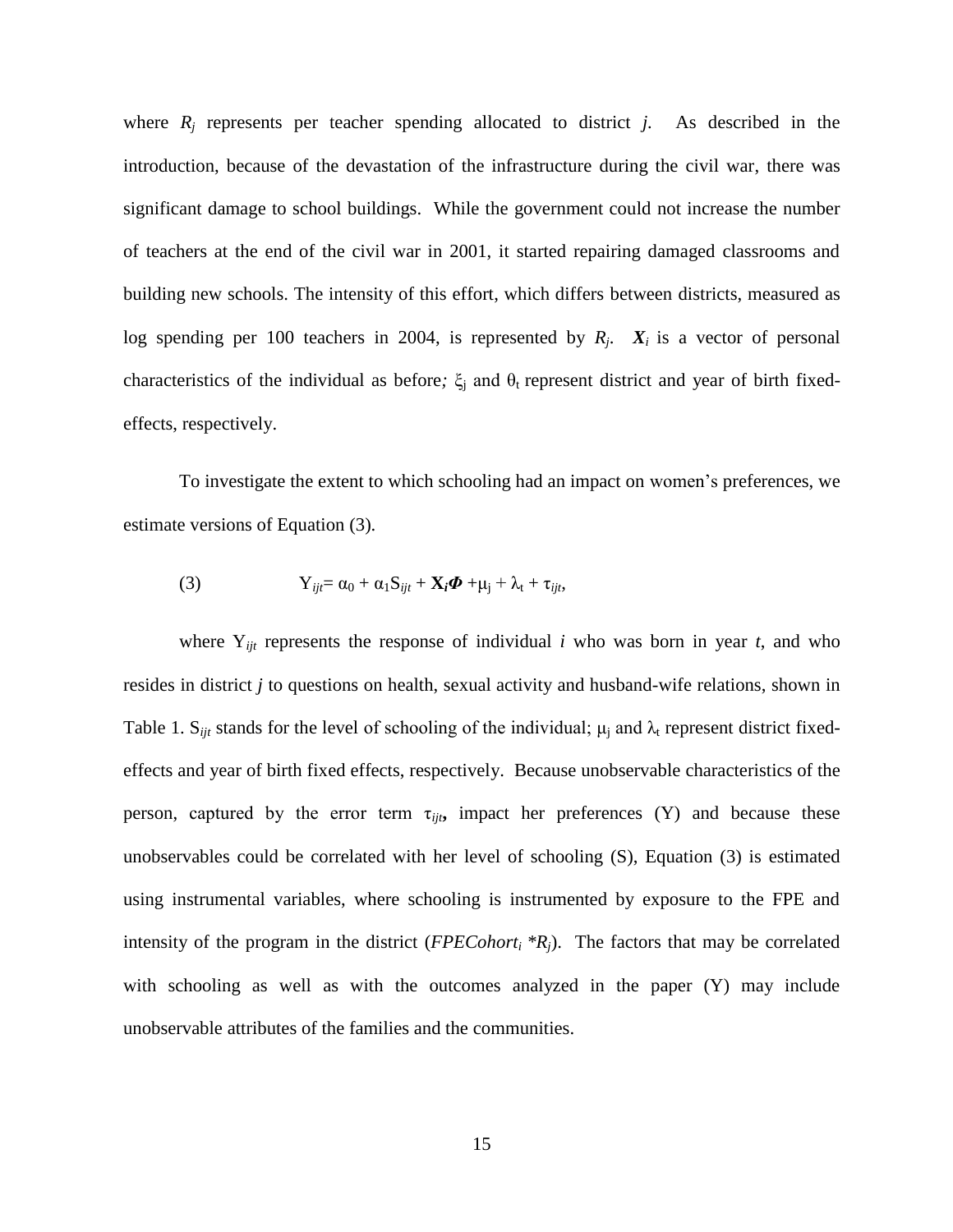where $R_j$ represents per teacher spending allocated to district $j$. As described in the introduction, because of the devastation of the infrastructure during the civil war, there was significant damage to school buildings. While the government could not increase the number of teachers at the end of the civil war in 2001, it started repairing damaged classrooms and building new schools. The intensity of this effort, which differs between districts, measured as log spending per 100 teachers in 2004, is represented by $R_j$. $\boldsymbol{X_i}$ is a vector of personal characteristics of the individual as before; $\xi_j$ and $\theta_t$ represent district and year of birth fixed-effects, respectively.

To investigate the extent to which schooling had an impact on women's preferences, we estimate versions of Equation (3).

$$\text{(3)} \qquad Y_{ijt} = \alpha_0 + \alpha_1 S_{ijt} + \mathbf{X}_i \boldsymbol{\Phi} + \mu_j + \lambda_t + \tau_{ijt},$$

where $Y_{ijt}$ represents the response of individual $i$ who was born in year $t$, and who resides in district $j$ to questions on health, sexual activity and husband-wife relations, shown in Table 1. $S_{ijt}$ stands for the level of schooling of the individual; $\mu_j$ and $\lambda_t$ represent district fixed-effects and year of birth fixed effects, respectively. Because unobservable characteristics of the person, captured by the error term $\tau_{ijt}$, impact her preferences (Y) and because these unobservables could be correlated with her level of schooling (S), Equation (3) is estimated using instrumental variables, where schooling is instrumented by exposure to the FPE and intensity of the program in the district ($FPECohort_i * R_j$). The factors that may be correlated with schooling as well as with the outcomes analyzed in the paper (Y) may include unobservable attributes of the families and the communities.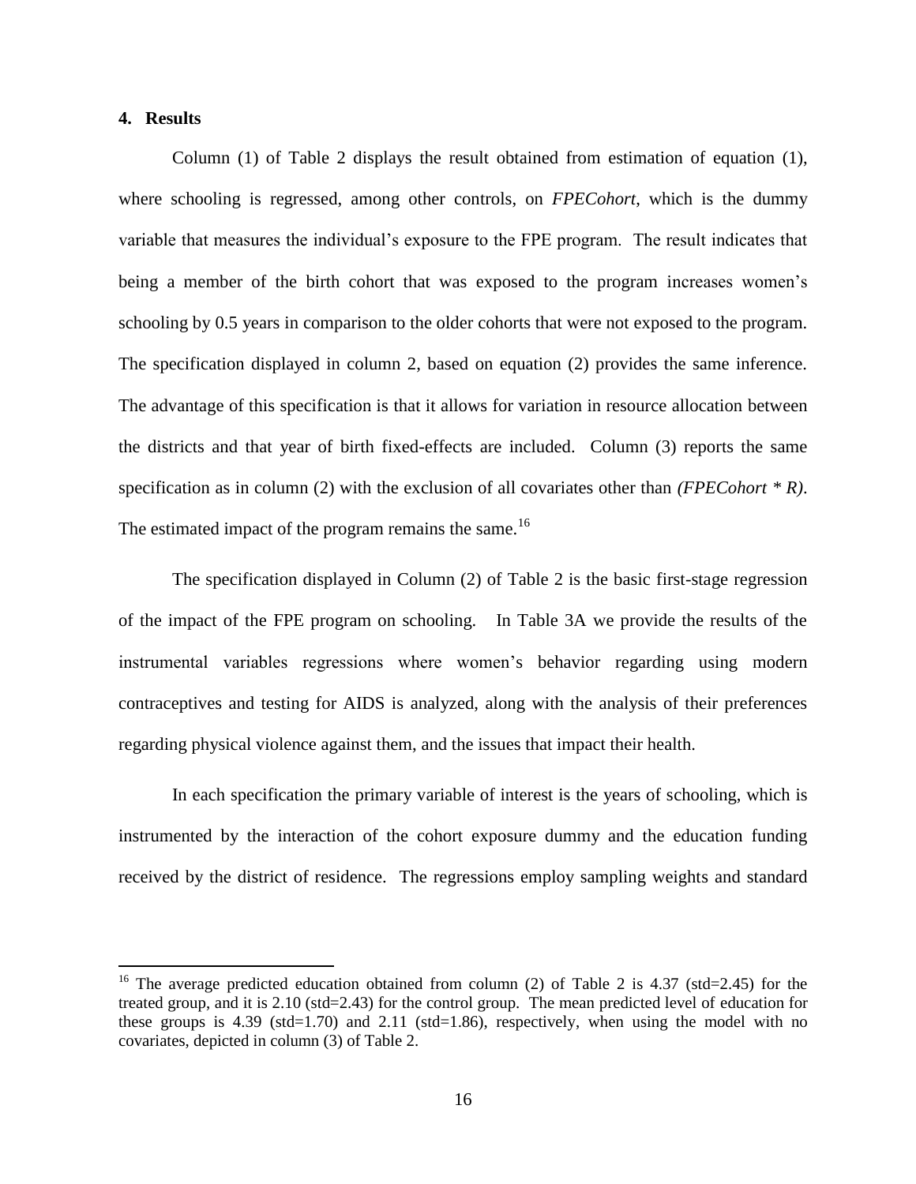## 4. Results

Column (1) of Table 2 displays the result obtained from estimation of equation (1), where schooling is regressed, among other controls, on *FPECohort*, which is the dummy variable that measures the individual's exposure to the FPE program. The result indicates that being a member of the birth cohort that was exposed to the program increases women's schooling by 0.5 years in comparison to the older cohorts that were not exposed to the program. The specification displayed in column 2, based on equation (2) provides the same inference. The advantage of this specification is that it allows for variation in resource allocation between the districts and that year of birth fixed-effects are included. Column (3) reports the same specification as in column (2) with the exclusion of all covariates other than *(FPECohort * R)*. The estimated impact of the program remains the same.[16]

The specification displayed in Column (2) of Table 2 is the basic first-stage regression of the impact of the FPE program on schooling. In Table 3A we provide the results of the instrumental variables regressions where women's behavior regarding using modern contraceptives and testing for AIDS is analyzed, along with the analysis of their preferences regarding physical violence against them, and the issues that impact their health.

In each specification the primary variable of interest is the years of schooling, which is instrumented by the interaction of the cohort exposure dummy and the education funding received by the district of residence. The regressions employ sampling weights and standard

---

[16] The average predicted education obtained from column (2) of Table 2 is 4.37 (std=2.45) for the treated group, and it is 2.10 (std=2.43) for the control group. The mean predicted level of education for these groups is 4.39 (std=1.70) and 2.11 (std=1.86), respectively, when using the model with no covariates, depicted in column (3) of Table 2.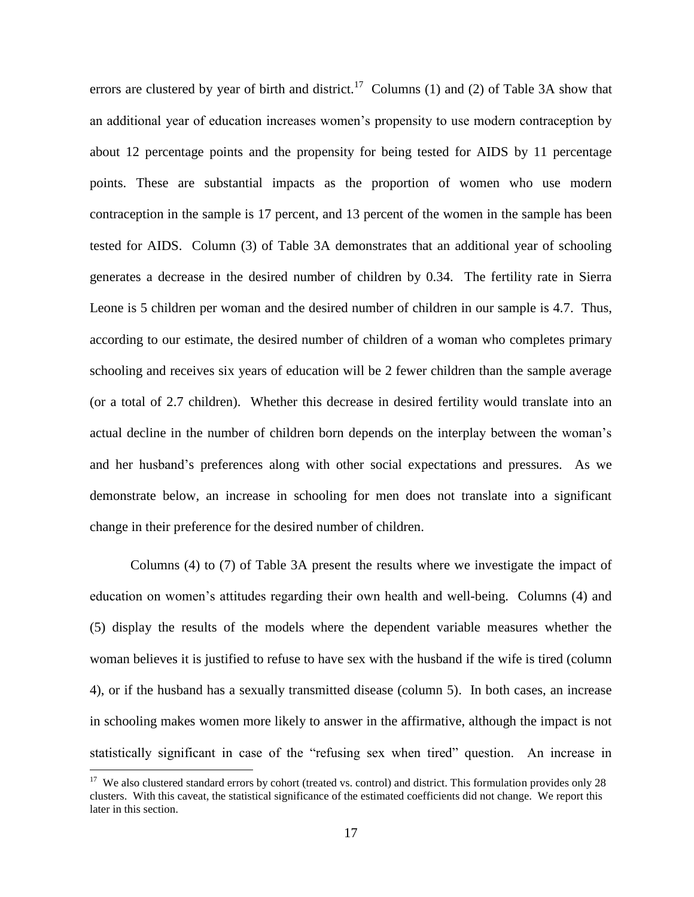errors are clustered by year of birth and district.[17] Columns (1) and (2) of Table 3A show that an additional year of education increases women's propensity to use modern contraception by about 12 percentage points and the propensity for being tested for AIDS by 11 percentage points. These are substantial impacts as the proportion of women who use modern contraception in the sample is 17 percent, and 13 percent of the women in the sample has been tested for AIDS. Column (3) of Table 3A demonstrates that an additional year of schooling generates a decrease in the desired number of children by 0.34. The fertility rate in Sierra Leone is 5 children per woman and the desired number of children in our sample is 4.7. Thus, according to our estimate, the desired number of children of a woman who completes primary schooling and receives six years of education will be 2 fewer children than the sample average (or a total of 2.7 children). Whether this decrease in desired fertility would translate into an actual decline in the number of children born depends on the interplay between the woman's and her husband's preferences along with other social expectations and pressures. As we demonstrate below, an increase in schooling for men does not translate into a significant change in their preference for the desired number of children.

Columns (4) to (7) of Table 3A present the results where we investigate the impact of education on women's attitudes regarding their own health and well-being. Columns (4) and (5) display the results of the models where the dependent variable measures whether the woman believes it is justified to refuse to have sex with the husband if the wife is tired (column 4), or if the husband has a sexually transmitted disease (column 5). In both cases, an increase in schooling makes women more likely to answer in the affirmative, although the impact is not statistically significant in case of the "refusing sex when tired" question. An increase in

[17] We also clustered standard errors by cohort (treated vs. control) and district. This formulation provides only 28 clusters. With this caveat, the statistical significance of the estimated coefficients did not change. We report this later in this section.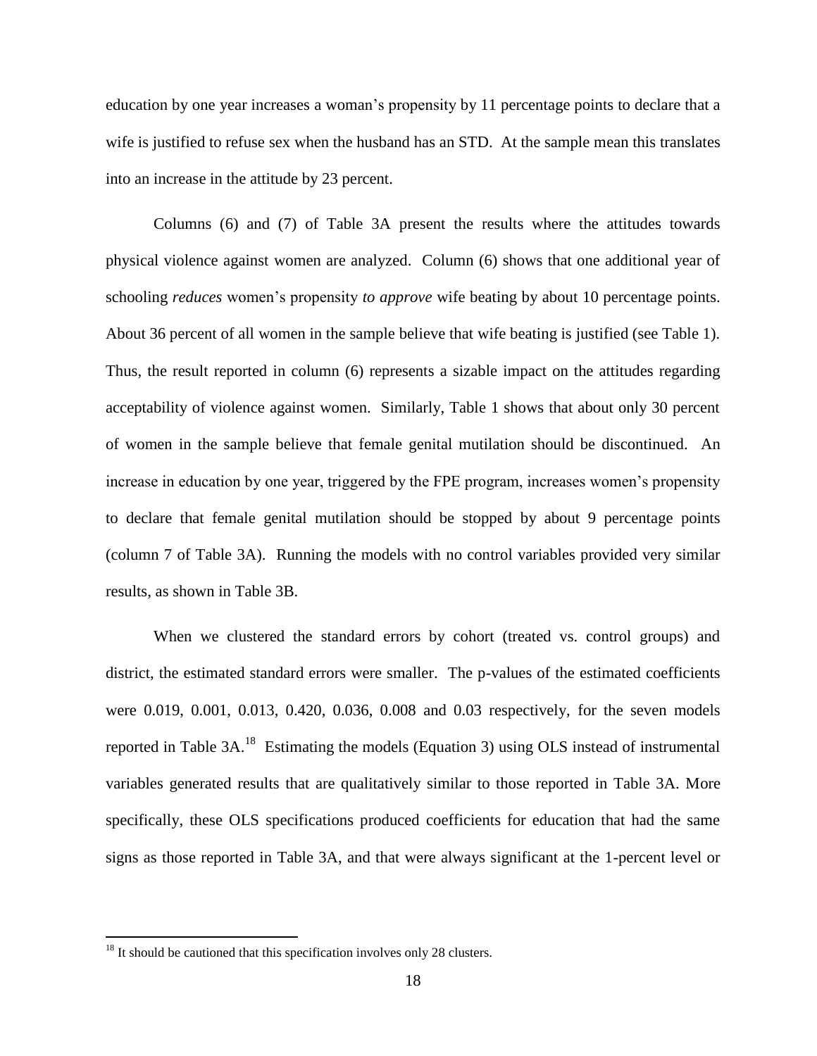education by one year increases a woman's propensity by 11 percentage points to declare that a wife is justified to refuse sex when the husband has an STD. At the sample mean this translates into an increase in the attitude by 23 percent.

Columns (6) and (7) of Table 3A present the results where the attitudes towards physical violence against women are analyzed. Column (6) shows that one additional year of schooling *reduces* women's propensity *to approve* wife beating by about 10 percentage points. About 36 percent of all women in the sample believe that wife beating is justified (see Table 1). Thus, the result reported in column (6) represents a sizable impact on the attitudes regarding acceptability of violence against women. Similarly, Table 1 shows that about only 30 percent of women in the sample believe that female genital mutilation should be discontinued. An increase in education by one year, triggered by the FPE program, increases women's propensity to declare that female genital mutilation should be stopped by about 9 percentage points (column 7 of Table 3A). Running the models with no control variables provided very similar results, as shown in Table 3B.

When we clustered the standard errors by cohort (treated vs. control groups) and district, the estimated standard errors were smaller. The p-values of the estimated coefficients were 0.019, 0.001, 0.013, 0.420, 0.036, 0.008 and 0.03 respectively, for the seven models reported in Table 3A.[18] Estimating the models (Equation 3) using OLS instead of instrumental variables generated results that are qualitatively similar to those reported in Table 3A. More specifically, these OLS specifications produced coefficients for education that had the same signs as those reported in Table 3A, and that were always significant at the 1-percent level or

[18] It should be cautioned that this specification involves only 28 clusters.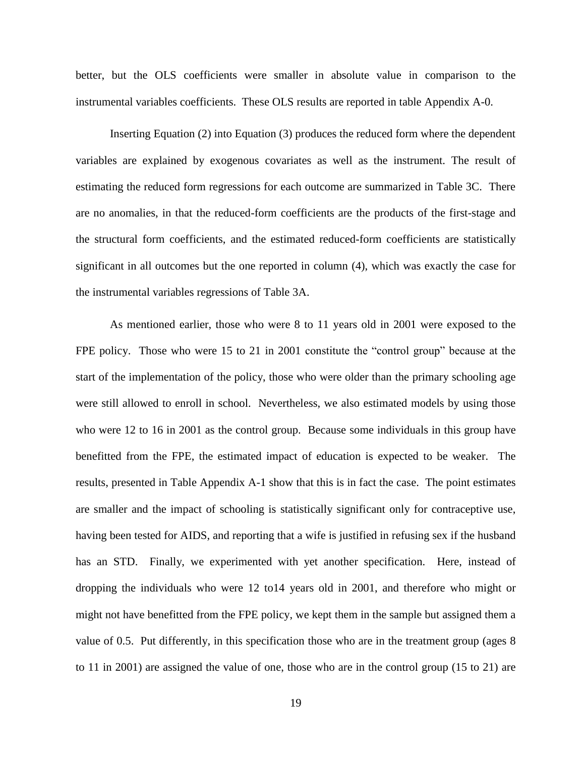better, but the OLS coefficients were smaller in absolute value in comparison to the instrumental variables coefficients. These OLS results are reported in table Appendix A-0.

Inserting Equation (2) into Equation (3) produces the reduced form where the dependent variables are explained by exogenous covariates as well as the instrument. The result of estimating the reduced form regressions for each outcome are summarized in Table 3C. There are no anomalies, in that the reduced-form coefficients are the products of the first-stage and the structural form coefficients, and the estimated reduced-form coefficients are statistically significant in all outcomes but the one reported in column (4), which was exactly the case for the instrumental variables regressions of Table 3A.

As mentioned earlier, those who were 8 to 11 years old in 2001 were exposed to the FPE policy. Those who were 15 to 21 in 2001 constitute the "control group" because at the start of the implementation of the policy, those who were older than the primary schooling age were still allowed to enroll in school. Nevertheless, we also estimated models by using those who were 12 to 16 in 2001 as the control group. Because some individuals in this group have benefitted from the FPE, the estimated impact of education is expected to be weaker. The results, presented in Table Appendix A-1 show that this is in fact the case. The point estimates are smaller and the impact of schooling is statistically significant only for contraceptive use, having been tested for AIDS, and reporting that a wife is justified in refusing sex if the husband has an STD. Finally, we experimented with yet another specification. Here, instead of dropping the individuals who were 12 to14 years old in 2001, and therefore who might or might not have benefitted from the FPE policy, we kept them in the sample but assigned them a value of 0.5. Put differently, in this specification those who are in the treatment group (ages 8 to 11 in 2001) are assigned the value of one, those who are in the control group (15 to 21) are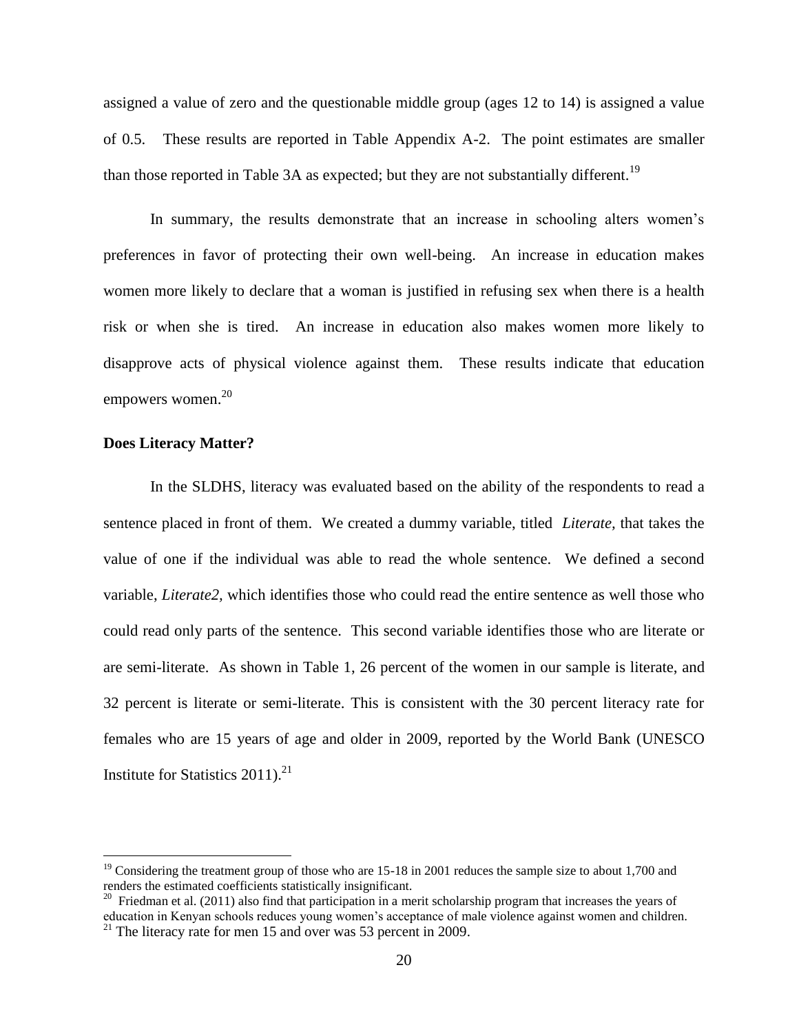assigned a value of zero and the questionable middle group (ages 12 to 14) is assigned a value of 0.5. These results are reported in Table Appendix A-2. The point estimates are smaller than those reported in Table 3A as expected; but they are not substantially different.[19]

In summary, the results demonstrate that an increase in schooling alters women's preferences in favor of protecting their own well-being. An increase in education makes women more likely to declare that a woman is justified in refusing sex when there is a health risk or when she is tired. An increase in education also makes women more likely to disapprove acts of physical violence against them. These results indicate that education empowers women.[20]

**Does Literacy Matter?**

In the SLDHS, literacy was evaluated based on the ability of the respondents to read a sentence placed in front of them. We created a dummy variable, titled *Literate*, that takes the value of one if the individual was able to read the whole sentence. We defined a second variable, *Literate2*, which identifies those who could read the entire sentence as well those who could read only parts of the sentence. This second variable identifies those who are literate or are semi-literate. As shown in Table 1, 26 percent of the women in our sample is literate, and 32 percent is literate or semi-literate. This is consistent with the 30 percent literacy rate for females who are 15 years of age and older in 2009, reported by the World Bank (UNESCO Institute for Statistics 2011).[21]

---

[19] Considering the treatment group of those who are 15-18 in 2001 reduces the sample size to about 1,700 and renders the estimated coefficients statistically insignificant.

[20] Friedman et al. (2011) also find that participation in a merit scholarship program that increases the years of education in Kenyan schools reduces young women's acceptance of male violence against women and children.

[21] The literacy rate for men 15 and over was 53 percent in 2009.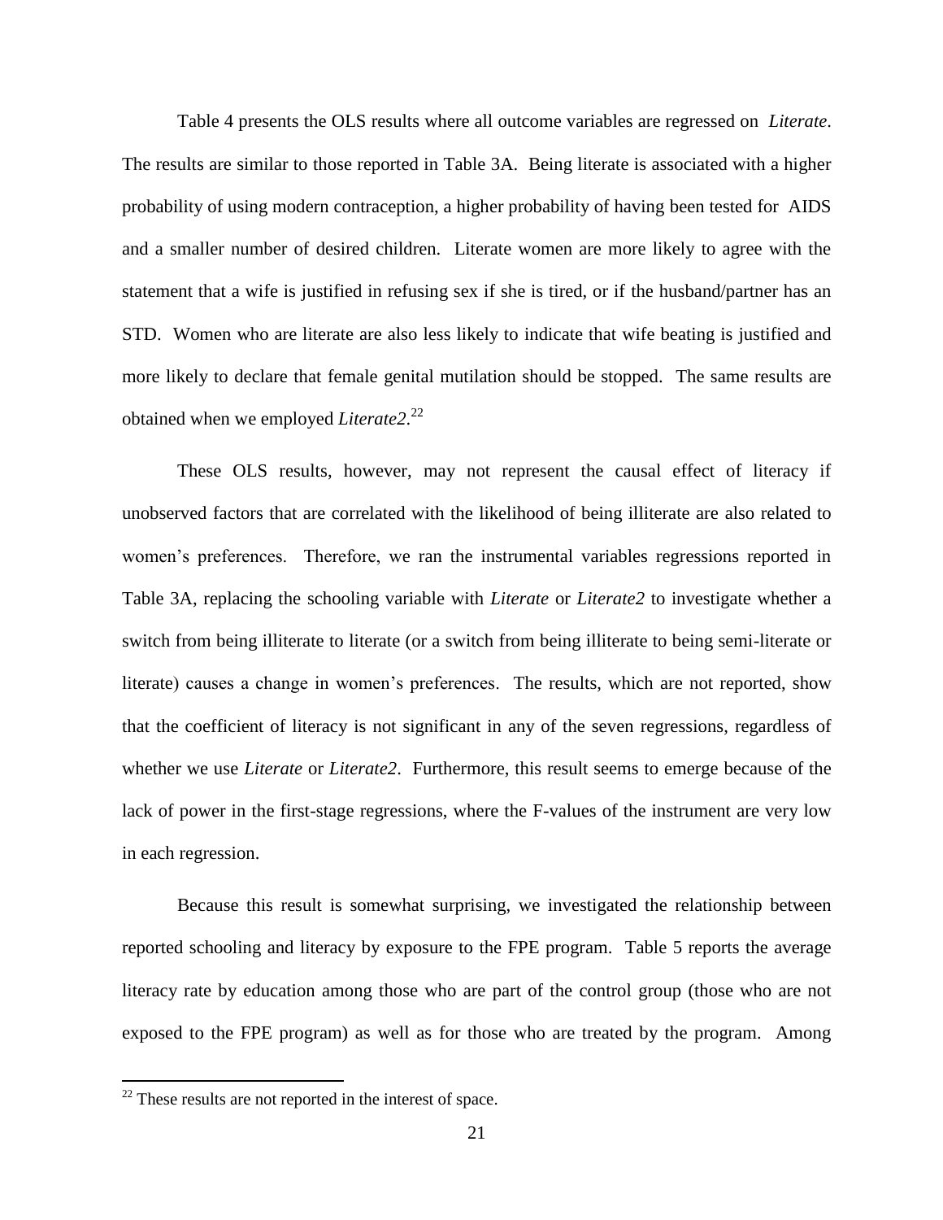Table 4 presents the OLS results where all outcome variables are regressed on *Literate*. The results are similar to those reported in Table 3A. Being literate is associated with a higher probability of using modern contraception, a higher probability of having been tested for AIDS and a smaller number of desired children. Literate women are more likely to agree with the statement that a wife is justified in refusing sex if she is tired, or if the husband/partner has an STD. Women who are literate are also less likely to indicate that wife beating is justified and more likely to declare that female genital mutilation should be stopped. The same results are obtained when we employed *Literate2*.[22]

These OLS results, however, may not represent the causal effect of literacy if unobserved factors that are correlated with the likelihood of being illiterate are also related to women's preferences. Therefore, we ran the instrumental variables regressions reported in Table 3A, replacing the schooling variable with *Literate* or *Literate2* to investigate whether a switch from being illiterate to literate (or a switch from being illiterate to being semi-literate or literate) causes a change in women's preferences. The results, which are not reported, show that the coefficient of literacy is not significant in any of the seven regressions, regardless of whether we use *Literate* or *Literate2*. Furthermore, this result seems to emerge because of the lack of power in the first-stage regressions, where the F-values of the instrument are very low in each regression.

Because this result is somewhat surprising, we investigated the relationship between reported schooling and literacy by exposure to the FPE program. Table 5 reports the average literacy rate by education among those who are part of the control group (those who are not exposed to the FPE program) as well as for those who are treated by the program. Among

---

[22] These results are not reported in the interest of space.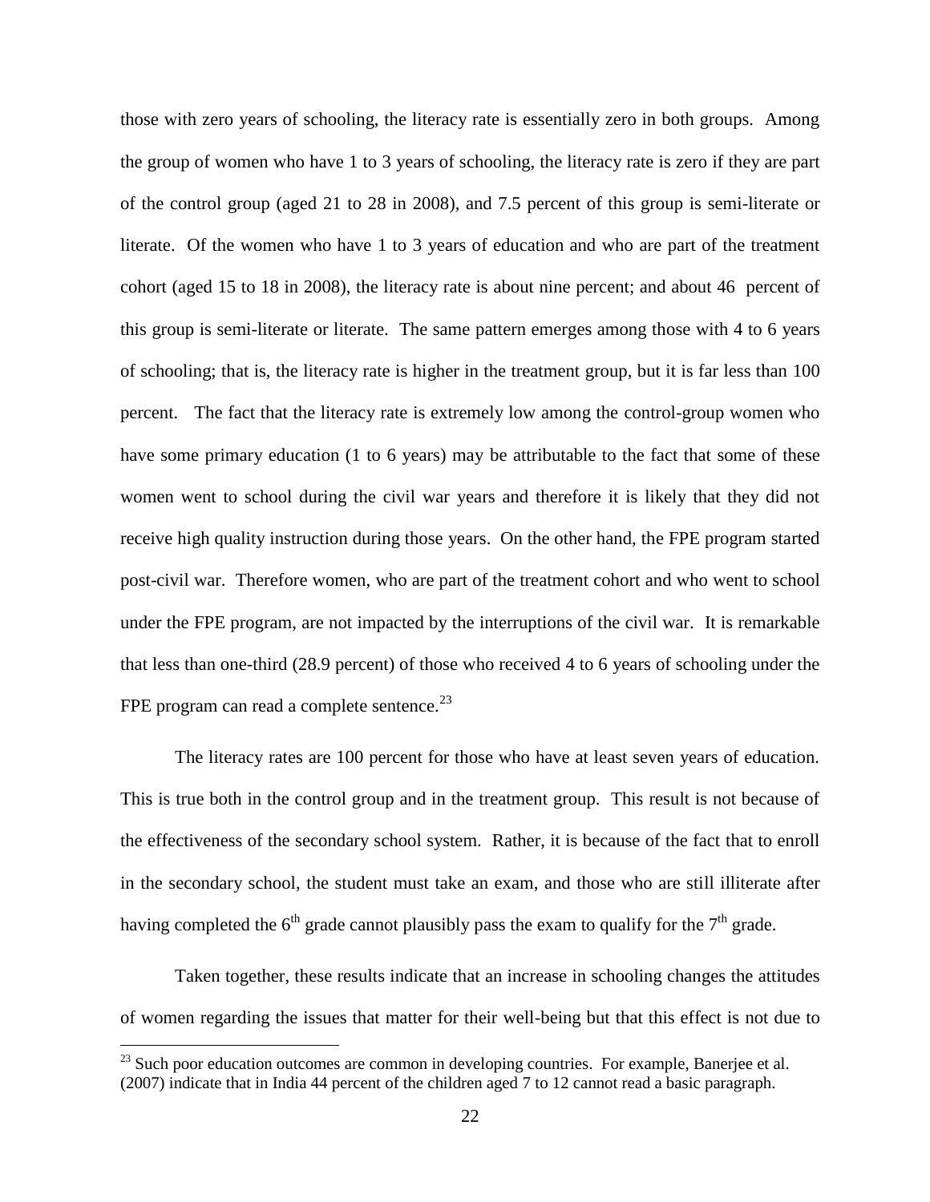those with zero years of schooling, the literacy rate is essentially zero in both groups. Among the group of women who have 1 to 3 years of schooling, the literacy rate is zero if they are part of the control group (aged 21 to 28 in 2008), and 7.5 percent of this group is semi-literate or literate. Of the women who have 1 to 3 years of education and who are part of the treatment cohort (aged 15 to 18 in 2008), the literacy rate is about nine percent; and about 46 percent of this group is semi-literate or literate. The same pattern emerges among those with 4 to 6 years of schooling; that is, the literacy rate is higher in the treatment group, but it is far less than 100 percent. The fact that the literacy rate is extremely low among the control-group women who have some primary education (1 to 6 years) may be attributable to the fact that some of these women went to school during the civil war years and therefore it is likely that they did not receive high quality instruction during those years. On the other hand, the FPE program started post-civil war. Therefore women, who are part of the treatment cohort and who went to school under the FPE program, are not impacted by the interruptions of the civil war. It is remarkable that less than one-third (28.9 percent) of those who received 4 to 6 years of schooling under the FPE program can read a complete sentence.[23]

The literacy rates are 100 percent for those who have at least seven years of education. This is true both in the control group and in the treatment group. This result is not because of the effectiveness of the secondary school system. Rather, it is because of the fact that to enroll in the secondary school, the student must take an exam, and those who are still illiterate after having completed the 6th grade cannot plausibly pass the exam to qualify for the 7th grade.

Taken together, these results indicate that an increase in schooling changes the attitudes of women regarding the issues that matter for their well-being but that this effect is not due to

[23] Such poor education outcomes are common in developing countries. For example, Banerjee et al. (2007) indicate that in India 44 percent of the children aged 7 to 12 cannot read a basic paragraph.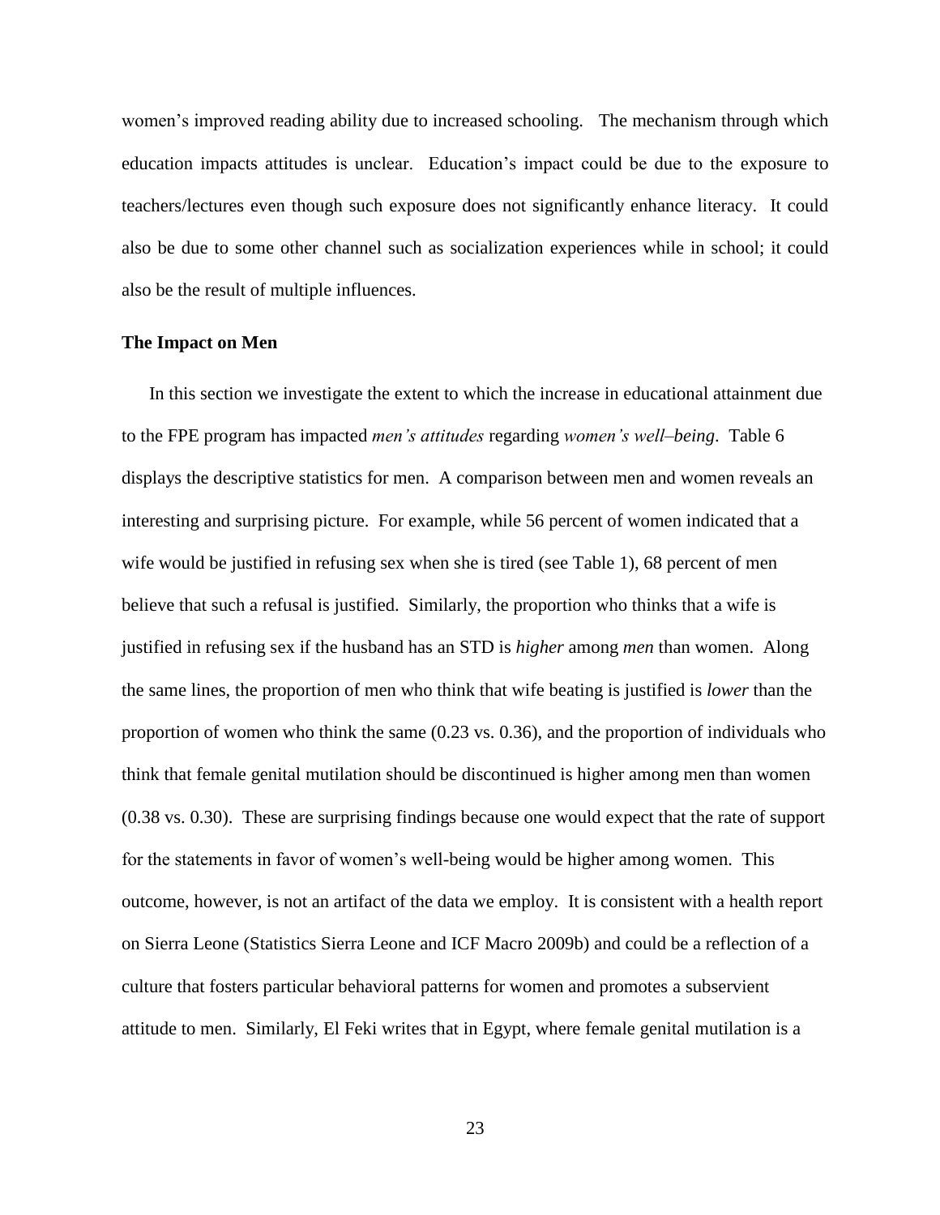women's improved reading ability due to increased schooling. The mechanism through which education impacts attitudes is unclear. Education's impact could be due to the exposure to teachers/lectures even though such exposure does not significantly enhance literacy. It could also be due to some other channel such as socialization experiences while in school; it could also be the result of multiple influences.

**The Impact on Men**

In this section we investigate the extent to which the increase in educational attainment due to the FPE program has impacted *men's attitudes* regarding *women's well–being*. Table 6 displays the descriptive statistics for men. A comparison between men and women reveals an interesting and surprising picture. For example, while 56 percent of women indicated that a wife would be justified in refusing sex when she is tired (see Table 1), 68 percent of men believe that such a refusal is justified. Similarly, the proportion who thinks that a wife is justified in refusing sex if the husband has an STD is *higher* among *men* than women. Along the same lines, the proportion of men who think that wife beating is justified is *lower* than the proportion of women who think the same (0.23 vs. 0.36), and the proportion of individuals who think that female genital mutilation should be discontinued is higher among men than women (0.38 vs. 0.30). These are surprising findings because one would expect that the rate of support for the statements in favor of women's well-being would be higher among women. This outcome, however, is not an artifact of the data we employ. It is consistent with a health report on Sierra Leone (Statistics Sierra Leone and ICF Macro 2009b) and could be a reflection of a culture that fosters particular behavioral patterns for women and promotes a subservient attitude to men. Similarly, El Feki writes that in Egypt, where female genital mutilation is a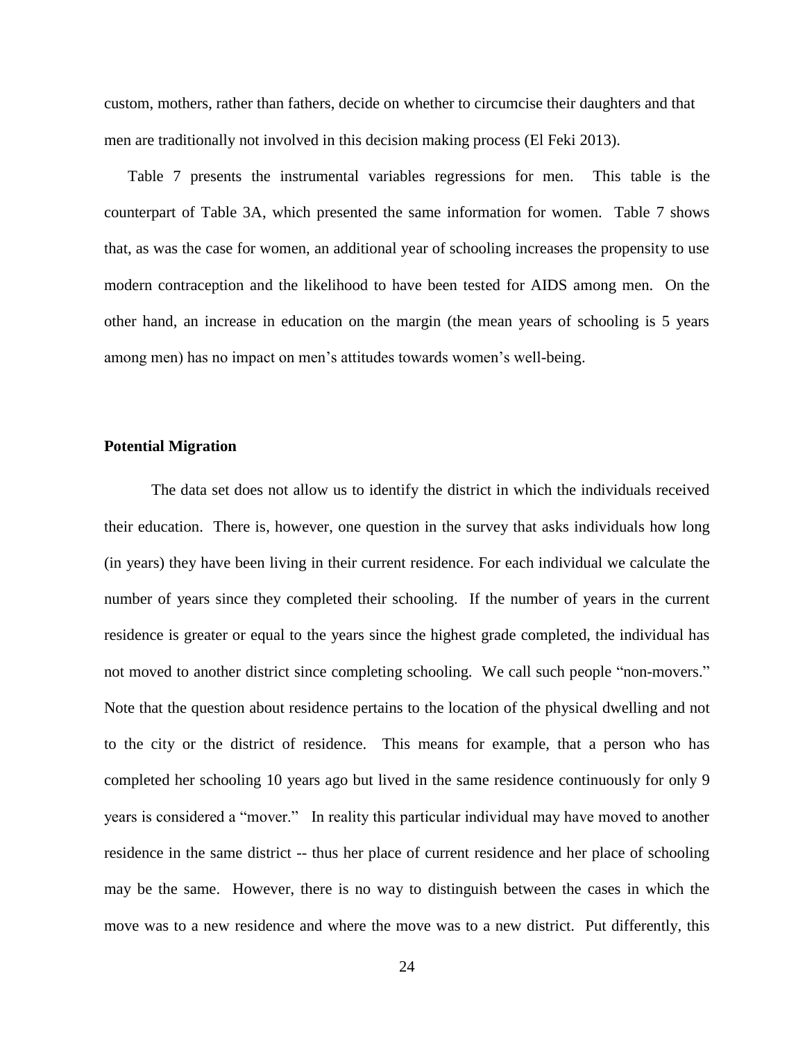custom, mothers, rather than fathers, decide on whether to circumcise their daughters and that men are traditionally not involved in this decision making process (El Feki 2013).

Table 7 presents the instrumental variables regressions for men. This table is the counterpart of Table 3A, which presented the same information for women. Table 7 shows that, as was the case for women, an additional year of schooling increases the propensity to use modern contraception and the likelihood to have been tested for AIDS among men. On the other hand, an increase in education on the margin (the mean years of schooling is 5 years among men) has no impact on men's attitudes towards women's well-being.

**Potential Migration**

The data set does not allow us to identify the district in which the individuals received their education. There is, however, one question in the survey that asks individuals how long (in years) they have been living in their current residence. For each individual we calculate the number of years since they completed their schooling. If the number of years in the current residence is greater or equal to the years since the highest grade completed, the individual has not moved to another district since completing schooling. We call such people "non-movers." Note that the question about residence pertains to the location of the physical dwelling and not to the city or the district of residence. This means for example, that a person who has completed her schooling 10 years ago but lived in the same residence continuously for only 9 years is considered a "mover." In reality this particular individual may have moved to another residence in the same district -- thus her place of current residence and her place of schooling may be the same. However, there is no way to distinguish between the cases in which the move was to a new residence and where the move was to a new district. Put differently, this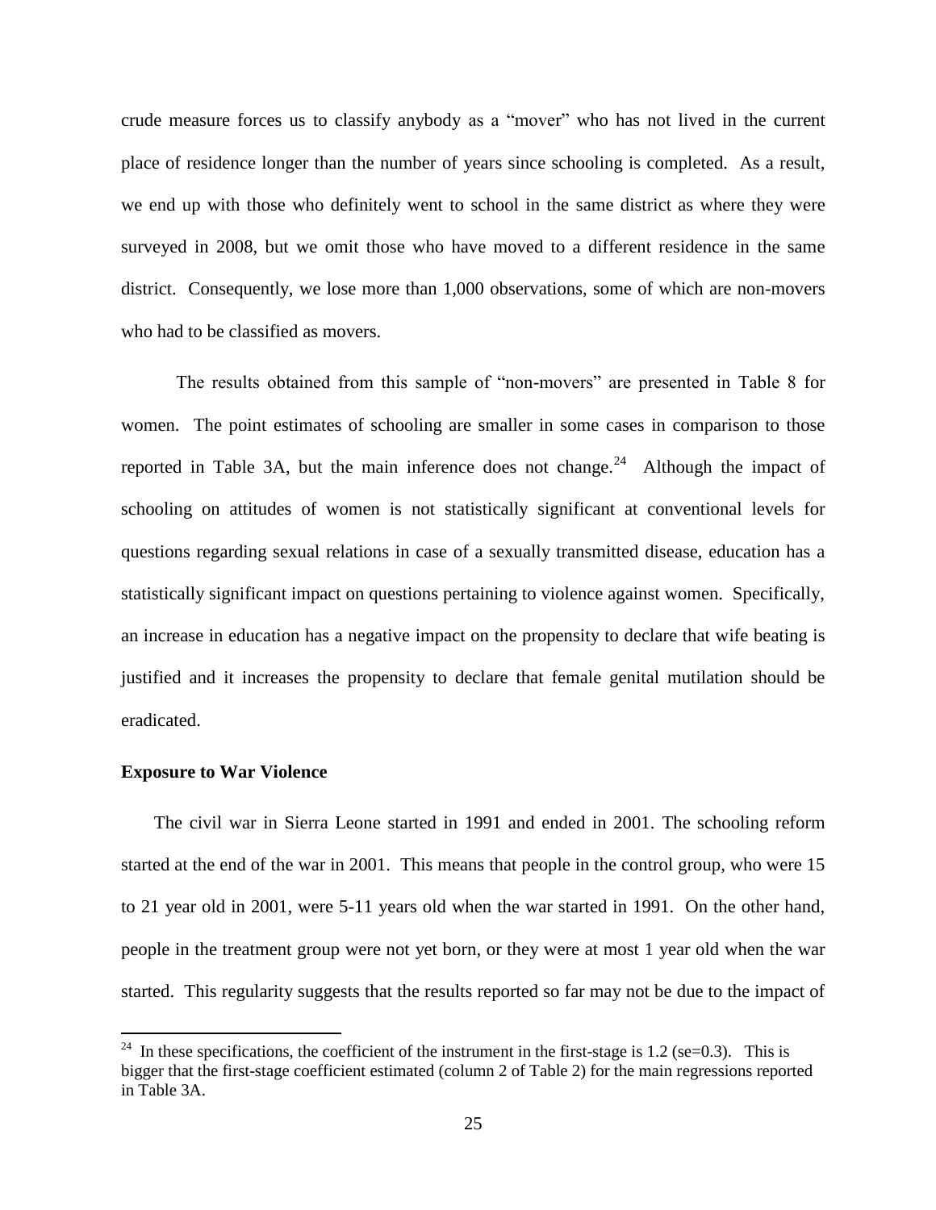crude measure forces us to classify anybody as a "mover" who has not lived in the current place of residence longer than the number of years since schooling is completed. As a result, we end up with those who definitely went to school in the same district as where they were surveyed in 2008, but we omit those who have moved to a different residence in the same district. Consequently, we lose more than 1,000 observations, some of which are non-movers who had to be classified as movers.

The results obtained from this sample of "non-movers" are presented in Table 8 for women. The point estimates of schooling are smaller in some cases in comparison to those reported in Table 3A, but the main inference does not change.[24] Although the impact of schooling on attitudes of women is not statistically significant at conventional levels for questions regarding sexual relations in case of a sexually transmitted disease, education has a statistically significant impact on questions pertaining to violence against women. Specifically, an increase in education has a negative impact on the propensity to declare that wife beating is justified and it increases the propensity to declare that female genital mutilation should be eradicated.

**Exposure to War Violence**

The civil war in Sierra Leone started in 1991 and ended in 2001. The schooling reform started at the end of the war in 2001. This means that people in the control group, who were 15 to 21 year old in 2001, were 5-11 years old when the war started in 1991. On the other hand, people in the treatment group were not yet born, or they were at most 1 year old when the war started. This regularity suggests that the results reported so far may not be due to the impact of

[24] In these specifications, the coefficient of the instrument in the first-stage is 1.2 (se=0.3). This is bigger that the first-stage coefficient estimated (column 2 of Table 2) for the main regressions reported in Table 3A.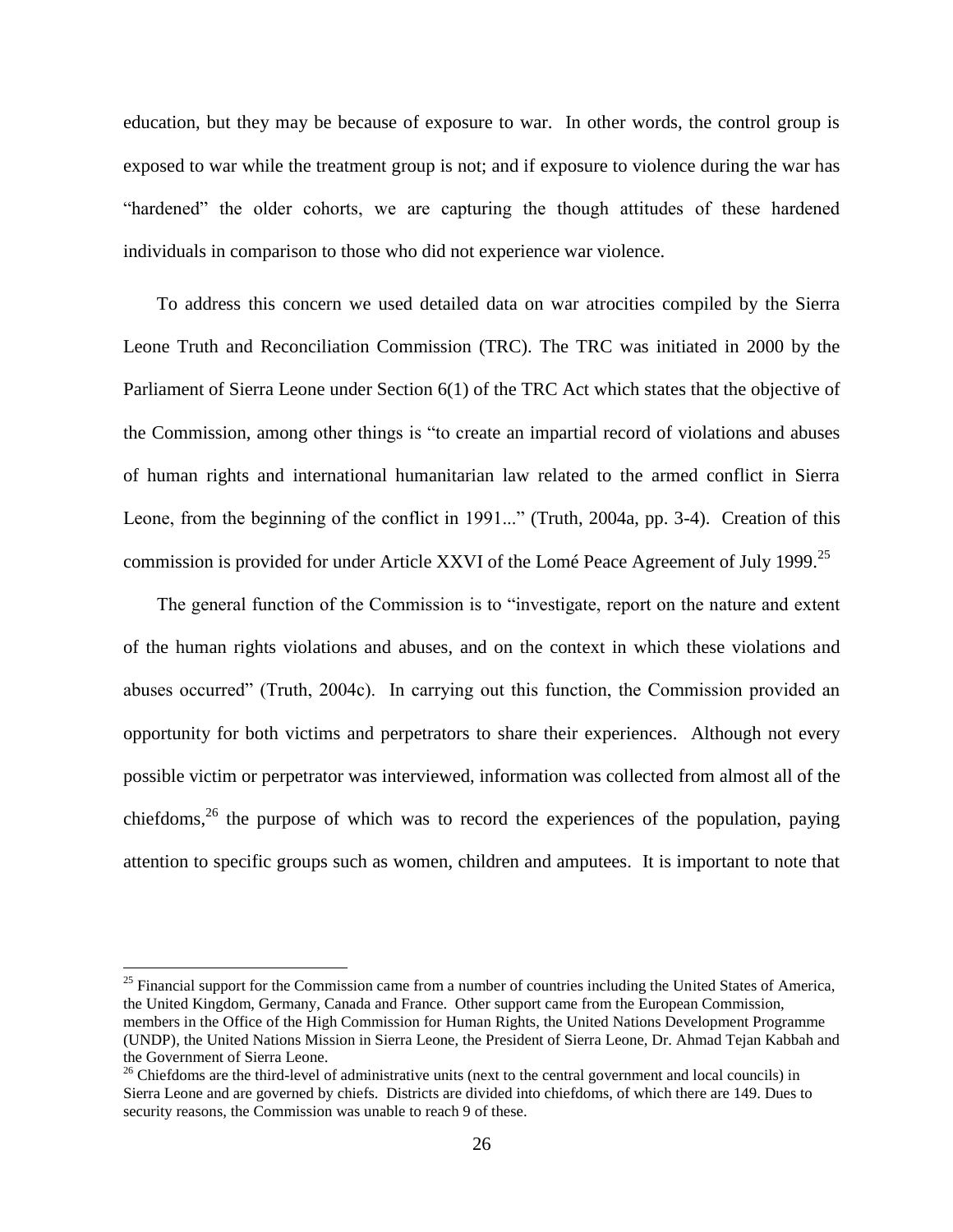education, but they may be because of exposure to war. In other words, the control group is exposed to war while the treatment group is not; and if exposure to violence during the war has "hardened" the older cohorts, we are capturing the though attitudes of these hardened individuals in comparison to those who did not experience war violence.

To address this concern we used detailed data on war atrocities compiled by the Sierra Leone Truth and Reconciliation Commission (TRC). The TRC was initiated in 2000 by the Parliament of Sierra Leone under Section 6(1) of the TRC Act which states that the objective of the Commission, among other things is "to create an impartial record of violations and abuses of human rights and international humanitarian law related to the armed conflict in Sierra Leone, from the beginning of the conflict in 1991..." (Truth, 2004a, pp. 3-4). Creation of this commission is provided for under Article XXVI of the Lomé Peace Agreement of July 1999.[25]

The general function of the Commission is to "investigate, report on the nature and extent of the human rights violations and abuses, and on the context in which these violations and abuses occurred" (Truth, 2004c). In carrying out this function, the Commission provided an opportunity for both victims and perpetrators to share their experiences. Although not every possible victim or perpetrator was interviewed, information was collected from almost all of the chiefdoms,[26] the purpose of which was to record the experiences of the population, paying attention to specific groups such as women, children and amputees. It is important to note that

---

[25] Financial support for the Commission came from a number of countries including the United States of America, the United Kingdom, Germany, Canada and France. Other support came from the European Commission, members in the Office of the High Commission for Human Rights, the United Nations Development Programme (UNDP), the United Nations Mission in Sierra Leone, the President of Sierra Leone, Dr. Ahmad Tejan Kabbah and the Government of Sierra Leone.

[26] Chiefdoms are the third-level of administrative units (next to the central government and local councils) in Sierra Leone and are governed by chiefs. Districts are divided into chiefdoms, of which there are 149. Dues to security reasons, the Commission was unable to reach 9 of these.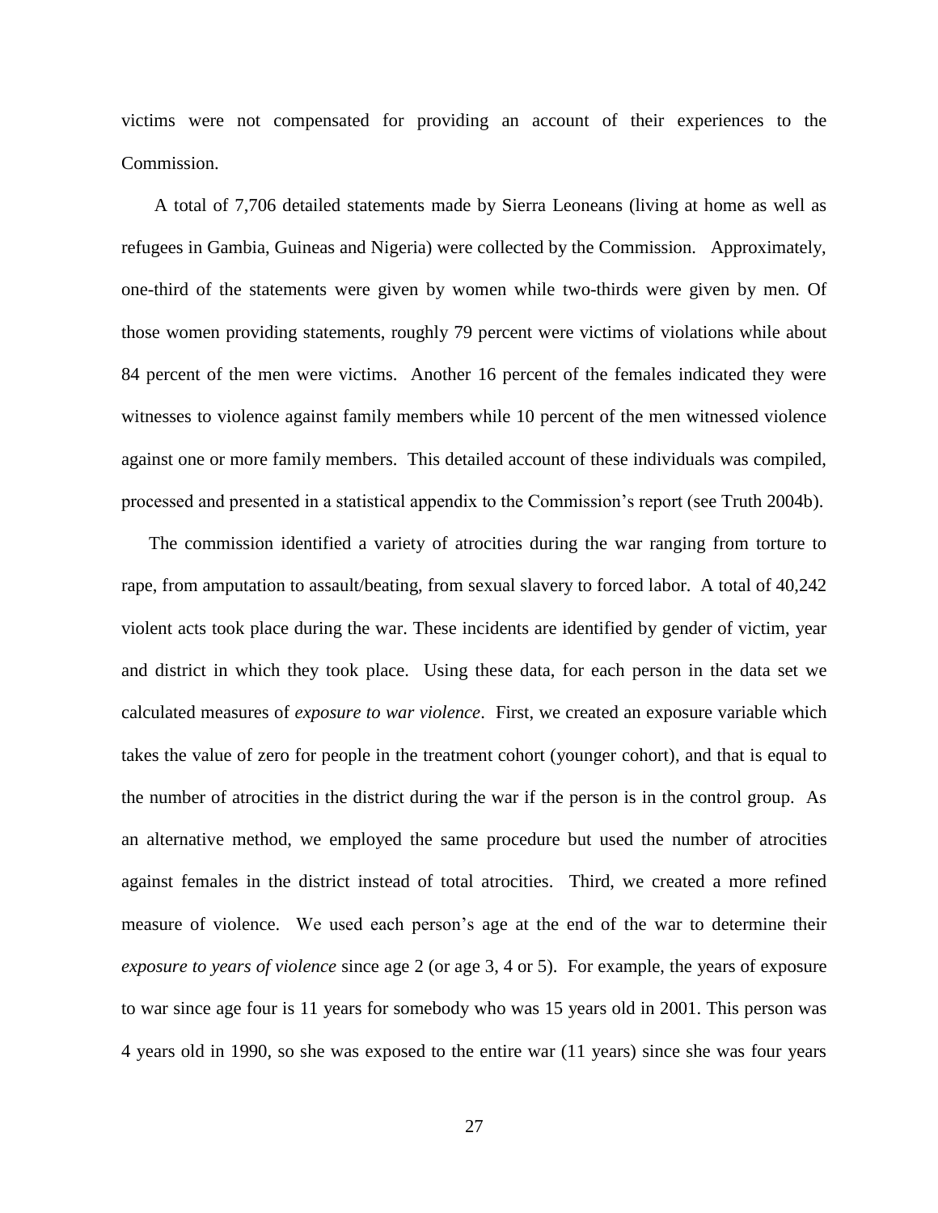victims were not compensated for providing an account of their experiences to the Commission.

A total of 7,706 detailed statements made by Sierra Leoneans (living at home as well as refugees in Gambia, Guineas and Nigeria) were collected by the Commission. Approximately, one-third of the statements were given by women while two-thirds were given by men. Of those women providing statements, roughly 79 percent were victims of violations while about 84 percent of the men were victims. Another 16 percent of the females indicated they were witnesses to violence against family members while 10 percent of the men witnessed violence against one or more family members. This detailed account of these individuals was compiled, processed and presented in a statistical appendix to the Commission's report (see Truth 2004b).

The commission identified a variety of atrocities during the war ranging from torture to rape, from amputation to assault/beating, from sexual slavery to forced labor. A total of 40,242 violent acts took place during the war. These incidents are identified by gender of victim, year and district in which they took place. Using these data, for each person in the data set we calculated measures of *exposure to war violence*. First, we created an exposure variable which takes the value of zero for people in the treatment cohort (younger cohort), and that is equal to the number of atrocities in the district during the war if the person is in the control group. As an alternative method, we employed the same procedure but used the number of atrocities against females in the district instead of total atrocities. Third, we created a more refined measure of violence. We used each person's age at the end of the war to determine their *exposure to years of violence* since age 2 (or age 3, 4 or 5). For example, the years of exposure to war since age four is 11 years for somebody who was 15 years old in 2001. This person was 4 years old in 1990, so she was exposed to the entire war (11 years) since she was four years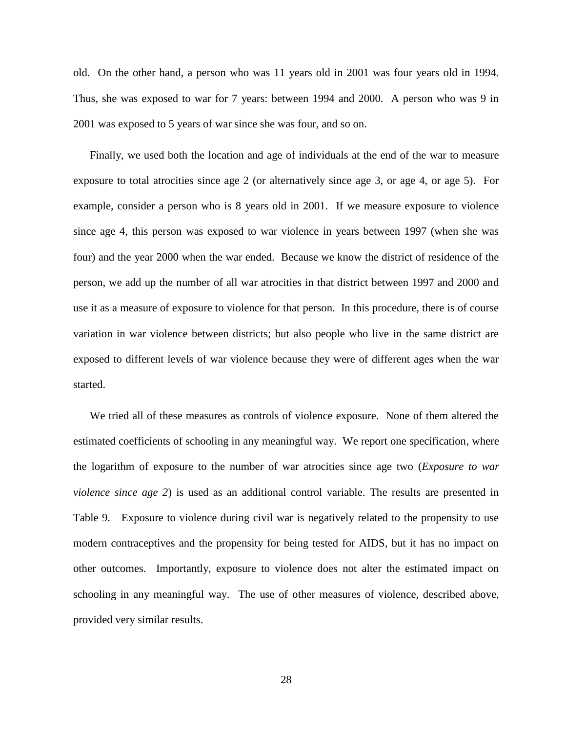old. On the other hand, a person who was 11 years old in 2001 was four years old in 1994. Thus, she was exposed to war for 7 years: between 1994 and 2000. A person who was 9 in 2001 was exposed to 5 years of war since she was four, and so on.

Finally, we used both the location and age of individuals at the end of the war to measure exposure to total atrocities since age 2 (or alternatively since age 3, or age 4, or age 5). For example, consider a person who is 8 years old in 2001. If we measure exposure to violence since age 4, this person was exposed to war violence in years between 1997 (when she was four) and the year 2000 when the war ended. Because we know the district of residence of the person, we add up the number of all war atrocities in that district between 1997 and 2000 and use it as a measure of exposure to violence for that person. In this procedure, there is of course variation in war violence between districts; but also people who live in the same district are exposed to different levels of war violence because they were of different ages when the war started.

We tried all of these measures as controls of violence exposure. None of them altered the estimated coefficients of schooling in any meaningful way. We report one specification, where the logarithm of exposure to the number of war atrocities since age two (*Exposure to war violence since age 2*) is used as an additional control variable. The results are presented in Table 9. Exposure to violence during civil war is negatively related to the propensity to use modern contraceptives and the propensity for being tested for AIDS, but it has no impact on other outcomes. Importantly, exposure to violence does not alter the estimated impact on schooling in any meaningful way. The use of other measures of violence, described above, provided very similar results.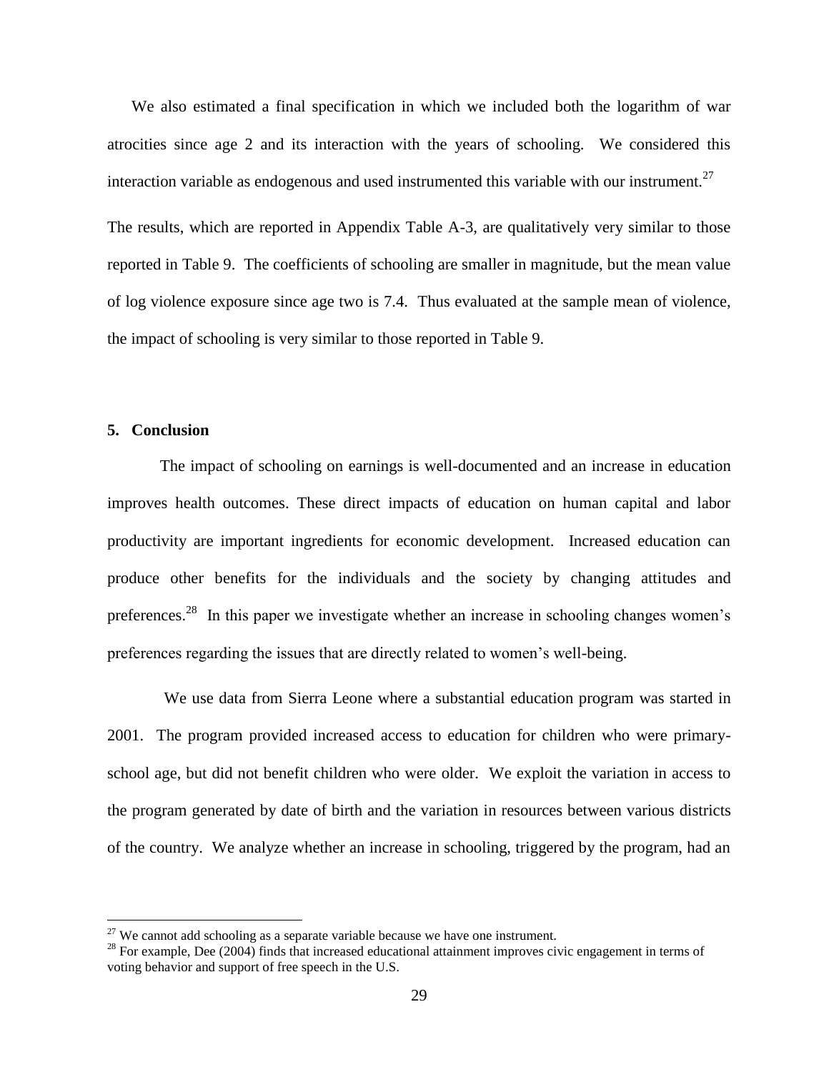We also estimated a final specification in which we included both the logarithm of war atrocities since age 2 and its interaction with the years of schooling. We considered this interaction variable as endogenous and used instrumented this variable with our instrument.[27]

The results, which are reported in Appendix Table A-3, are qualitatively very similar to those reported in Table 9. The coefficients of schooling are smaller in magnitude, but the mean value of log violence exposure since age two is 7.4. Thus evaluated at the sample mean of violence, the impact of schooling is very similar to those reported in Table 9.

## 5. Conclusion

The impact of schooling on earnings is well-documented and an increase in education improves health outcomes. These direct impacts of education on human capital and labor productivity are important ingredients for economic development. Increased education can produce other benefits for the individuals and the society by changing attitudes and preferences.[28] In this paper we investigate whether an increase in schooling changes women's preferences regarding the issues that are directly related to women's well-being.

We use data from Sierra Leone where a substantial education program was started in 2001. The program provided increased access to education for children who were primary-school age, but did not benefit children who were older. We exploit the variation in access to the program generated by date of birth and the variation in resources between various districts of the country. We analyze whether an increase in schooling, triggered by the program, had an

---

[27] We cannot add schooling as a separate variable because we have one instrument.

[28] For example, Dee (2004) finds that increased educational attainment improves civic engagement in terms of voting behavior and support of free speech in the U.S.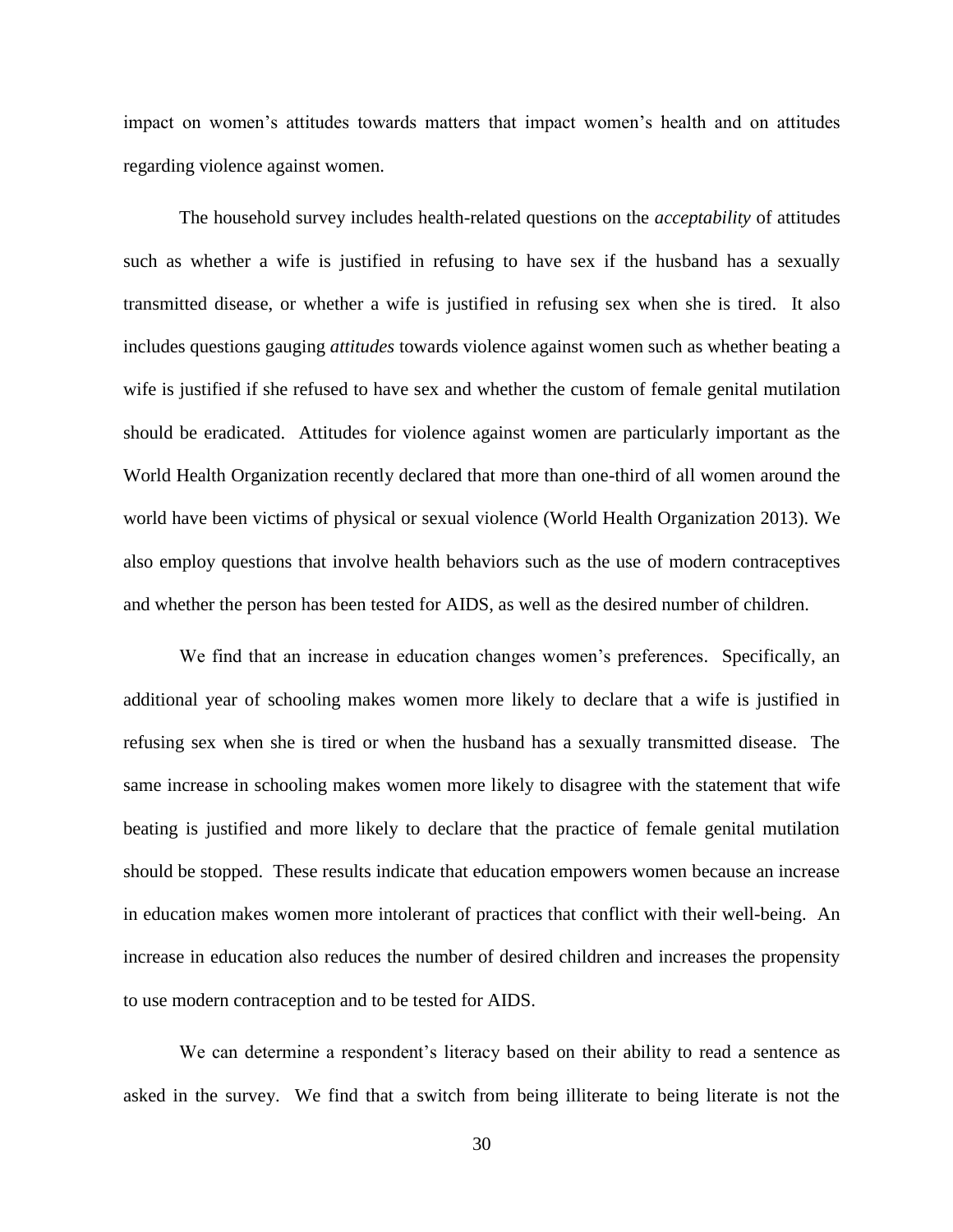impact on women's attitudes towards matters that impact women's health and on attitudes regarding violence against women.

The household survey includes health-related questions on the *acceptability* of attitudes such as whether a wife is justified in refusing to have sex if the husband has a sexually transmitted disease, or whether a wife is justified in refusing sex when she is tired. It also includes questions gauging *attitudes* towards violence against women such as whether beating a wife is justified if she refused to have sex and whether the custom of female genital mutilation should be eradicated. Attitudes for violence against women are particularly important as the World Health Organization recently declared that more than one-third of all women around the world have been victims of physical or sexual violence (World Health Organization 2013). We also employ questions that involve health behaviors such as the use of modern contraceptives and whether the person has been tested for AIDS, as well as the desired number of children.

We find that an increase in education changes women's preferences. Specifically, an additional year of schooling makes women more likely to declare that a wife is justified in refusing sex when she is tired or when the husband has a sexually transmitted disease. The same increase in schooling makes women more likely to disagree with the statement that wife beating is justified and more likely to declare that the practice of female genital mutilation should be stopped. These results indicate that education empowers women because an increase in education makes women more intolerant of practices that conflict with their well-being. An increase in education also reduces the number of desired children and increases the propensity to use modern contraception and to be tested for AIDS.

We can determine a respondent's literacy based on their ability to read a sentence as asked in the survey. We find that a switch from being illiterate to being literate is not the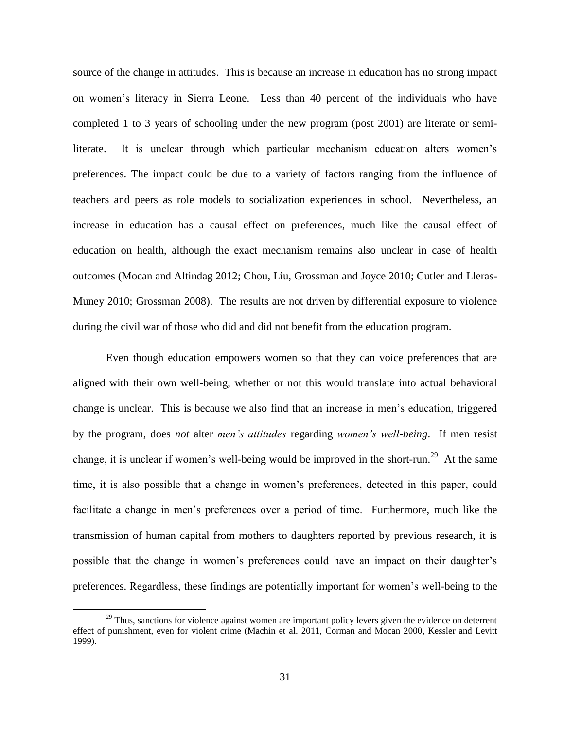source of the change in attitudes. This is because an increase in education has no strong impact on women's literacy in Sierra Leone. Less than 40 percent of the individuals who have completed 1 to 3 years of schooling under the new program (post 2001) are literate or semi-literate. It is unclear through which particular mechanism education alters women's preferences. The impact could be due to a variety of factors ranging from the influence of teachers and peers as role models to socialization experiences in school. Nevertheless, an increase in education has a causal effect on preferences, much like the causal effect of education on health, although the exact mechanism remains also unclear in case of health outcomes (Mocan and Altindag 2012; Chou, Liu, Grossman and Joyce 2010; Cutler and Lleras-Muney 2010; Grossman 2008). The results are not driven by differential exposure to violence during the civil war of those who did and did not benefit from the education program.

Even though education empowers women so that they can voice preferences that are aligned with their own well-being, whether or not this would translate into actual behavioral change is unclear. This is because we also find that an increase in men's education, triggered by the program, does *not* alter *men's attitudes* regarding *women's well-being*. If men resist change, it is unclear if women's well-being would be improved in the short-run.[29] At the same time, it is also possible that a change in women's preferences, detected in this paper, could facilitate a change in men's preferences over a period of time. Furthermore, much like the transmission of human capital from mothers to daughters reported by previous research, it is possible that the change in women's preferences could have an impact on their daughter's preferences. Regardless, these findings are potentially important for women's well-being to the

[29] Thus, sanctions for violence against women are important policy levers given the evidence on deterrent effect of punishment, even for violent crime (Machin et al. 2011, Corman and Mocan 2000, Kessler and Levitt 1999).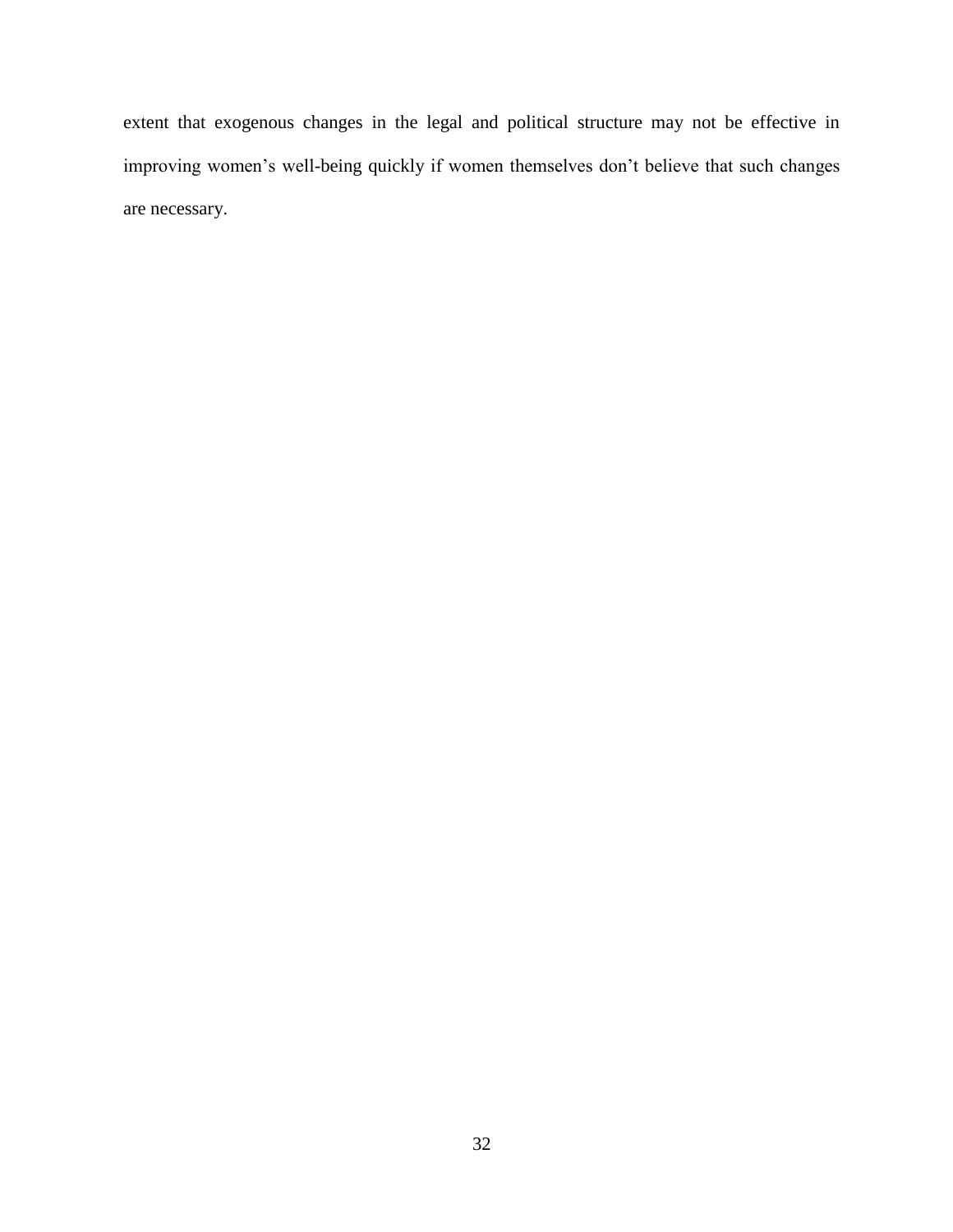extent that exogenous changes in the legal and political structure may not be effective in improving women's well-being quickly if women themselves don't believe that such changes are necessary.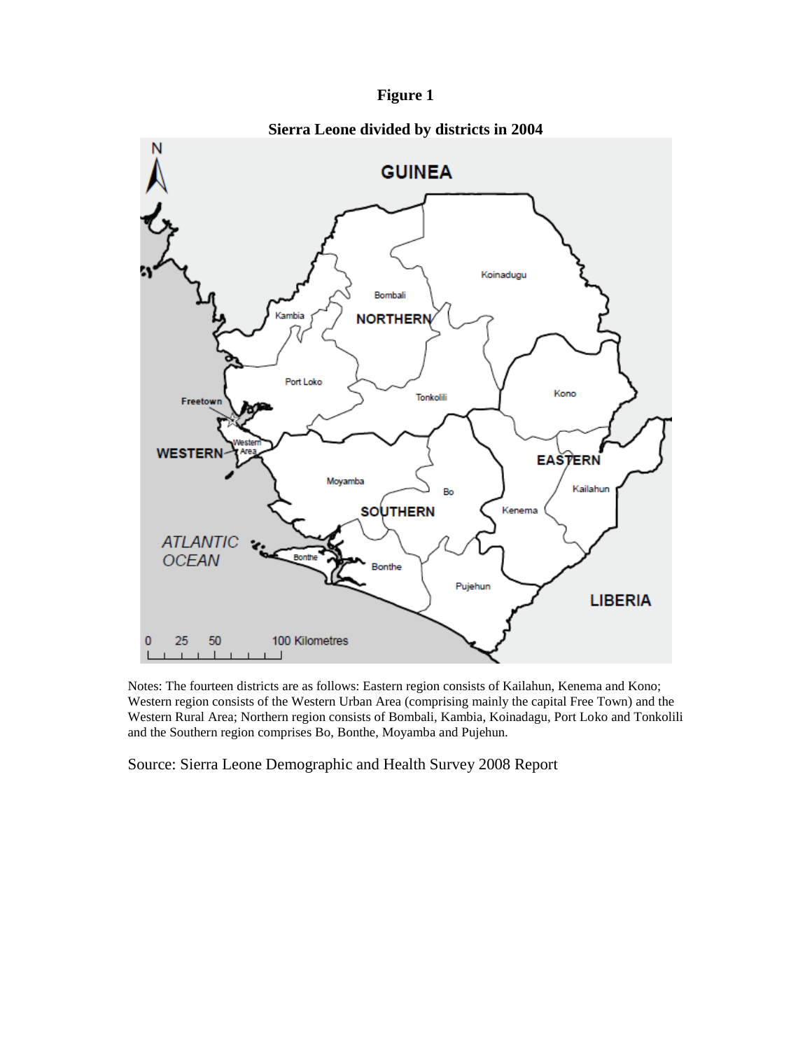**Figure 1**

**Sierra Leone divided by districts in 2004**

Notes: The fourteen districts are as follows: Eastern region consists of Kailahun, Kenema and Kono; Western region consists of the Western Urban Area (comprising mainly the capital Free Town) and the Western Rural Area; Northern region consists of Bombali, Kambia, Koinadagu, Port Loko and Tonkolili and the Southern region comprises Bo, Bonthe, Moyamba and Pujehun.

Source: Sierra Leone Demographic and Health Survey 2008 Report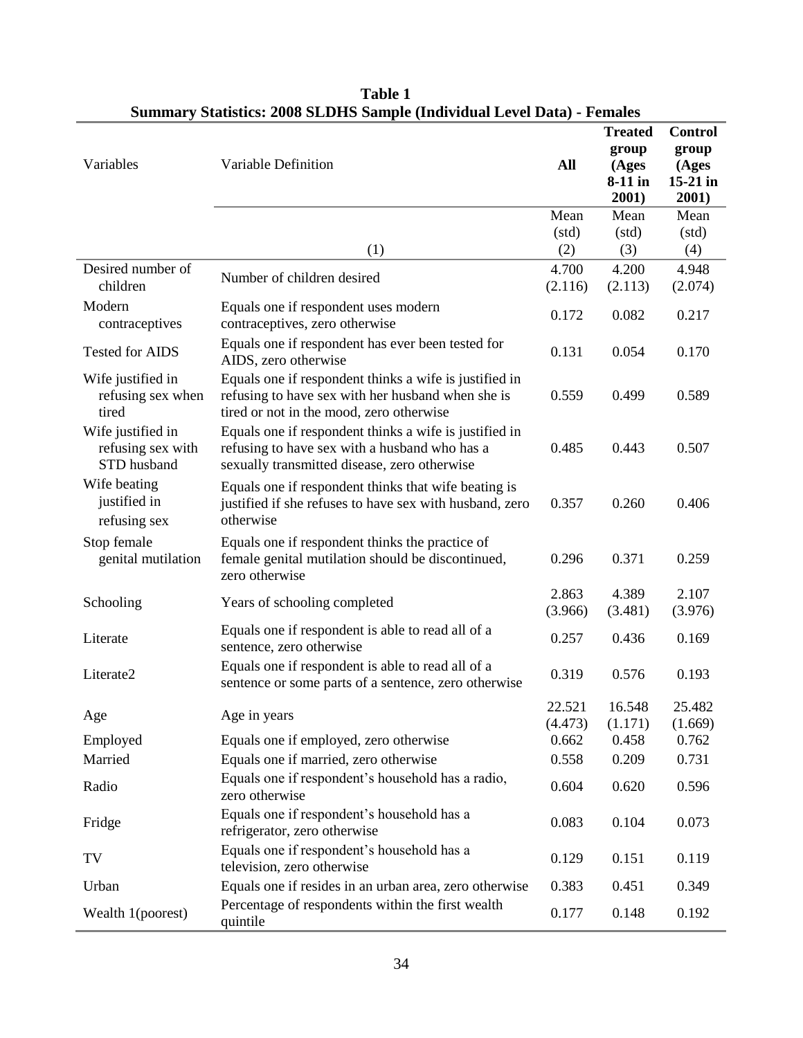**Table 1**
**Summary Statistics: 2008 SLDHS Sample (Individual Level Data) - Females**

| Variables | Variable Definition | **All** | **Treated group (Ages 8-11 in 2001)** | **Control group (Ages 15-21 in 2001)** |
|---|---|---|---|---|
| | | Mean (std) | Mean (std) | Mean (std) |
| | (1) | (2) | (3) | (4) |
| Desired number of children | Number of children desired | 4.700 (2.116) | 4.200 (2.113) | 4.948 (2.074) |
| Modern contraceptives | Equals one if respondent uses modern contraceptives, zero otherwise | 0.172 | 0.082 | 0.217 |
| Tested for AIDS | Equals one if respondent has ever been tested for AIDS, zero otherwise | 0.131 | 0.054 | 0.170 |
| Wife justified in refusing sex when tired | Equals one if respondent thinks a wife is justified in refusing to have sex with her husband when she is tired or not in the mood, zero otherwise | 0.559 | 0.499 | 0.589 |
| Wife justified in refusing sex with STD husband | Equals one if respondent thinks a wife is justified in refusing to have sex with a husband who has a sexually transmitted disease, zero otherwise | 0.485 | 0.443 | 0.507 |
| Wife beating justified in refusing sex | Equals one if respondent thinks that wife beating is justified if she refuses to have sex with husband, zero otherwise | 0.357 | 0.260 | 0.406 |
| Stop female genital mutilation | Equals one if respondent thinks the practice of female genital mutilation should be discontinued, zero otherwise | 0.296 | 0.371 | 0.259 |
| Schooling | Years of schooling completed | 2.863 (3.966) | 4.389 (3.481) | 2.107 (3.976) |
| Literate | Equals one if respondent is able to read all of a sentence, zero otherwise | 0.257 | 0.436 | 0.169 |
| Literate2 | Equals one if respondent is able to read all of a sentence or some parts of a sentence, zero otherwise | 0.319 | 0.576 | 0.193 |
| Age | Age in years | 22.521 (4.473) | 16.548 (1.171) | 25.482 (1.669) |
| Employed | Equals one if employed, zero otherwise | 0.662 | 0.458 | 0.762 |
| Married | Equals one if married, zero otherwise | 0.558 | 0.209 | 0.731 |
| Radio | Equals one if respondent's household has a radio, zero otherwise | 0.604 | 0.620 | 0.596 |
| Fridge | Equals one if respondent's household has a refrigerator, zero otherwise | 0.083 | 0.104 | 0.073 |
| TV | Equals one if respondent's household has a television, zero otherwise | 0.129 | 0.151 | 0.119 |
| Urban | Equals one if resides in an urban area, zero otherwise | 0.383 | 0.451 | 0.349 |
| Wealth 1(poorest) | Percentage of respondents within the first wealth quintile | 0.177 | 0.148 | 0.192 |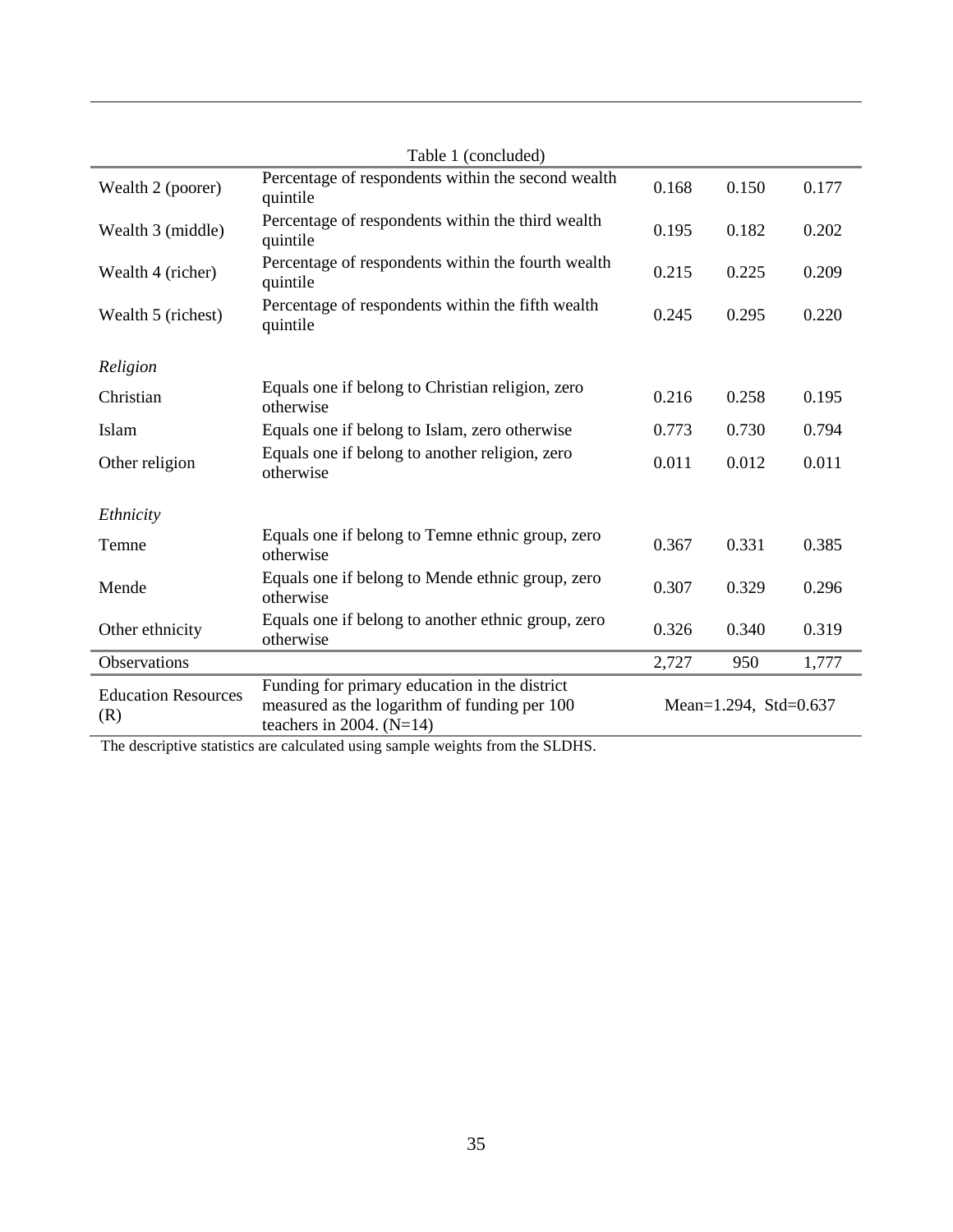Table 1 (concluded)

| | | | | |
|---|---|---|---|---|
| Wealth 2 (poorer) | Percentage of respondents within the second wealth quintile | 0.168 | 0.150 | 0.177 |
| Wealth 3 (middle) | Percentage of respondents within the third wealth quintile | 0.195 | 0.182 | 0.202 |
| Wealth 4 (richer) | Percentage of respondents within the fourth wealth quintile | 0.215 | 0.225 | 0.209 |
| Wealth 5 (richest) | Percentage of respondents within the fifth wealth quintile | 0.245 | 0.295 | 0.220 |
| *Religion* | | | | |
| Christian | Equals one if belong to Christian religion, zero otherwise | 0.216 | 0.258 | 0.195 |
| Islam | Equals one if belong to Islam, zero otherwise | 0.773 | 0.730 | 0.794 |
| Other religion | Equals one if belong to another religion, zero otherwise | 0.011 | 0.012 | 0.011 |
| *Ethnicity* | | | | |
| Temne | Equals one if belong to Temne ethnic group, zero otherwise | 0.367 | 0.331 | 0.385 |
| Mende | Equals one if belong to Mende ethnic group, zero otherwise | 0.307 | 0.329 | 0.296 |
| Other ethnicity | Equals one if belong to another ethnic group, zero otherwise | 0.326 | 0.340 | 0.319 |
| Observations | | 2,727 | 950 | 1,777 |
| Education Resources (R) | Funding for primary education in the district measured as the logarithm of funding per 100 teachers in 2004. (N=14) | Mean=1.294, Std=0.637 | | |

The descriptive statistics are calculated using sample weights from the SLDHS.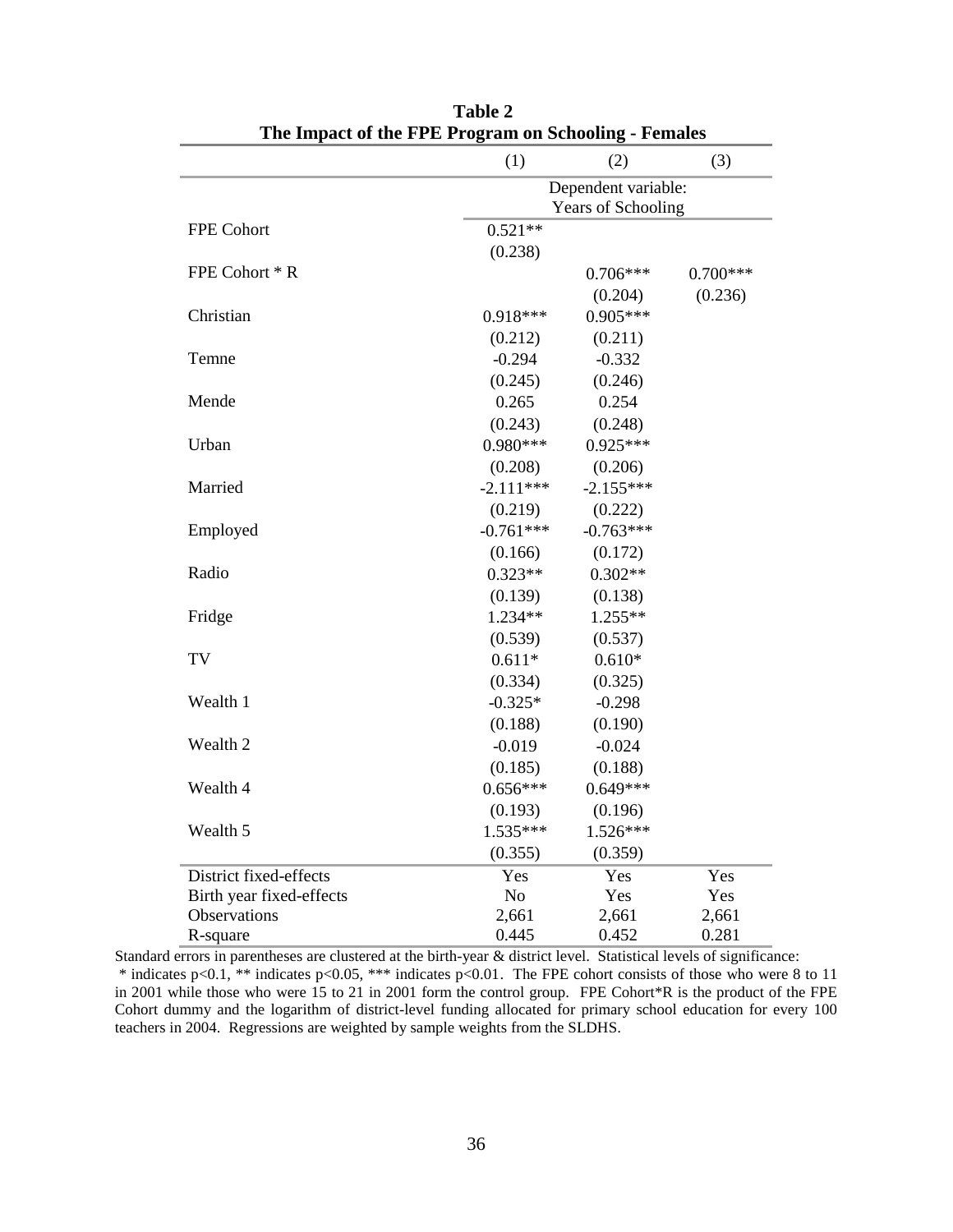**Table 2**
**The Impact of the FPE Program on Schooling - Females**

| | (1) | (2) | (3) |
|---|---|---|---|
| | Dependent variable: Years of Schooling | | |
| FPE Cohort | 0.521** | | |
| | (0.238) | | |
| FPE Cohort * R | | 0.706*** | 0.700*** |
| | | (0.204) | (0.236) |
| Christian | 0.918*** | 0.905*** | |
| | (0.212) | (0.211) | |
| Temne | -0.294 | -0.332 | |
| | (0.245) | (0.246) | |
| Mende | 0.265 | 0.254 | |
| | (0.243) | (0.248) | |
| Urban | 0.980*** | 0.925*** | |
| | (0.208) | (0.206) | |
| Married | -2.111*** | -2.155*** | |
| | (0.219) | (0.222) | |
| Employed | -0.761*** | -0.763*** | |
| | (0.166) | (0.172) | |
| Radio | 0.323** | 0.302** | |
| | (0.139) | (0.138) | |
| Fridge | 1.234** | 1.255** | |
| | (0.539) | (0.537) | |
| TV | 0.611* | 0.610* | |
| | (0.334) | (0.325) | |
| Wealth 1 | -0.325* | -0.298 | |
| | (0.188) | (0.190) | |
| Wealth 2 | -0.019 | -0.024 | |
| | (0.185) | (0.188) | |
| Wealth 4 | 0.656*** | 0.649*** | |
| | (0.193) | (0.196) | |
| Wealth 5 | 1.535*** | 1.526*** | |
| | (0.355) | (0.359) | |
| District fixed-effects | Yes | Yes | Yes |
| Birth year fixed-effects | No | Yes | Yes |
| Observations | 2,661 | 2,661 | 2,661 |
| R-square | 0.445 | 0.452 | 0.281 |

Standard errors in parentheses are clustered at the birth-year & district level. Statistical levels of significance: * indicates p<0.1, ** indicates p<0.05, *** indicates p<0.01. The FPE cohort consists of those who were 8 to 11 in 2001 while those who were 15 to 21 in 2001 form the control group. FPE Cohort*R is the product of the FPE Cohort dummy and the logarithm of district-level funding allocated for primary school education for every 100 teachers in 2004. Regressions are weighted by sample weights from the SLDHS.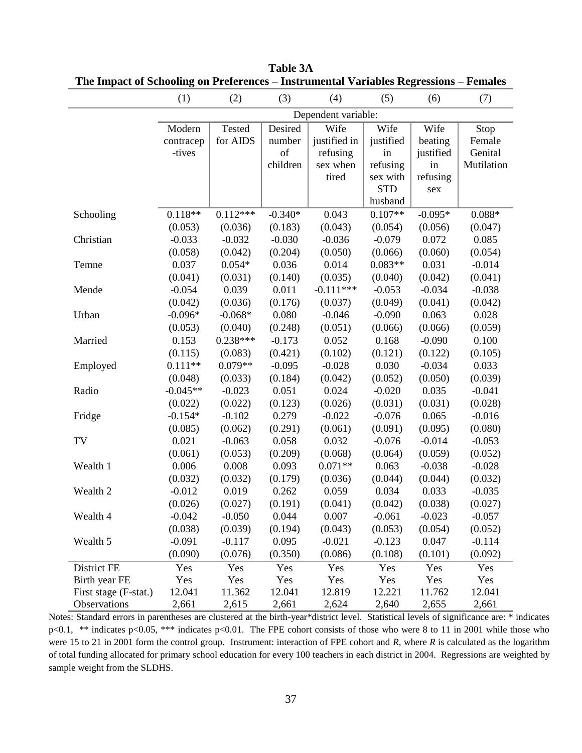**Table 3A**

**The Impact of Schooling on Preferences – Instrumental Variables Regressions – Females**

| | (1) | (2) | (3) | (4) | (5) | (6) | (7) |
|---|---|---|---|---|---|---|---|
| | Dependent variable: | | | | | | |
| | Modern contraceptives | Tested for AIDS | Desired number of children | Wife justified in refusing sex when tired | Wife justified in refusing sex with STD husband | Wife beating justified in refusing sex | Stop Female Genital Mutilation |
| Schooling | 0.118** | 0.112*** | -0.340* | 0.043 | 0.107** | -0.095* | 0.088* |
| | (0.053) | (0.036) | (0.183) | (0.043) | (0.054) | (0.056) | (0.047) |
| Christian | -0.033 | -0.032 | -0.030 | -0.036 | -0.079 | 0.072 | 0.085 |
| | (0.058) | (0.042) | (0.204) | (0.050) | (0.066) | (0.060) | (0.054) |
| Temne | 0.037 | 0.054* | 0.036 | 0.014 | 0.083** | 0.031 | -0.014 |
| | (0.041) | (0.031) | (0.140) | (0.035) | (0.040) | (0.042) | (0.041) |
| Mende | -0.054 | 0.039 | 0.011 | -0.111*** | -0.053 | -0.034 | -0.038 |
| | (0.042) | (0.036) | (0.176) | (0.037) | (0.049) | (0.041) | (0.042) |
| Urban | -0.096* | -0.068* | 0.080 | -0.046 | -0.090 | 0.063 | 0.028 |
| | (0.053) | (0.040) | (0.248) | (0.051) | (0.066) | (0.066) | (0.059) |
| Married | 0.153 | 0.238*** | -0.173 | 0.052 | 0.168 | -0.090 | 0.100 |
| | (0.115) | (0.083) | (0.421) | (0.102) | (0.121) | (0.122) | (0.105) |
| Employed | 0.111** | 0.079** | -0.095 | -0.028 | 0.030 | -0.034 | 0.033 |
| | (0.048) | (0.033) | (0.184) | (0.042) | (0.052) | (0.050) | (0.039) |
| Radio | -0.045** | -0.023 | 0.051 | 0.024 | -0.020 | 0.035 | -0.041 |
| | (0.022) | (0.022) | (0.123) | (0.026) | (0.031) | (0.031) | (0.028) |
| Fridge | -0.154* | -0.102 | 0.279 | -0.022 | -0.076 | 0.065 | -0.016 |
| | (0.085) | (0.062) | (0.291) | (0.061) | (0.091) | (0.095) | (0.080) |
| TV | 0.021 | -0.063 | 0.058 | 0.032 | -0.076 | -0.014 | -0.053 |
| | (0.061) | (0.053) | (0.209) | (0.068) | (0.064) | (0.059) | (0.052) |
| Wealth 1 | 0.006 | 0.008 | 0.093 | 0.071** | 0.063 | -0.038 | -0.028 |
| | (0.032) | (0.032) | (0.179) | (0.036) | (0.044) | (0.044) | (0.032) |
| Wealth 2 | -0.012 | 0.019 | 0.262 | 0.059 | 0.034 | 0.033 | -0.035 |
| | (0.026) | (0.027) | (0.191) | (0.041) | (0.042) | (0.038) | (0.027) |
| Wealth 4 | -0.042 | -0.050 | 0.044 | 0.007 | -0.061 | -0.023 | -0.057 |
| | (0.038) | (0.039) | (0.194) | (0.043) | (0.053) | (0.054) | (0.052) |
| Wealth 5 | -0.091 | -0.117 | 0.095 | -0.021 | -0.123 | 0.047 | -0.114 |
| | (0.090) | (0.076) | (0.350) | (0.086) | (0.108) | (0.101) | (0.092) |
| District FE | Yes | Yes | Yes | Yes | Yes | Yes | Yes |
| Birth year FE | Yes | Yes | Yes | Yes | Yes | Yes | Yes |
| First stage (F-stat.) | 12.041 | 11.362 | 12.041 | 12.819 | 12.221 | 11.762 | 12.041 |
| Observations | 2,661 | 2,615 | 2,661 | 2,624 | 2,640 | 2,655 | 2,661 |

Notes: Standard errors in parentheses are clustered at the birth-year*district level. Statistical levels of significance are: * indicates $p<0.1$, ** indicates $p<0.05$, *** indicates $p<0.01$. The FPE cohort consists of those who were 8 to 11 in 2001 while those who were 15 to 21 in 2001 form the control group. Instrument: interaction of FPE cohort and $R$, where $R$ is calculated as the logarithm of total funding allocated for primary school education for every 100 teachers in each district in 2004. Regressions are weighted by sample weight from the SLDHS.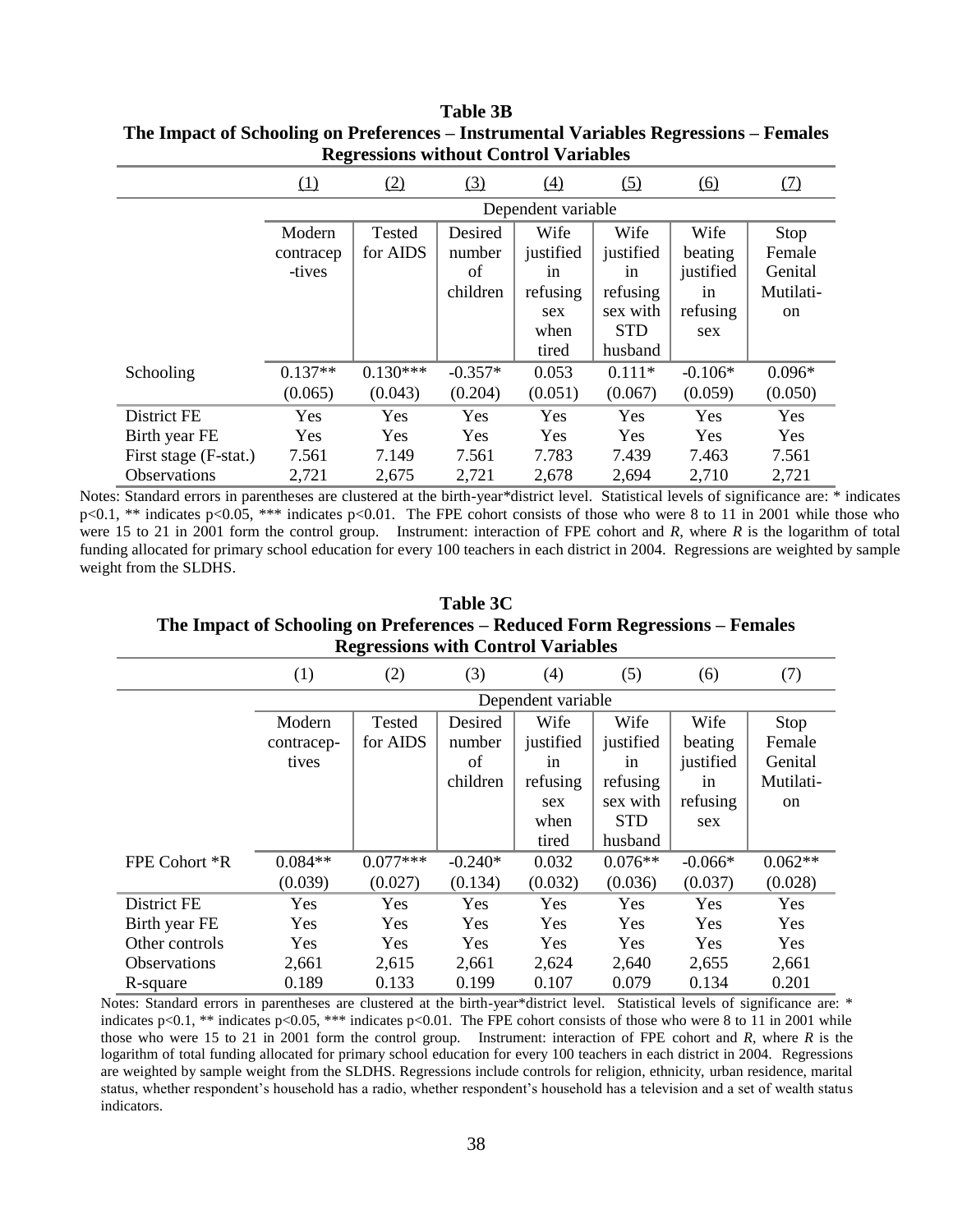**Table 3B**
**The Impact of Schooling on Preferences – Instrumental Variables Regressions – Females**
**Regressions without Control Variables**

| | (1) | (2) | (3) | (4) | (5) | (6) | (7) |
|---|---|---|---|---|---|---|---|
| | Dependent variable | | | | | | |
| | Modern contraceptives | Tested for AIDS | Desired number of children | Wife justified in refusing sex when tired | Wife justified in refusing sex with STD husband | Wife beating justified in refusing sex | Stop Female Genital Mutilation |
| Schooling | 0.137** | 0.130*** | -0.357* | 0.053 | 0.111* | -0.106* | 0.096* |
| | (0.065) | (0.043) | (0.204) | (0.051) | (0.067) | (0.059) | (0.050) |
| District FE | Yes | Yes | Yes | Yes | Yes | Yes | Yes |
| Birth year FE | Yes | Yes | Yes | Yes | Yes | Yes | Yes |
| First stage (F-stat.) | 7.561 | 7.149 | 7.561 | 7.783 | 7.439 | 7.463 | 7.561 |
| Observations | 2,721 | 2,675 | 2,721 | 2,678 | 2,694 | 2,710 | 2,721 |

Notes: Standard errors in parentheses are clustered at the birth-year*district level. Statistical levels of significance are: * indicates p<0.1, ** indicates p<0.05, *** indicates p<0.01. The FPE cohort consists of those who were 8 to 11 in 2001 while those who were 15 to 21 in 2001 form the control group. Instrument: interaction of FPE cohort and *R*, where *R* is the logarithm of total funding allocated for primary school education for every 100 teachers in each district in 2004. Regressions are weighted by sample weight from the SLDHS.

**Table 3C**
**The Impact of Schooling on Preferences – Reduced Form Regressions – Females**
**Regressions with Control Variables**

| | (1) | (2) | (3) | (4) | (5) | (6) | (7) |
|---|---|---|---|---|---|---|---|
| | Dependent variable | | | | | | |
| | Modern contraceptives | Tested for AIDS | Desired number of children | Wife justified in refusing sex when tired | Wife justified in refusing sex with STD husband | Wife beating justified in refusing sex | Stop Female Genital Mutilation |
| FPE Cohort *R | 0.084** | 0.077*** | -0.240* | 0.032 | 0.076** | -0.066* | 0.062** |
| | (0.039) | (0.027) | (0.134) | (0.032) | (0.036) | (0.037) | (0.028) |
| District FE | Yes | Yes | Yes | Yes | Yes | Yes | Yes |
| Birth year FE | Yes | Yes | Yes | Yes | Yes | Yes | Yes |
| Other controls | Yes | Yes | Yes | Yes | Yes | Yes | Yes |
| Observations | 2,661 | 2,615 | 2,661 | 2,624 | 2,640 | 2,655 | 2,661 |
| R-square | 0.189 | 0.133 | 0.199 | 0.107 | 0.079 | 0.134 | 0.201 |

Notes: Standard errors in parentheses are clustered at the birth-year*district level. Statistical levels of significance are: * indicates p<0.1, ** indicates p<0.05, *** indicates p<0.01. The FPE cohort consists of those who were 8 to 11 in 2001 while those who were 15 to 21 in 2001 form the control group. Instrument: interaction of FPE cohort and *R*, where *R* is the logarithm of total funding allocated for primary school education for every 100 teachers in each district in 2004. Regressions are weighted by sample weight from the SLDHS. Regressions include controls for religion, ethnicity, urban residence, marital status, whether respondent's household has a radio, whether respondent's household has a television and a set of wealth status indicators.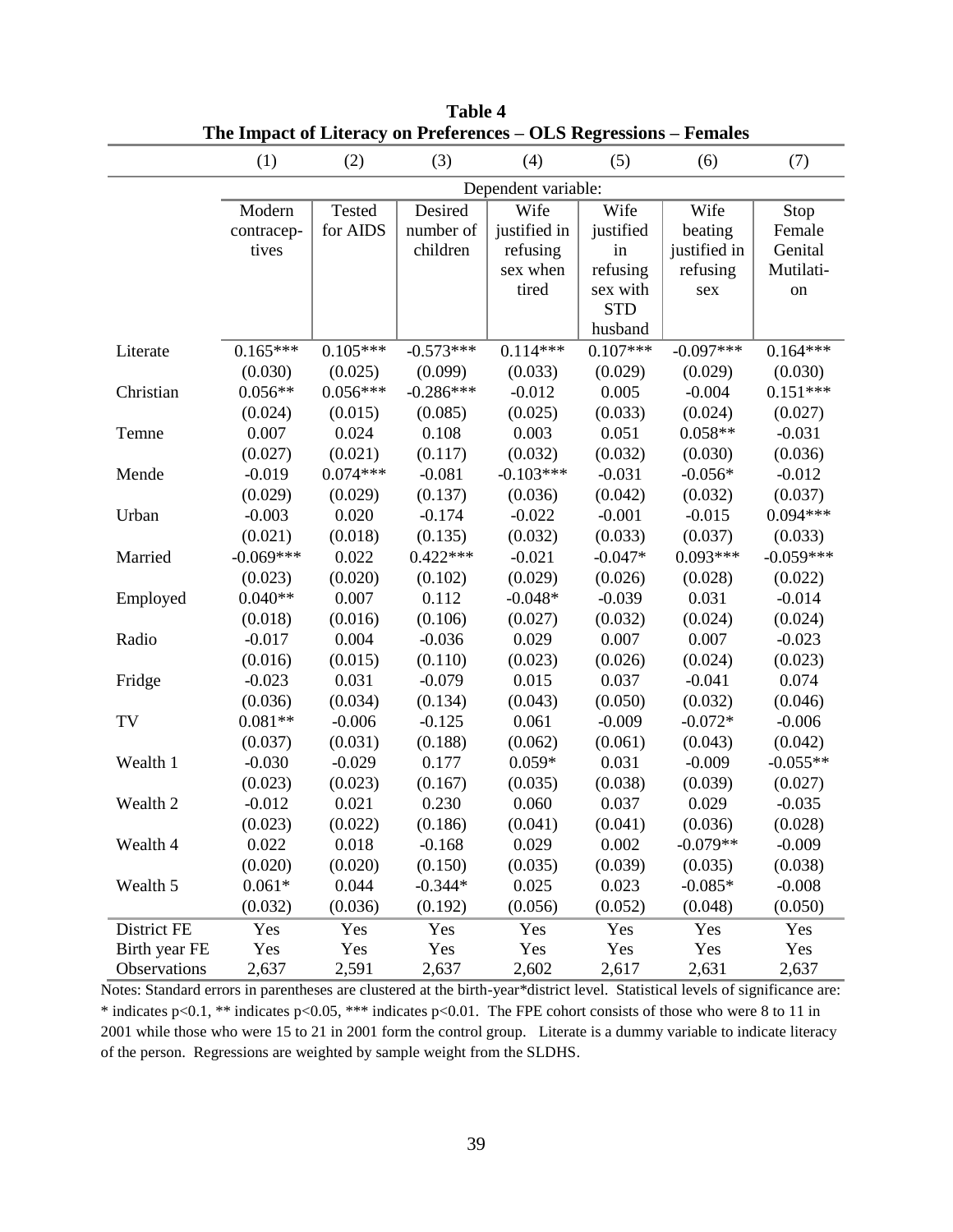**Table 4**
**The Impact of Literacy on Preferences – OLS Regressions – Females**

| | (1) | (2) | (3) | (4) | (5) | (6) | (7) |
|---|---|---|---|---|---|---|---|
| | Dependent variable: | | | | | | |
| | Modern contraceptives | Tested for AIDS | Desired number of children | Wife justified in refusing sex when tired | Wife justified in refusing sex with STD husband | Wife beating justified in refusing sex | Stop Female Genital Mutilation |
| Literate | 0.165*** | 0.105*** | -0.573*** | 0.114*** | 0.107*** | -0.097*** | 0.164*** |
| | (0.030) | (0.025) | (0.099) | (0.033) | (0.029) | (0.029) | (0.030) |
| Christian | 0.056** | 0.056*** | -0.286*** | -0.012 | 0.005 | -0.004 | 0.151*** |
| | (0.024) | (0.015) | (0.085) | (0.025) | (0.033) | (0.024) | (0.027) |
| Temne | 0.007 | 0.024 | 0.108 | 0.003 | 0.051 | 0.058** | -0.031 |
| | (0.027) | (0.021) | (0.117) | (0.032) | (0.032) | (0.030) | (0.036) |
| Mende | -0.019 | 0.074*** | -0.081 | -0.103*** | -0.031 | -0.056* | -0.012 |
| | (0.029) | (0.029) | (0.137) | (0.036) | (0.042) | (0.032) | (0.037) |
| Urban | -0.003 | 0.020 | -0.174 | -0.022 | -0.001 | -0.015 | 0.094*** |
| | (0.021) | (0.018) | (0.135) | (0.032) | (0.033) | (0.037) | (0.033) |
| Married | -0.069*** | 0.022 | 0.422*** | -0.021 | -0.047* | 0.093*** | -0.059*** |
| | (0.023) | (0.020) | (0.102) | (0.029) | (0.026) | (0.028) | (0.022) |
| Employed | 0.040** | 0.007 | 0.112 | -0.048* | -0.039 | 0.031 | -0.014 |
| | (0.018) | (0.016) | (0.106) | (0.027) | (0.032) | (0.024) | (0.024) |
| Radio | -0.017 | 0.004 | -0.036 | 0.029 | 0.007 | 0.007 | -0.023 |
| | (0.016) | (0.015) | (0.110) | (0.023) | (0.026) | (0.024) | (0.023) |
| Fridge | -0.023 | 0.031 | -0.079 | 0.015 | 0.037 | -0.041 | 0.074 |
| | (0.036) | (0.034) | (0.134) | (0.043) | (0.050) | (0.032) | (0.046) |
| TV | 0.081** | -0.006 | -0.125 | 0.061 | -0.009 | -0.072* | -0.006 |
| | (0.037) | (0.031) | (0.188) | (0.062) | (0.061) | (0.043) | (0.042) |
| Wealth 1 | -0.030 | -0.029 | 0.177 | 0.059* | 0.031 | -0.009 | -0.055** |
| | (0.023) | (0.023) | (0.167) | (0.035) | (0.038) | (0.039) | (0.027) |
| Wealth 2 | -0.012 | 0.021 | 0.230 | 0.060 | 0.037 | 0.029 | -0.035 |
| | (0.023) | (0.022) | (0.186) | (0.041) | (0.041) | (0.036) | (0.028) |
| Wealth 4 | 0.022 | 0.018 | -0.168 | 0.029 | 0.002 | -0.079** | -0.009 |
| | (0.020) | (0.020) | (0.150) | (0.035) | (0.039) | (0.035) | (0.038) |
| Wealth 5 | 0.061* | 0.044 | -0.344* | 0.025 | 0.023 | -0.085* | -0.008 |
| | (0.032) | (0.036) | (0.192) | (0.056) | (0.052) | (0.048) | (0.050) |
| District FE | Yes | Yes | Yes | Yes | Yes | Yes | Yes |
| Birth year FE | Yes | Yes | Yes | Yes | Yes | Yes | Yes |
| Observations | 2,637 | 2,591 | 2,637 | 2,602 | 2,617 | 2,631 | 2,637 |

Notes: Standard errors in parentheses are clustered at the birth-year*district level. Statistical levels of significance are: * indicates p<0.1, ** indicates p<0.05, *** indicates p<0.01. The FPE cohort consists of those who were 8 to 11 in 2001 while those who were 15 to 21 in 2001 form the control group. Literate is a dummy variable to indicate literacy of the person. Regressions are weighted by sample weight from the SLDHS.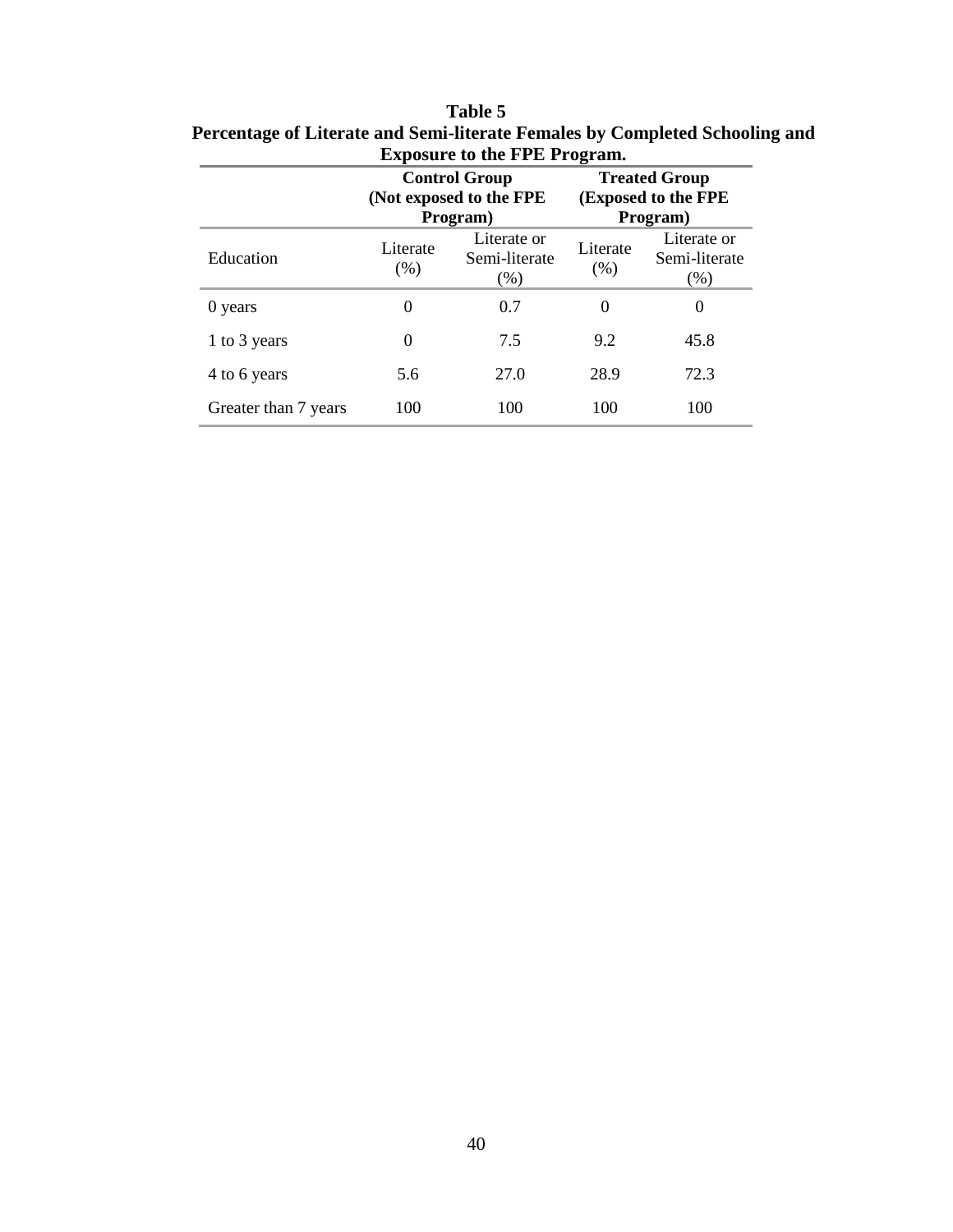**Table 5**
**Percentage of Literate and Semi-literate Females by Completed Schooling and Exposure to the FPE Program.**

| | **Control Group (Not exposed to the FPE Program)** | | **Treated Group (Exposed to the FPE Program)** | |
|---|---|---|---|---|
| Education | Literate (%) | Literate or Semi-literate (%) | Literate (%) | Literate or Semi-literate (%) |
| 0 years | 0 | 0.7 | 0 | 0 |
| 1 to 3 years | 0 | 7.5 | 9.2 | 45.8 |
| 4 to 6 years | 5.6 | 27.0 | 28.9 | 72.3 |
| Greater than 7 years | 100 | 100 | 100 | 100 |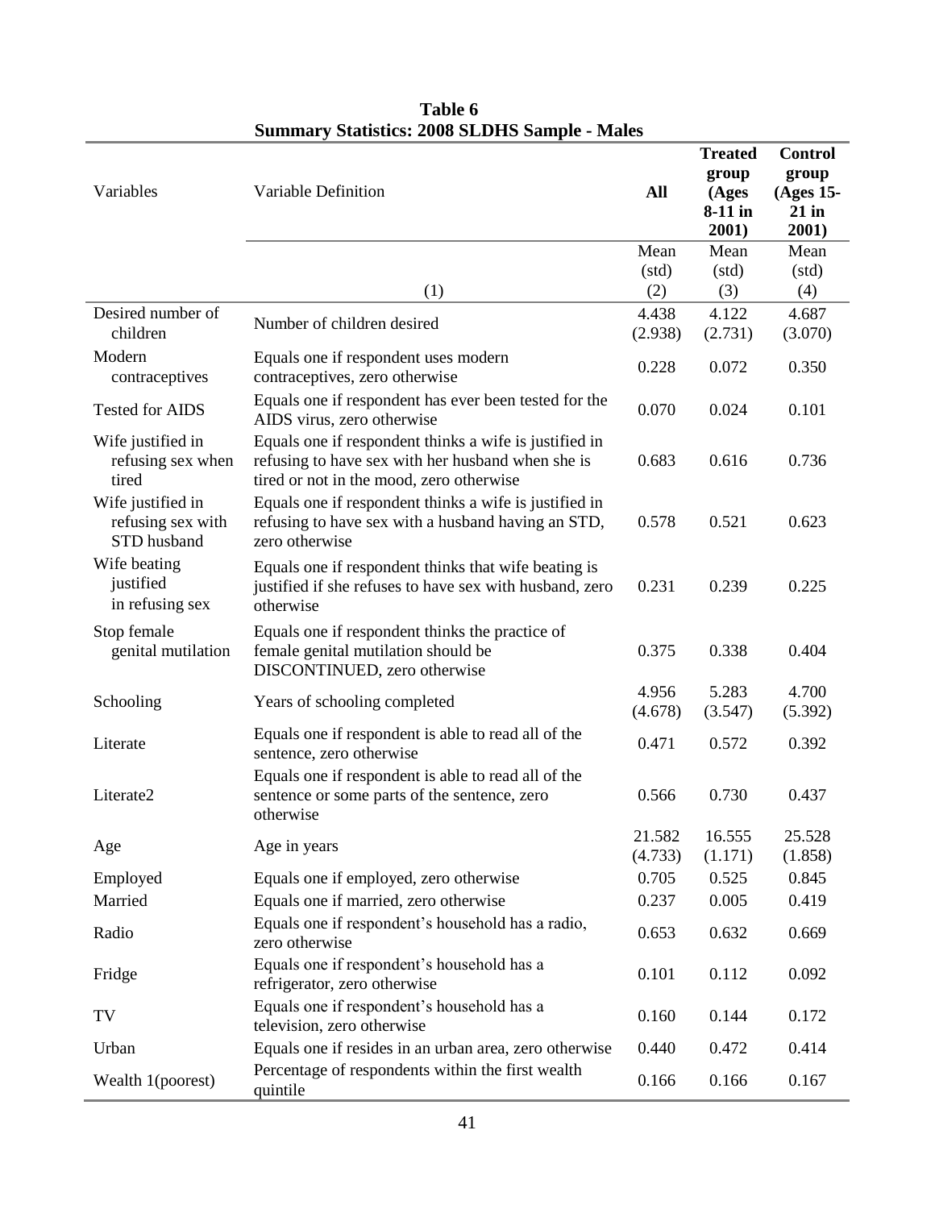**Table 6**
**Summary Statistics: 2008 SLDHS Sample - Males**

| Variables | Variable Definition | **All** | **Treated group (Ages 8-11 in 2001)** | **Control group (Ages 15-21 in 2001)** |
|---|---|---|---|---|
| | | Mean (std) | Mean (std) | Mean (std) |
| | (1) | (2) | (3) | (4) |
| Desired number of children | Number of children desired | 4.438 (2.938) | 4.122 (2.731) | 4.687 (3.070) |
| Modern contraceptives | Equals one if respondent uses modern contraceptives, zero otherwise | 0.228 | 0.072 | 0.350 |
| Tested for AIDS | Equals one if respondent has ever been tested for the AIDS virus, zero otherwise | 0.070 | 0.024 | 0.101 |
| Wife justified in refusing sex when tired | Equals one if respondent thinks a wife is justified in refusing to have sex with her husband when she is tired or not in the mood, zero otherwise | 0.683 | 0.616 | 0.736 |
| Wife justified in refusing sex with STD husband | Equals one if respondent thinks a wife is justified in refusing to have sex with a husband having an STD, zero otherwise | 0.578 | 0.521 | 0.623 |
| Wife beating justified in refusing sex | Equals one if respondent thinks that wife beating is justified if she refuses to have sex with husband, zero otherwise | 0.231 | 0.239 | 0.225 |
| Stop female genital mutilation | Equals one if respondent thinks the practice of female genital mutilation should be DISCONTINUED, zero otherwise | 0.375 | 0.338 | 0.404 |
| Schooling | Years of schooling completed | 4.956 (4.678) | 5.283 (3.547) | 4.700 (5.392) |
| Literate | Equals one if respondent is able to read all of the sentence, zero otherwise | 0.471 | 0.572 | 0.392 |
| Literate2 | Equals one if respondent is able to read all of the sentence or some parts of the sentence, zero otherwise | 0.566 | 0.730 | 0.437 |
| Age | Age in years | 21.582 (4.733) | 16.555 (1.171) | 25.528 (1.858) |
| Employed | Equals one if employed, zero otherwise | 0.705 | 0.525 | 0.845 |
| Married | Equals one if married, zero otherwise | 0.237 | 0.005 | 0.419 |
| Radio | Equals one if respondent's household has a radio, zero otherwise | 0.653 | 0.632 | 0.669 |
| Fridge | Equals one if respondent's household has a refrigerator, zero otherwise | 0.101 | 0.112 | 0.092 |
| TV | Equals one if respondent's household has a television, zero otherwise | 0.160 | 0.144 | 0.172 |
| Urban | Equals one if resides in an urban area, zero otherwise | 0.440 | 0.472 | 0.414 |
| Wealth 1(poorest) | Percentage of respondents within the first wealth quintile | 0.166 | 0.166 | 0.167 |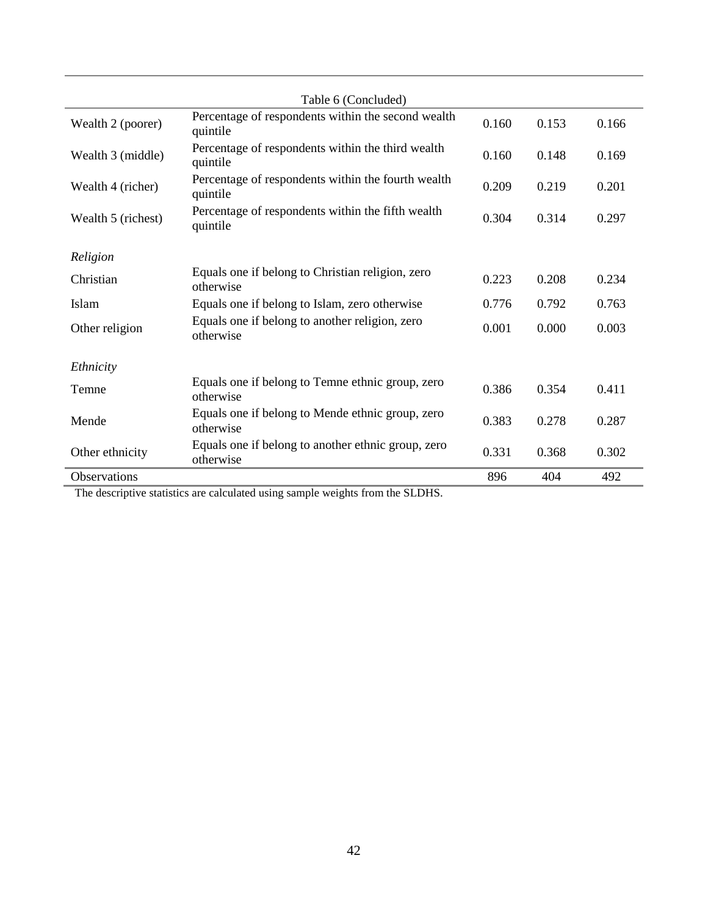Table 6 (Concluded)

| | | | | |
|---|---|---|---|---|
| Wealth 2 (poorer) | Percentage of respondents within the second wealth quintile | 0.160 | 0.153 | 0.166 |
| Wealth 3 (middle) | Percentage of respondents within the third wealth quintile | 0.160 | 0.148 | 0.169 |
| Wealth 4 (richer) | Percentage of respondents within the fourth wealth quintile | 0.209 | 0.219 | 0.201 |
| Wealth 5 (richest) | Percentage of respondents within the fifth wealth quintile | 0.304 | 0.314 | 0.297 |
| *Religion* | | | | |
| Christian | Equals one if belong to Christian religion, zero otherwise | 0.223 | 0.208 | 0.234 |
| Islam | Equals one if belong to Islam, zero otherwise | 0.776 | 0.792 | 0.763 |
| Other religion | Equals one if belong to another religion, zero otherwise | 0.001 | 0.000 | 0.003 |
| *Ethnicity* | | | | |
| Temne | Equals one if belong to Temne ethnic group, zero otherwise | 0.386 | 0.354 | 0.411 |
| Mende | Equals one if belong to Mende ethnic group, zero otherwise | 0.383 | 0.278 | 0.287 |
| Other ethnicity | Equals one if belong to another ethnic group, zero otherwise | 0.331 | 0.368 | 0.302 |
| Observations | | 896 | 404 | 492 |

The descriptive statistics are calculated using sample weights from the SLDHS.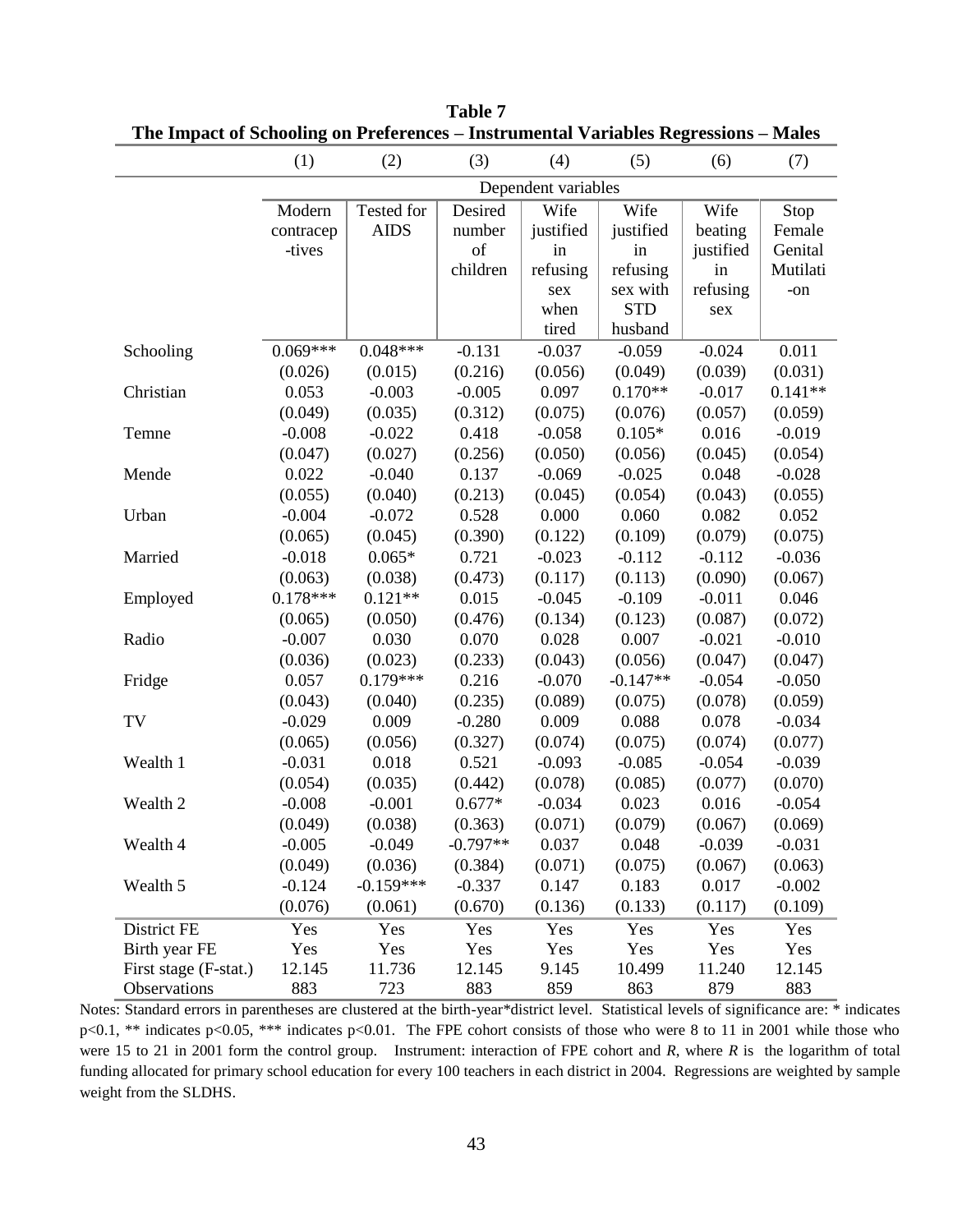**Table 7**
**The Impact of Schooling on Preferences – Instrumental Variables Regressions – Males**

| | (1) | (2) | (3) | (4) | (5) | (6) | (7) |
|---|---|---|---|---|---|---|---|
| | Dependent variables | | | | | | |
| | Modern contraceptives | Tested for AIDS | Desired number of children | Wife justified in refusing sex when tired | Wife justified in refusing sex with STD husband | Wife beating justified in refusing sex | Stop Female Genital Mutilation |
| Schooling | 0.069*** | 0.048*** | -0.131 | -0.037 | -0.059 | -0.024 | 0.011 |
| | (0.026) | (0.015) | (0.216) | (0.056) | (0.049) | (0.039) | (0.031) |
| Christian | 0.053 | -0.003 | -0.005 | 0.097 | 0.170** | -0.017 | 0.141** |
| | (0.049) | (0.035) | (0.312) | (0.075) | (0.076) | (0.057) | (0.059) |
| Temne | -0.008 | -0.022 | 0.418 | -0.058 | 0.105* | 0.016 | -0.019 |
| | (0.047) | (0.027) | (0.256) | (0.050) | (0.056) | (0.045) | (0.054) |
| Mende | 0.022 | -0.040 | 0.137 | -0.069 | -0.025 | 0.048 | -0.028 |
| | (0.055) | (0.040) | (0.213) | (0.045) | (0.054) | (0.043) | (0.055) |
| Urban | -0.004 | -0.072 | 0.528 | 0.000 | 0.060 | 0.082 | 0.052 |
| | (0.065) | (0.045) | (0.390) | (0.122) | (0.109) | (0.079) | (0.075) |
| Married | -0.018 | 0.065* | 0.721 | -0.023 | -0.112 | -0.112 | -0.036 |
| | (0.063) | (0.038) | (0.473) | (0.117) | (0.113) | (0.090) | (0.067) |
| Employed | 0.178*** | 0.121** | 0.015 | -0.045 | -0.109 | -0.011 | 0.046 |
| | (0.065) | (0.050) | (0.476) | (0.134) | (0.123) | (0.087) | (0.072) |
| Radio | -0.007 | 0.030 | 0.070 | 0.028 | 0.007 | -0.021 | -0.010 |
| | (0.036) | (0.023) | (0.233) | (0.043) | (0.056) | (0.047) | (0.047) |
| Fridge | 0.057 | 0.179*** | 0.216 | -0.070 | -0.147** | -0.054 | -0.050 |
| | (0.043) | (0.040) | (0.235) | (0.089) | (0.075) | (0.078) | (0.059) |
| TV | -0.029 | 0.009 | -0.280 | 0.009 | 0.088 | 0.078 | -0.034 |
| | (0.065) | (0.056) | (0.327) | (0.074) | (0.075) | (0.074) | (0.077) |
| Wealth 1 | -0.031 | 0.018 | 0.521 | -0.093 | -0.085 | -0.054 | -0.039 |
| | (0.054) | (0.035) | (0.442) | (0.078) | (0.085) | (0.077) | (0.070) |
| Wealth 2 | -0.008 | -0.001 | 0.677* | -0.034 | 0.023 | 0.016 | -0.054 |
| | (0.049) | (0.038) | (0.363) | (0.071) | (0.079) | (0.067) | (0.069) |
| Wealth 4 | -0.005 | -0.049 | -0.797** | 0.037 | 0.048 | -0.039 | -0.031 |
| | (0.049) | (0.036) | (0.384) | (0.071) | (0.075) | (0.067) | (0.063) |
| Wealth 5 | -0.124 | -0.159*** | -0.337 | 0.147 | 0.183 | 0.017 | -0.002 |
| | (0.076) | (0.061) | (0.670) | (0.136) | (0.133) | (0.117) | (0.109) |
| District FE | Yes | Yes | Yes | Yes | Yes | Yes | Yes |
| Birth year FE | Yes | Yes | Yes | Yes | Yes | Yes | Yes |
| First stage (F-stat.) | 12.145 | 11.736 | 12.145 | 9.145 | 10.499 | 11.240 | 12.145 |
| Observations | 883 | 723 | 883 | 859 | 863 | 879 | 883 |

Notes: Standard errors in parentheses are clustered at the birth-year*district level. Statistical levels of significance are: * indicates p<0.1, ** indicates p<0.05, *** indicates p<0.01. The FPE cohort consists of those who were 8 to 11 in 2001 while those who were 15 to 21 in 2001 form the control group. Instrument: interaction of FPE cohort and *R*, where *R* is the logarithm of total funding allocated for primary school education for every 100 teachers in each district in 2004. Regressions are weighted by sample weight from the SLDHS.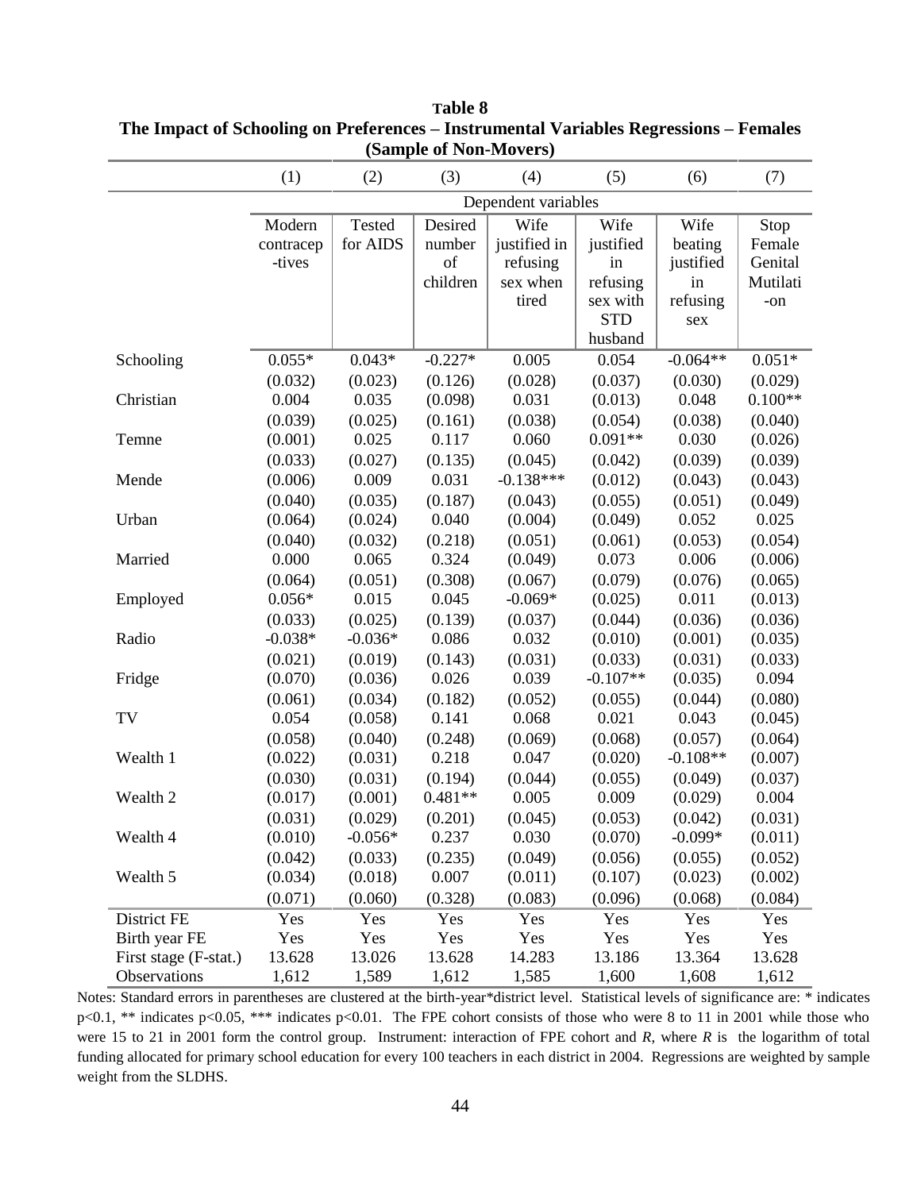**Table 8**
**The Impact of Schooling on Preferences – Instrumental Variables Regressions – Females (Sample of Non-Movers)**

| | (1) | (2) | (3) | (4) | (5) | (6) | (7) |
|---|---|---|---|---|---|---|---|
| | Dependent variables | | | | | | |
| | Modern contraceptives | Tested for AIDS | Desired number of children | Wife justified in refusing sex when tired | Wife justified in refusing sex with STD husband | Wife beating justified in refusing sex | Stop Female Genital Mutilation |
| Schooling | 0.055* | 0.043* | -0.227* | 0.005 | 0.054 | -0.064** | 0.051* |
| | (0.032) | (0.023) | (0.126) | (0.028) | (0.037) | (0.030) | (0.029) |
| Christian | 0.004 | 0.035 | (0.098) | 0.031 | (0.013) | 0.048 | 0.100** |
| | (0.039) | (0.025) | (0.161) | (0.038) | (0.054) | (0.038) | (0.040) |
| Temne | (0.001) | 0.025 | 0.117 | 0.060 | 0.091** | 0.030 | (0.026) |
| | (0.033) | (0.027) | (0.135) | (0.045) | (0.042) | (0.039) | (0.039) |
| Mende | (0.006) | 0.009 | 0.031 | -0.138*** | (0.012) | (0.043) | (0.043) |
| | (0.040) | (0.035) | (0.187) | (0.043) | (0.055) | (0.051) | (0.049) |
| Urban | (0.064) | (0.024) | 0.040 | (0.004) | (0.049) | 0.052 | 0.025 |
| | (0.040) | (0.032) | (0.218) | (0.051) | (0.061) | (0.053) | (0.054) |
| Married | 0.000 | 0.065 | 0.324 | (0.049) | 0.073 | 0.006 | (0.006) |
| | (0.064) | (0.051) | (0.308) | (0.067) | (0.079) | (0.076) | (0.065) |
| Employed | 0.056* | 0.015 | 0.045 | -0.069* | (0.025) | 0.011 | (0.013) |
| | (0.033) | (0.025) | (0.139) | (0.037) | (0.044) | (0.036) | (0.036) |
| Radio | -0.038* | -0.036* | 0.086 | 0.032 | (0.010) | (0.001) | (0.035) |
| | (0.021) | (0.019) | (0.143) | (0.031) | (0.033) | (0.031) | (0.033) |
| Fridge | (0.070) | (0.036) | 0.026 | 0.039 | -0.107** | (0.035) | 0.094 |
| | (0.061) | (0.034) | (0.182) | (0.052) | (0.055) | (0.044) | (0.080) |
| TV | 0.054 | (0.058) | 0.141 | 0.068 | 0.021 | 0.043 | (0.045) |
| | (0.058) | (0.040) | (0.248) | (0.069) | (0.068) | (0.057) | (0.064) |
| Wealth 1 | (0.022) | (0.031) | 0.218 | 0.047 | (0.020) | -0.108** | (0.007) |
| | (0.030) | (0.031) | (0.194) | (0.044) | (0.055) | (0.049) | (0.037) |
| Wealth 2 | (0.017) | (0.001) | 0.481** | 0.005 | 0.009 | (0.029) | 0.004 |
| | (0.031) | (0.029) | (0.201) | (0.045) | (0.053) | (0.042) | (0.031) |
| Wealth 4 | (0.010) | -0.056* | 0.237 | 0.030 | (0.070) | -0.099* | (0.011) |
| | (0.042) | (0.033) | (0.235) | (0.049) | (0.056) | (0.055) | (0.052) |
| Wealth 5 | (0.034) | (0.018) | 0.007 | (0.011) | (0.107) | (0.023) | (0.002) |
| | (0.071) | (0.060) | (0.328) | (0.083) | (0.096) | (0.068) | (0.084) |
| District FE | Yes | Yes | Yes | Yes | Yes | Yes | Yes |
| Birth year FE | Yes | Yes | Yes | Yes | Yes | Yes | Yes |
| First stage (F-stat.) | 13.628 | 13.026 | 13.628 | 14.283 | 13.186 | 13.364 | 13.628 |
| Observations | 1,612 | 1,589 | 1,612 | 1,585 | 1,600 | 1,608 | 1,612 |

Notes: Standard errors in parentheses are clustered at the birth-year*district level. Statistical levels of significance are: * indicates p<0.1, ** indicates p<0.05, *** indicates p<0.01. The FPE cohort consists of those who were 8 to 11 in 2001 while those who were 15 to 21 in 2001 form the control group. Instrument: interaction of FPE cohort and *R*, where *R* is the logarithm of total funding allocated for primary school education for every 100 teachers in each district in 2004. Regressions are weighted by sample weight from the SLDHS.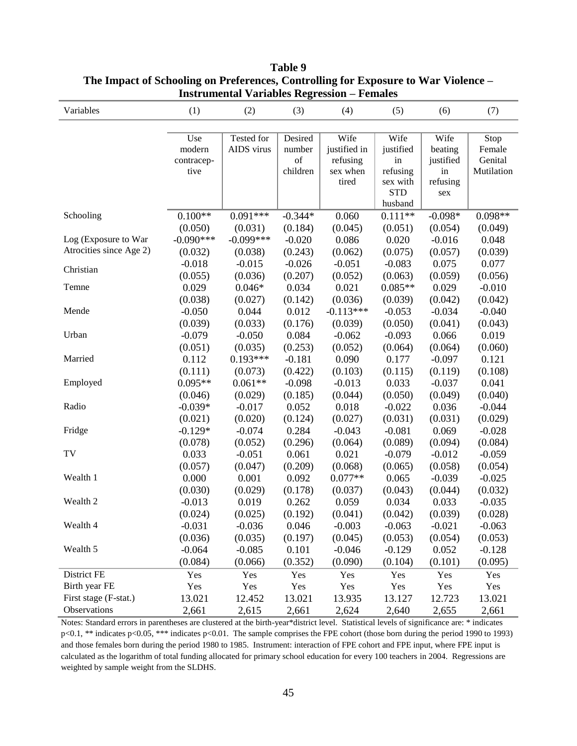**Table 9**
**The Impact of Schooling on Preferences, Controlling for Exposure to War Violence – Instrumental Variables Regression – Females**

| Variables | (1) | (2) | (3) | (4) | (5) | (6) | (7) |
|---|---|---|---|---|---|---|---|
| | Use modern contracep-tive | Tested for AIDS virus | Desired number of children | Wife justified in refusing sex when tired | Wife justified in refusing sex with STD husband | Wife beating justified in refusing sex | Stop Female Genital Mutilation |
| Schooling | 0.100** | 0.091*** | -0.344* | 0.060 | 0.111** | -0.098* | 0.098** |
| | (0.050) | (0.031) | (0.184) | (0.045) | (0.051) | (0.054) | (0.049) |
| Log (Exposure to War Atrocities since Age 2) | -0.090*** | -0.099*** | -0.020 | 0.086 | 0.020 | -0.016 | 0.048 |
| | (0.032) | (0.038) | (0.243) | (0.062) | (0.075) | (0.057) | (0.039) |
| Christian | -0.018 | -0.015 | -0.026 | -0.051 | -0.083 | 0.075 | 0.077 |
| | (0.055) | (0.036) | (0.207) | (0.052) | (0.063) | (0.059) | (0.056) |
| Temne | 0.029 | 0.046* | 0.034 | 0.021 | 0.085** | 0.029 | -0.010 |
| | (0.038) | (0.027) | (0.142) | (0.036) | (0.039) | (0.042) | (0.042) |
| Mende | -0.050 | 0.044 | 0.012 | -0.113*** | -0.053 | -0.034 | -0.040 |
| | (0.039) | (0.033) | (0.176) | (0.039) | (0.050) | (0.041) | (0.043) |
| Urban | -0.079 | -0.050 | 0.084 | -0.062 | -0.093 | 0.066 | 0.019 |
| | (0.051) | (0.035) | (0.253) | (0.052) | (0.064) | (0.064) | (0.060) |
| Married | 0.112 | 0.193*** | -0.181 | 0.090 | 0.177 | -0.097 | 0.121 |
| | (0.111) | (0.073) | (0.422) | (0.103) | (0.115) | (0.119) | (0.108) |
| Employed | 0.095** | 0.061** | -0.098 | -0.013 | 0.033 | -0.037 | 0.041 |
| | (0.046) | (0.029) | (0.185) | (0.044) | (0.050) | (0.049) | (0.040) |
| Radio | -0.039* | -0.017 | 0.052 | 0.018 | -0.022 | 0.036 | -0.044 |
| | (0.021) | (0.020) | (0.124) | (0.027) | (0.031) | (0.031) | (0.029) |
| Fridge | -0.129* | -0.074 | 0.284 | -0.043 | -0.081 | 0.069 | -0.028 |
| | (0.078) | (0.052) | (0.296) | (0.064) | (0.089) | (0.094) | (0.084) |
| TV | 0.033 | -0.051 | 0.061 | 0.021 | -0.079 | -0.012 | -0.059 |
| | (0.057) | (0.047) | (0.209) | (0.068) | (0.065) | (0.058) | (0.054) |
| Wealth 1 | 0.000 | 0.001 | 0.092 | 0.077** | 0.065 | -0.039 | -0.025 |
| | (0.030) | (0.029) | (0.178) | (0.037) | (0.043) | (0.044) | (0.032) |
| Wealth 2 | -0.013 | 0.019 | 0.262 | 0.059 | 0.034 | 0.033 | -0.035 |
| | (0.024) | (0.025) | (0.192) | (0.041) | (0.042) | (0.039) | (0.028) |
| Wealth 4 | -0.031 | -0.036 | 0.046 | -0.003 | -0.063 | -0.021 | -0.063 |
| | (0.036) | (0.035) | (0.197) | (0.045) | (0.053) | (0.054) | (0.053) |
| Wealth 5 | -0.064 | -0.085 | 0.101 | -0.046 | -0.129 | 0.052 | -0.128 |
| | (0.084) | (0.066) | (0.352) | (0.090) | (0.104) | (0.101) | (0.095) |
| District FE | Yes | Yes | Yes | Yes | Yes | Yes | Yes |
| Birth year FE | Yes | Yes | Yes | Yes | Yes | Yes | Yes |
| First stage (F-stat.) | 13.021 | 12.452 | 13.021 | 13.935 | 13.127 | 12.723 | 13.021 |
| Observations | 2,661 | 2,615 | 2,661 | 2,624 | 2,640 | 2,655 | 2,661 |

Notes: Standard errors in parentheses are clustered at the birth-year*district level. Statistical levels of significance are: * indicates p<0.1, ** indicates p<0.05, *** indicates p<0.01. The sample comprises the FPE cohort (those born during the period 1990 to 1993) and those females born during the period 1980 to 1985. Instrument: interaction of FPE cohort and FPE input, where FPE input is calculated as the logarithm of total funding allocated for primary school education for every 100 teachers in 2004. Regressions are weighted by sample weight from the SLDHS.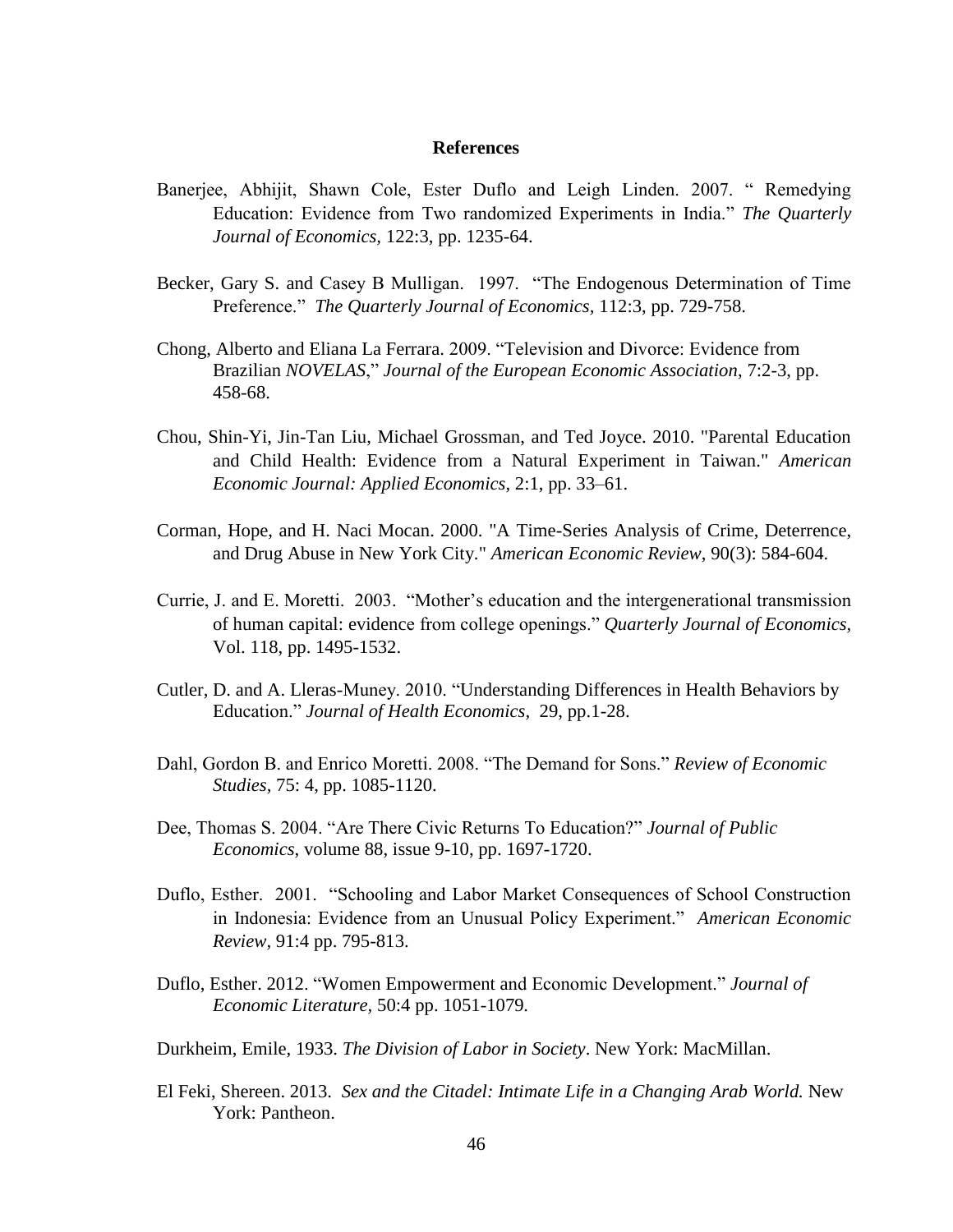**References**

Banerjee, Abhijit, Shawn Cole, Ester Duflo and Leigh Linden. 2007. " Remedying Education: Evidence from Two randomized Experiments in India." *The Quarterly Journal of Economics,* 122:3, pp. 1235-64.

Becker, Gary S. and Casey B Mulligan. 1997. "The Endogenous Determination of Time Preference." *The Quarterly Journal of Economics,* 112:3, pp. 729-758.

Chong, Alberto and Eliana La Ferrara. 2009. "Television and Divorce: Evidence from Brazilian *NOVELAS*," *Journal of the European Economic Association*, 7:2-3, pp. 458-68.

Chou, Shin-Yi, Jin-Tan Liu, Michael Grossman, and Ted Joyce. 2010. "Parental Education and Child Health: Evidence from a Natural Experiment in Taiwan." *American Economic Journal: Applied Economics*, 2:1, pp. 33–61.

Corman, Hope, and H. Naci Mocan. 2000. "A Time-Series Analysis of Crime, Deterrence, and Drug Abuse in New York City." *American Economic Review*, 90(3): 584-604.

Currie, J. and E. Moretti. 2003. "Mother's education and the intergenerational transmission of human capital: evidence from college openings." *Quarterly Journal of Economics,* Vol. 118, pp. 1495-1532.

Cutler, D. and A. Lleras-Muney. 2010. "Understanding Differences in Health Behaviors by Education." *Journal of Health Economics*, 29, pp.1-28.

Dahl, Gordon B. and Enrico Moretti. 2008. "The Demand for Sons." *Review of Economic Studies*, 75: 4, pp. 1085-1120.

Dee, Thomas S. 2004. "Are There Civic Returns To Education?" *Journal of Public Economics*, volume 88, issue 9-10, pp. 1697-1720.

Duflo, Esther. 2001. "Schooling and Labor Market Consequences of School Construction in Indonesia: Evidence from an Unusual Policy Experiment." *American Economic Review,* 91:4 pp. 795-813.

Duflo, Esther. 2012. "Women Empowerment and Economic Development." *Journal of Economic Literature,* 50:4 pp. 1051-1079.

Durkheim, Emile, 1933. *The Division of Labor in Society*. New York: MacMillan.

El Feki, Shereen. 2013. *Sex and the Citadel: Intimate Life in a Changing Arab World.* New York: Pantheon.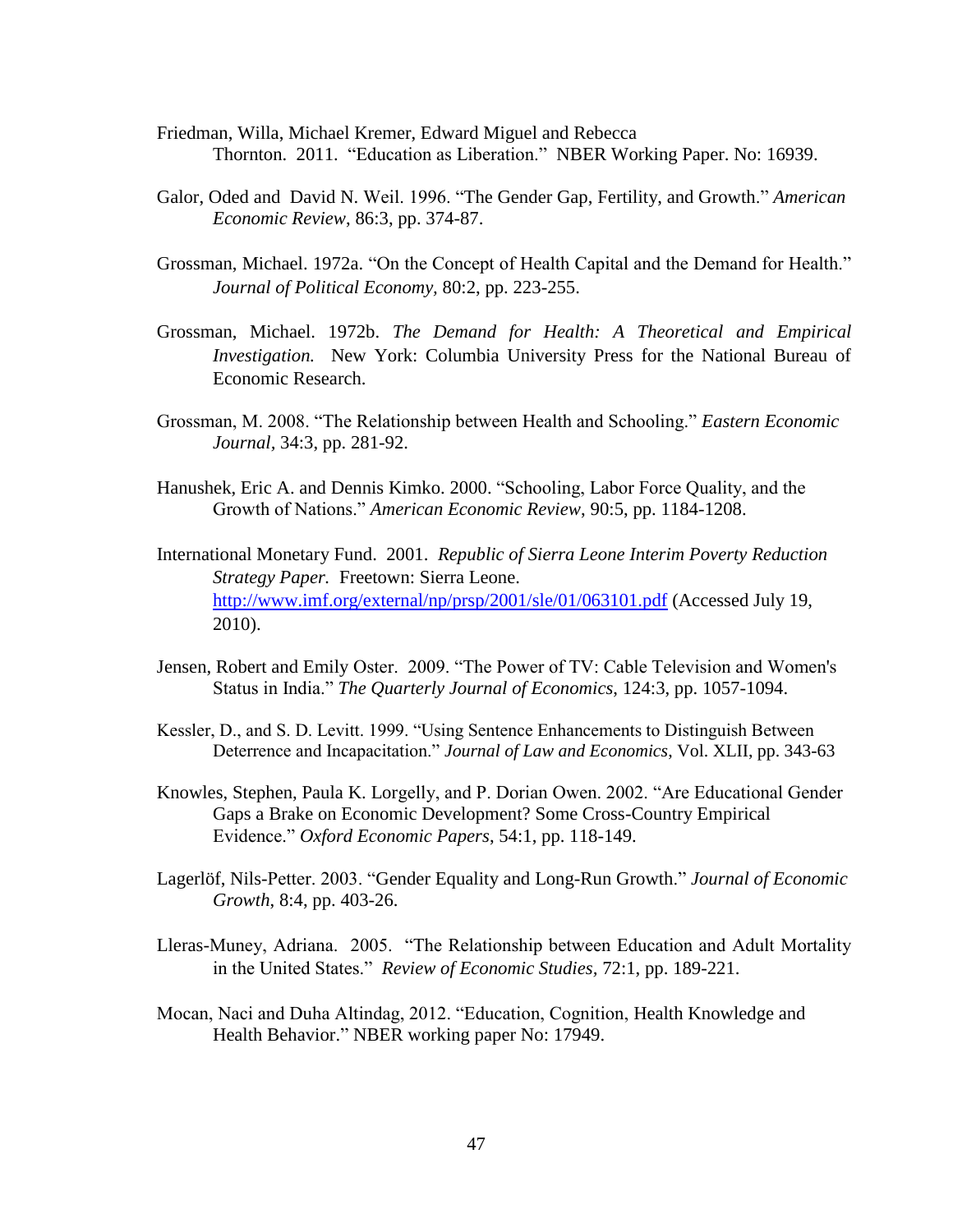Friedman, Willa, Michael Kremer, Edward Miguel and Rebecca Thornton. 2011. "Education as Liberation." NBER Working Paper. No: 16939.

Galor, Oded and David N. Weil. 1996. "The Gender Gap, Fertility, and Growth." *American Economic Review*, 86:3, pp. 374-87.

Grossman, Michael. 1972a. "On the Concept of Health Capital and the Demand for Health." *Journal of Political Economy,* 80:2, pp. 223-255.

Grossman, Michael. 1972b. *The Demand for Health: A Theoretical and Empirical Investigation.* New York: Columbia University Press for the National Bureau of Economic Research.

Grossman, M. 2008. "The Relationship between Health and Schooling." *Eastern Economic Journal,* 34:3, pp. 281-92.

Hanushek, Eric A. and Dennis Kimko. 2000. "Schooling, Labor Force Quality, and the Growth of Nations." *American Economic Review*, 90:5, pp. 1184-1208.

International Monetary Fund. 2001. *Republic of Sierra Leone Interim Poverty Reduction Strategy Paper.* Freetown: Sierra Leone. http://www.imf.org/external/np/prsp/2001/sle/01/063101.pdf (Accessed July 19, 2010).

Jensen, Robert and Emily Oster. 2009. "The Power of TV: Cable Television and Women's Status in India." *The Quarterly Journal of Economics*, 124:3, pp. 1057-1094.

Kessler, D., and S. D. Levitt. 1999. "Using Sentence Enhancements to Distinguish Between Deterrence and Incapacitation." *Journal of Law and Economics*, Vol. XLII, pp. 343-63

Knowles, Stephen, Paula K. Lorgelly, and P. Dorian Owen. 2002. "Are Educational Gender Gaps a Brake on Economic Development? Some Cross-Country Empirical Evidence." *Oxford Economic Papers*, 54:1, pp. 118-149.

Lagerlöf, Nils-Petter. 2003. "Gender Equality and Long-Run Growth." *Journal of Economic Growth*, 8:4, pp. 403-26.

Lleras-Muney, Adriana. 2005. "The Relationship between Education and Adult Mortality in the United States." *Review of Economic Studies,* 72:1, pp. 189-221.

Mocan, Naci and Duha Altindag, 2012. "Education, Cognition, Health Knowledge and Health Behavior." NBER working paper No: 17949.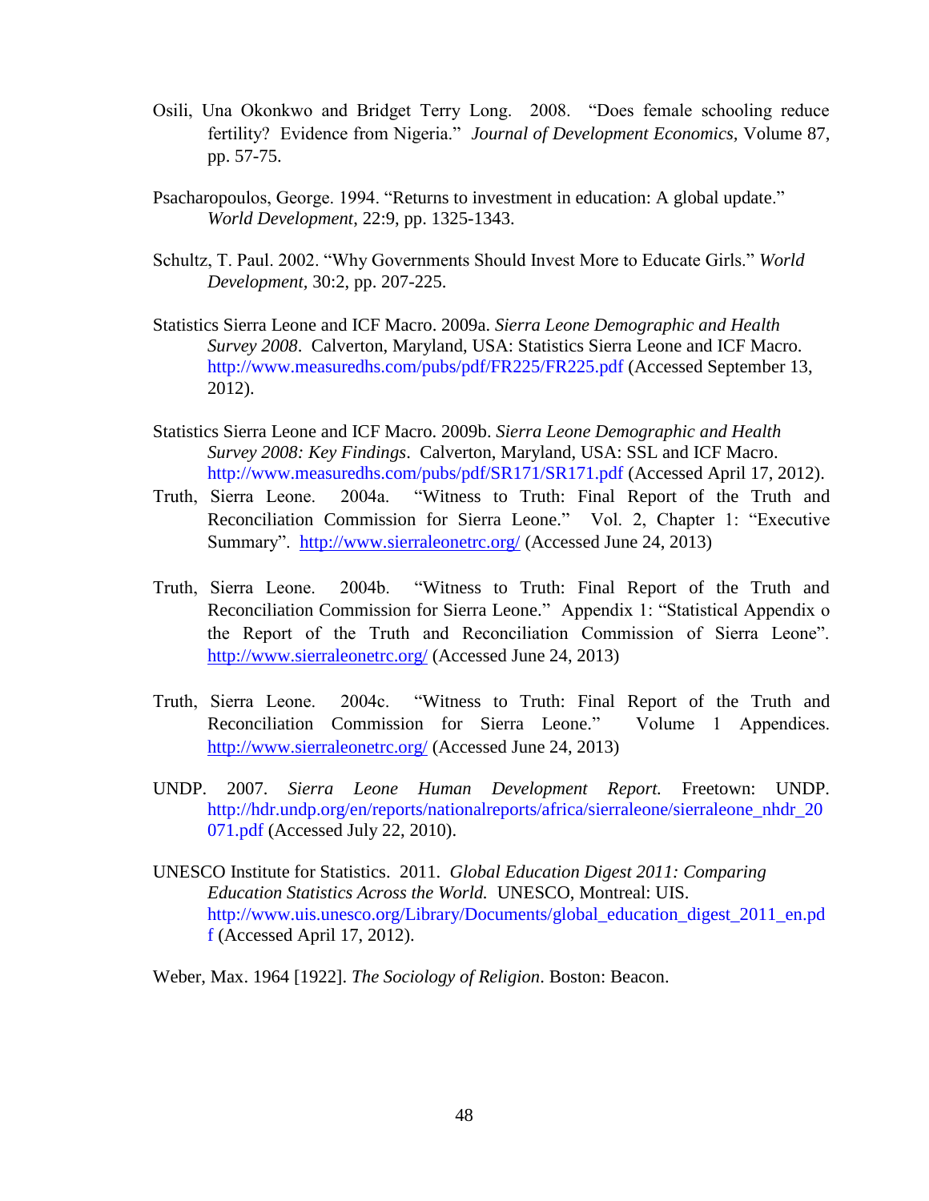Osili, Una Okonkwo and Bridget Terry Long. 2008. "Does female schooling reduce fertility? Evidence from Nigeria." *Journal of Development Economics,* Volume 87, pp. 57-75.

Psacharopoulos, George. 1994. "Returns to investment in education: A global update." *World Development,* 22:9, pp. 1325-1343.

Schultz, T. Paul. 2002. "Why Governments Should Invest More to Educate Girls." *World Development*, 30:2, pp. 207-225.

Statistics Sierra Leone and ICF Macro. 2009a. *Sierra Leone Demographic and Health Survey 2008*. Calverton, Maryland, USA: Statistics Sierra Leone and ICF Macro. http://www.measuredhs.com/pubs/pdf/FR225/FR225.pdf (Accessed September 13, 2012).

Statistics Sierra Leone and ICF Macro. 2009b. *Sierra Leone Demographic and Health Survey 2008: Key Findings*. Calverton, Maryland, USA: SSL and ICF Macro. http://www.measuredhs.com/pubs/pdf/SR171/SR171.pdf (Accessed April 17, 2012).

Truth, Sierra Leone. 2004a. "Witness to Truth: Final Report of the Truth and Reconciliation Commission for Sierra Leone." Vol. 2, Chapter 1: "Executive Summary". http://www.sierraleonetrc.org/ (Accessed June 24, 2013)

Truth, Sierra Leone. 2004b. "Witness to Truth: Final Report of the Truth and Reconciliation Commission for Sierra Leone." Appendix 1: "Statistical Appendix o the Report of the Truth and Reconciliation Commission of Sierra Leone". http://www.sierraleonetrc.org/ (Accessed June 24, 2013)

Truth, Sierra Leone. 2004c. "Witness to Truth: Final Report of the Truth and Reconciliation Commission for Sierra Leone." Volume 1 Appendices. http://www.sierraleonetrc.org/ (Accessed June 24, 2013)

UNDP. 2007. *Sierra Leone Human Development Report.* Freetown: UNDP. http://hdr.undp.org/en/reports/nationalreports/africa/sierraleone/sierraleone_nhdr_20071.pdf (Accessed July 22, 2010).

UNESCO Institute for Statistics. 2011. *Global Education Digest 2011: Comparing Education Statistics Across the World.* UNESCO, Montreal: UIS. http://www.uis.unesco.org/Library/Documents/global_education_digest_2011_en.pdf (Accessed April 17, 2012).

Weber, Max. 1964 [1922]. *The Sociology of Religion*. Boston: Beacon.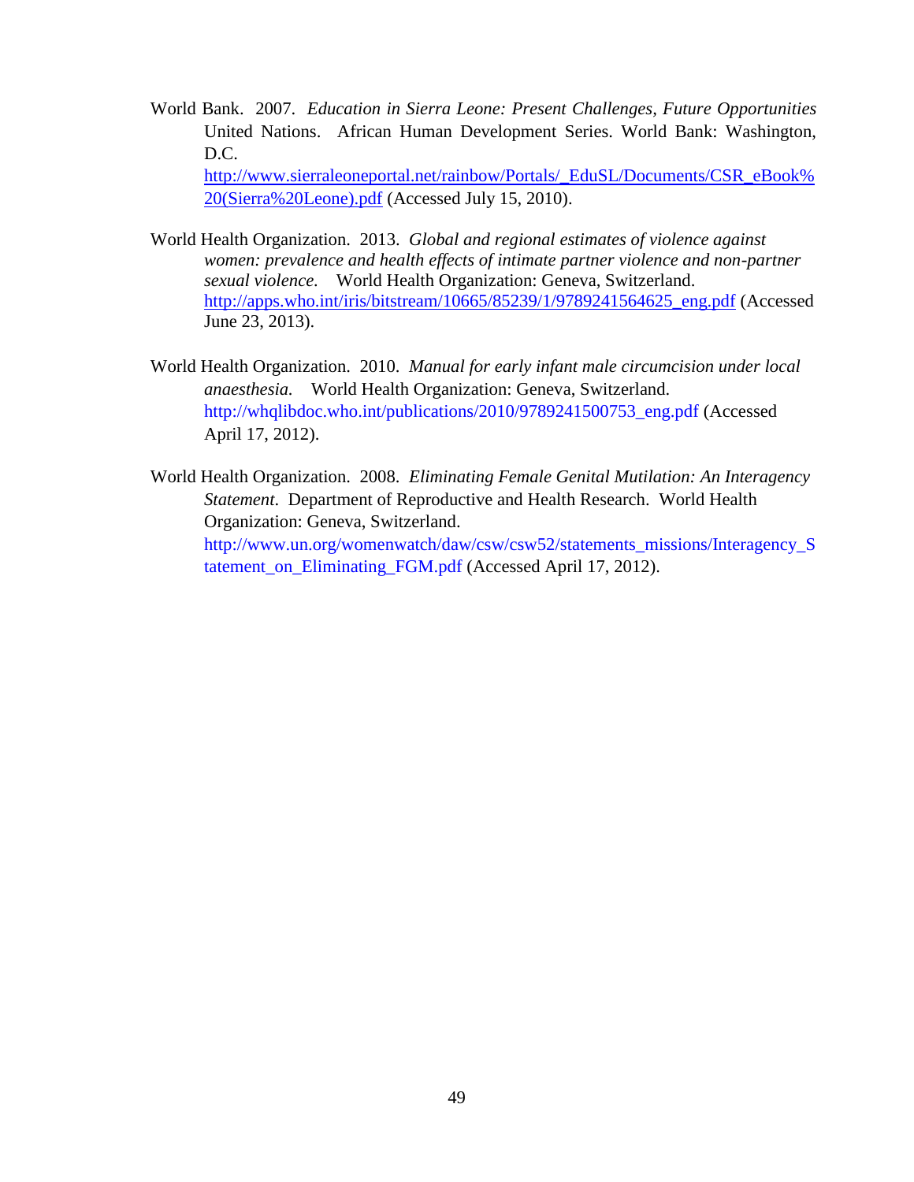World Bank. 2007. *Education in Sierra Leone: Present Challenges, Future Opportunities* United Nations. African Human Development Series. World Bank: Washington, D.C. http://www.sierraleoneportal.net/rainbow/Portals/_EduSL/Documents/CSR_eBook%20(Sierra%20Leone).pdf (Accessed July 15, 2010).

World Health Organization. 2013. *Global and regional estimates of violence against women: prevalence and health effects of intimate partner violence and non-partner sexual violence.* World Health Organization: Geneva, Switzerland. http://apps.who.int/iris/bitstream/10665/85239/1/9789241564625_eng.pdf (Accessed June 23, 2013).

World Health Organization. 2010. *Manual for early infant male circumcision under local anaesthesia.* World Health Organization: Geneva, Switzerland. http://whqlibdoc.who.int/publications/2010/9789241500753_eng.pdf (Accessed April 17, 2012).

World Health Organization. 2008. *Eliminating Female Genital Mutilation: An Interagency Statement*. Department of Reproductive and Health Research. World Health Organization: Geneva, Switzerland. http://www.un.org/womenwatch/daw/csw/csw52/statements_missions/Interagency_Statement_on_Eliminating_FGM.pdf (Accessed April 17, 2012).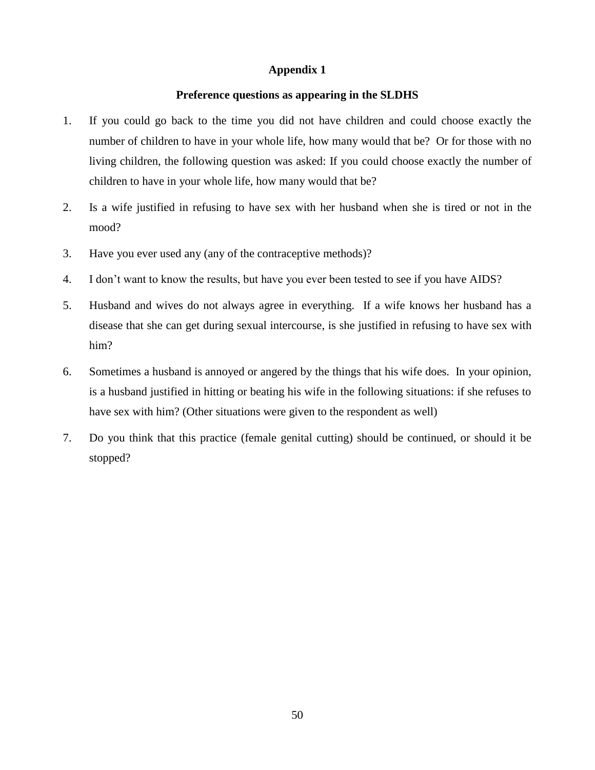# Appendix 1

## Preference questions as appearing in the SLDHS

1. If you could go back to the time you did not have children and could choose exactly the number of children to have in your whole life, how many would that be? Or for those with no living children, the following question was asked: If you could choose exactly the number of children to have in your whole life, how many would that be?
2. Is a wife justified in refusing to have sex with her husband when she is tired or not in the mood?
3. Have you ever used any (any of the contraceptive methods)?
4. I don't want to know the results, but have you ever been tested to see if you have AIDS?
5. Husband and wives do not always agree in everything. If a wife knows her husband has a disease that she can get during sexual intercourse, is she justified in refusing to have sex with him?
6. Sometimes a husband is annoyed or angered by the things that his wife does. In your opinion, is a husband justified in hitting or beating his wife in the following situations: if she refuses to have sex with him? (Other situations were given to the respondent as well)
7. Do you think that this practice (female genital cutting) should be continued, or should it be stopped?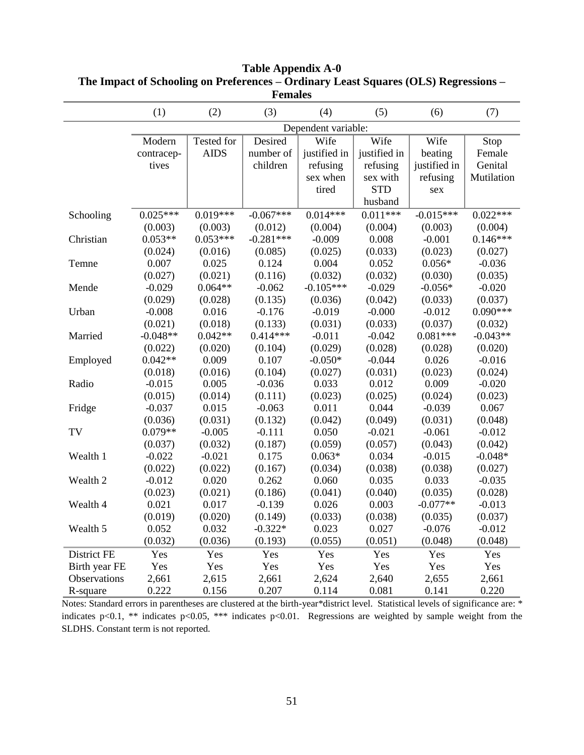**Table Appendix A-0**
**The Impact of Schooling on Preferences – Ordinary Least Squares (OLS) Regressions – Females**

| | (1) | (2) | (3) | (4) | (5) | (6) | (7) |
|---|---|---|---|---|---|---|---|
| | Dependent variable: | | | | | | |
| | Modern contraceptives | Tested for AIDS | Desired number of children | Wife justified in refusing sex when tired | Wife justified in refusing sex with STD husband | Wife beating justified in refusing sex | Stop Female Genital Mutilation |
| Schooling | 0.025*** | 0.019*** | -0.067*** | 0.014*** | 0.011*** | -0.015*** | 0.022*** |
| | (0.003) | (0.003) | (0.012) | (0.004) | (0.004) | (0.003) | (0.004) |
| Christian | 0.053** | 0.053*** | -0.281*** | -0.009 | 0.008 | -0.001 | 0.146*** |
| | (0.024) | (0.016) | (0.085) | (0.025) | (0.033) | (0.023) | (0.027) |
| Temne | 0.007 | 0.025 | 0.124 | 0.004 | 0.052 | 0.056* | -0.036 |
| | (0.027) | (0.021) | (0.116) | (0.032) | (0.032) | (0.030) | (0.035) |
| Mende | -0.029 | 0.064** | -0.062 | -0.105*** | -0.029 | -0.056* | -0.020 |
| | (0.029) | (0.028) | (0.135) | (0.036) | (0.042) | (0.033) | (0.037) |
| Urban | -0.008 | 0.016 | -0.176 | -0.019 | -0.000 | -0.012 | 0.090*** |
| | (0.021) | (0.018) | (0.133) | (0.031) | (0.033) | (0.037) | (0.032) |
| Married | -0.048** | 0.042** | 0.414*** | -0.011 | -0.042 | 0.081*** | -0.043** |
| | (0.022) | (0.020) | (0.104) | (0.029) | (0.028) | (0.028) | (0.020) |
| Employed | 0.042** | 0.009 | 0.107 | -0.050* | -0.044 | 0.026 | -0.016 |
| | (0.018) | (0.016) | (0.104) | (0.027) | (0.031) | (0.023) | (0.024) |
| Radio | -0.015 | 0.005 | -0.036 | 0.033 | 0.012 | 0.009 | -0.020 |
| | (0.015) | (0.014) | (0.111) | (0.023) | (0.025) | (0.024) | (0.023) |
| Fridge | -0.037 | 0.015 | -0.063 | 0.011 | 0.044 | -0.039 | 0.067 |
| | (0.036) | (0.031) | (0.132) | (0.042) | (0.049) | (0.031) | (0.048) |
| TV | 0.079** | -0.005 | -0.111 | 0.050 | -0.021 | -0.061 | -0.012 |
| | (0.037) | (0.032) | (0.187) | (0.059) | (0.057) | (0.043) | (0.042) |
| Wealth 1 | -0.022 | -0.021 | 0.175 | 0.063* | 0.034 | -0.015 | -0.048* |
| | (0.022) | (0.022) | (0.167) | (0.034) | (0.038) | (0.038) | (0.027) |
| Wealth 2 | -0.012 | 0.020 | 0.262 | 0.060 | 0.035 | 0.033 | -0.035 |
| | (0.023) | (0.021) | (0.186) | (0.041) | (0.040) | (0.035) | (0.028) |
| Wealth 4 | 0.021 | 0.017 | -0.139 | 0.026 | 0.003 | -0.077** | -0.013 |
| | (0.019) | (0.020) | (0.149) | (0.033) | (0.038) | (0.035) | (0.037) |
| Wealth 5 | 0.052 | 0.032 | -0.322* | 0.023 | 0.027 | -0.076 | -0.012 |
| | (0.032) | (0.036) | (0.193) | (0.055) | (0.051) | (0.048) | (0.048) |
| District FE | Yes | Yes | Yes | Yes | Yes | Yes | Yes |
| Birth year FE | Yes | Yes | Yes | Yes | Yes | Yes | Yes |
| Observations | 2,661 | 2,615 | 2,661 | 2,624 | 2,640 | 2,655 | 2,661 |
| R-square | 0.222 | 0.156 | 0.207 | 0.114 | 0.081 | 0.141 | 0.220 |

Notes: Standard errors in parentheses are clustered at the birth-year*district level. Statistical levels of significance are: * indicates $p<0.1$, ** indicates $p<0.05$, *** indicates $p<0.01$. Regressions are weighted by sample weight from the SLDHS. Constant term is not reported.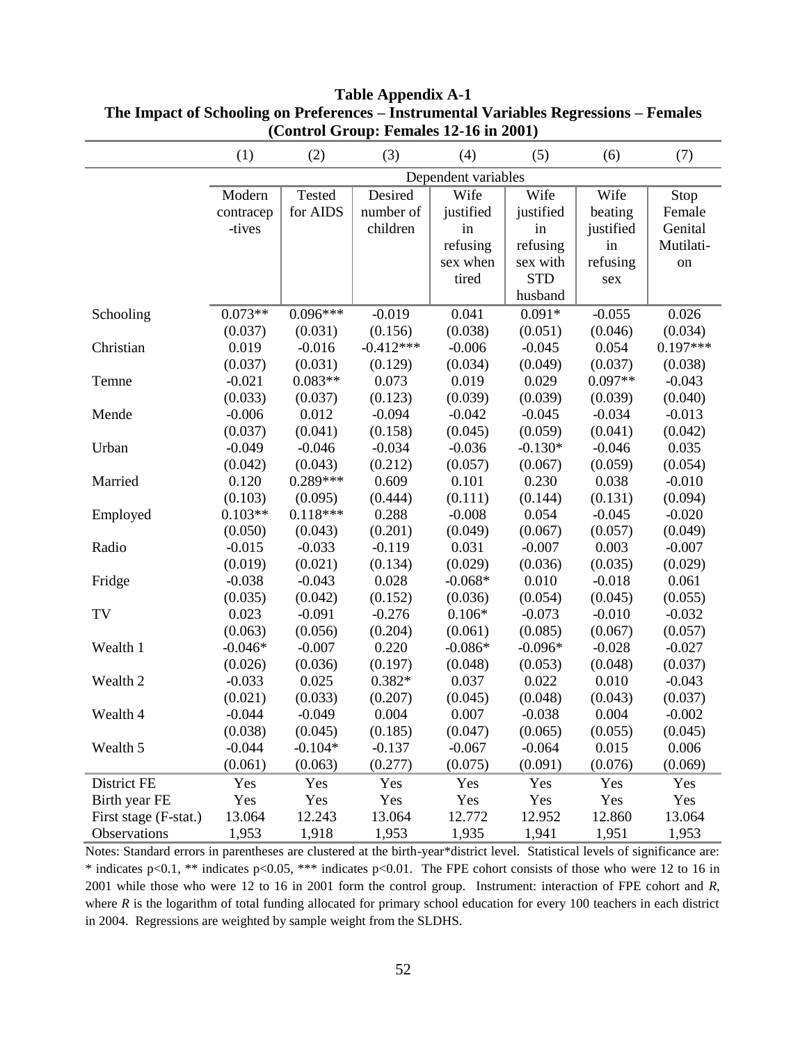**Table Appendix A-1**
**The Impact of Schooling on Preferences – Instrumental Variables Regressions – Females (Control Group: Females 12-16 in 2001)**

| | (1) | (2) | (3) | (4) | (5) | (6) | (7) |
|---|---|---|---|---|---|---|---|
| | Dependent variables | | | | | | |
| | Modern contraceptives | Tested for AIDS | Desired number of children | Wife justified in refusing sex when tired | Wife justified in refusing sex with STD husband | Wife beating justified in refusing sex | Stop Female Genital Mutilation |
| Schooling | 0.073** | 0.096*** | -0.019 | 0.041 | 0.091* | -0.055 | 0.026 |
| | (0.037) | (0.031) | (0.156) | (0.038) | (0.051) | (0.046) | (0.034) |
| Christian | 0.019 | -0.016 | -0.412*** | -0.006 | -0.045 | 0.054 | 0.197*** |
| | (0.037) | (0.031) | (0.129) | (0.034) | (0.049) | (0.037) | (0.038) |
| Temne | -0.021 | 0.083** | 0.073 | 0.019 | 0.029 | 0.097** | -0.043 |
| | (0.033) | (0.037) | (0.123) | (0.039) | (0.039) | (0.039) | (0.040) |
| Mende | -0.006 | 0.012 | -0.094 | -0.042 | -0.045 | -0.034 | -0.013 |
| | (0.037) | (0.041) | (0.158) | (0.045) | (0.059) | (0.041) | (0.042) |
| Urban | -0.049 | -0.046 | -0.034 | -0.036 | -0.130* | -0.046 | 0.035 |
| | (0.042) | (0.043) | (0.212) | (0.057) | (0.067) | (0.059) | (0.054) |
| Married | 0.120 | 0.289*** | 0.609 | 0.101 | 0.230 | 0.038 | -0.010 |
| | (0.103) | (0.095) | (0.444) | (0.111) | (0.144) | (0.131) | (0.094) |
| Employed | 0.103** | 0.118*** | 0.288 | -0.008 | 0.054 | -0.045 | -0.020 |
| | (0.050) | (0.043) | (0.201) | (0.049) | (0.067) | (0.057) | (0.049) |
| Radio | -0.015 | -0.033 | -0.119 | 0.031 | -0.007 | 0.003 | -0.007 |
| | (0.019) | (0.021) | (0.134) | (0.029) | (0.036) | (0.035) | (0.029) |
| Fridge | -0.038 | -0.043 | 0.028 | -0.068* | 0.010 | -0.018 | 0.061 |
| | (0.035) | (0.042) | (0.152) | (0.036) | (0.054) | (0.045) | (0.055) |
| TV | 0.023 | -0.091 | -0.276 | 0.106* | -0.073 | -0.010 | -0.032 |
| | (0.063) | (0.056) | (0.204) | (0.061) | (0.085) | (0.067) | (0.057) |
| Wealth 1 | -0.046* | -0.007 | 0.220 | -0.086* | -0.096* | -0.028 | -0.027 |
| | (0.026) | (0.036) | (0.197) | (0.048) | (0.053) | (0.048) | (0.037) |
| Wealth 2 | -0.033 | 0.025 | 0.382* | 0.037 | 0.022 | 0.010 | -0.043 |
| | (0.021) | (0.033) | (0.207) | (0.045) | (0.048) | (0.043) | (0.037) |
| Wealth 4 | -0.044 | -0.049 | 0.004 | 0.007 | -0.038 | 0.004 | -0.002 |
| | (0.038) | (0.045) | (0.185) | (0.047) | (0.065) | (0.055) | (0.045) |
| Wealth 5 | -0.044 | -0.104* | -0.137 | -0.067 | -0.064 | 0.015 | 0.006 |
| | (0.061) | (0.063) | (0.277) | (0.075) | (0.091) | (0.076) | (0.069) |
| District FE | Yes | Yes | Yes | Yes | Yes | Yes | Yes |
| Birth year FE | Yes | Yes | Yes | Yes | Yes | Yes | Yes |
| First stage (F-stat.) | 13.064 | 12.243 | 13.064 | 12.772 | 12.952 | 12.860 | 13.064 |
| Observations | 1,953 | 1,918 | 1,953 | 1,935 | 1,941 | 1,951 | 1,953 |

Notes: Standard errors in parentheses are clustered at the birth-year*district level. Statistical levels of significance are: * indicates p<0.1, ** indicates p<0.05, *** indicates p<0.01. The FPE cohort consists of those who were 12 to 16 in 2001 while those who were 12 to 16 in 2001 form the control group. Instrument: interaction of FPE cohort and *R*, where *R* is the logarithm of total funding allocated for primary school education for every 100 teachers in each district in 2004. Regressions are weighted by sample weight from the SLDHS.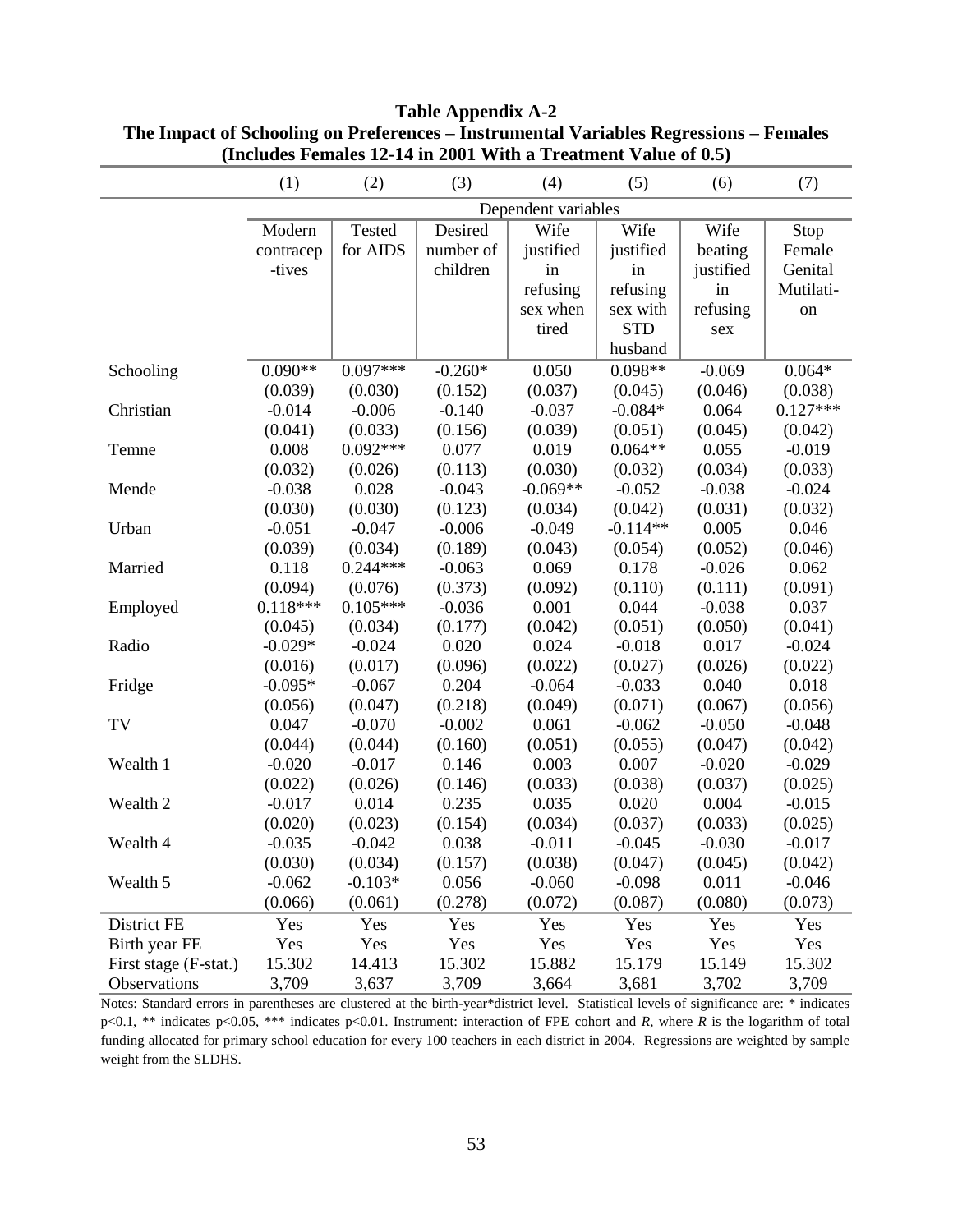**Table Appendix A-2**
**The Impact of Schooling on Preferences – Instrumental Variables Regressions – Females**
**(Includes Females 12-14 in 2001 With a Treatment Value of 0.5)**

| | (1) | (2) | (3) | (4) | (5) | (6) | (7) |
|---|---|---|---|---|---|---|---|
| | Dependent variables | | | | | | |
| | Modern contraceptives | Tested for AIDS | Desired number of children | Wife justified in refusing sex when tired | Wife justified in refusing sex with STD husband | Wife beating justified in refusing sex | Stop Female Genital Mutilation |
| Schooling | 0.090** | 0.097*** | -0.260* | 0.050 | 0.098** | -0.069 | 0.064* |
| | (0.039) | (0.030) | (0.152) | (0.037) | (0.045) | (0.046) | (0.038) |
| Christian | -0.014 | -0.006 | -0.140 | -0.037 | -0.084* | 0.064 | 0.127*** |
| | (0.041) | (0.033) | (0.156) | (0.039) | (0.051) | (0.045) | (0.042) |
| Temne | 0.008 | 0.092*** | 0.077 | 0.019 | 0.064** | 0.055 | -0.019 |
| | (0.032) | (0.026) | (0.113) | (0.030) | (0.032) | (0.034) | (0.033) |
| Mende | -0.038 | 0.028 | -0.043 | -0.069** | -0.052 | -0.038 | -0.024 |
| | (0.030) | (0.030) | (0.123) | (0.034) | (0.042) | (0.031) | (0.032) |
| Urban | -0.051 | -0.047 | -0.006 | -0.049 | -0.114** | 0.005 | 0.046 |
| | (0.039) | (0.034) | (0.189) | (0.043) | (0.054) | (0.052) | (0.046) |
| Married | 0.118 | 0.244*** | -0.063 | 0.069 | 0.178 | -0.026 | 0.062 |
| | (0.094) | (0.076) | (0.373) | (0.092) | (0.110) | (0.111) | (0.091) |
| Employed | 0.118*** | 0.105*** | -0.036 | 0.001 | 0.044 | -0.038 | 0.037 |
| | (0.045) | (0.034) | (0.177) | (0.042) | (0.051) | (0.050) | (0.041) |
| Radio | -0.029* | -0.024 | 0.020 | 0.024 | -0.018 | 0.017 | -0.024 |
| | (0.016) | (0.017) | (0.096) | (0.022) | (0.027) | (0.026) | (0.022) |
| Fridge | -0.095* | -0.067 | 0.204 | -0.064 | -0.033 | 0.040 | 0.018 |
| | (0.056) | (0.047) | (0.218) | (0.049) | (0.071) | (0.067) | (0.056) |
| TV | 0.047 | -0.070 | -0.002 | 0.061 | -0.062 | -0.050 | -0.048 |
| | (0.044) | (0.044) | (0.160) | (0.051) | (0.055) | (0.047) | (0.042) |
| Wealth 1 | -0.020 | -0.017 | 0.146 | 0.003 | 0.007 | -0.020 | -0.029 |
| | (0.022) | (0.026) | (0.146) | (0.033) | (0.038) | (0.037) | (0.025) |
| Wealth 2 | -0.017 | 0.014 | 0.235 | 0.035 | 0.020 | 0.004 | -0.015 |
| | (0.020) | (0.023) | (0.154) | (0.034) | (0.037) | (0.033) | (0.025) |
| Wealth 4 | -0.035 | -0.042 | 0.038 | -0.011 | -0.045 | -0.030 | -0.017 |
| | (0.030) | (0.034) | (0.157) | (0.038) | (0.047) | (0.045) | (0.042) |
| Wealth 5 | -0.062 | -0.103* | 0.056 | -0.060 | -0.098 | 0.011 | -0.046 |
| | (0.066) | (0.061) | (0.278) | (0.072) | (0.087) | (0.080) | (0.073) |
| District FE | Yes | Yes | Yes | Yes | Yes | Yes | Yes |
| Birth year FE | Yes | Yes | Yes | Yes | Yes | Yes | Yes |
| First stage (F-stat.) | 15.302 | 14.413 | 15.302 | 15.882 | 15.179 | 15.149 | 15.302 |
| Observations | 3,709 | 3,637 | 3,709 | 3,664 | 3,681 | 3,702 | 3,709 |

Notes: Standard errors in parentheses are clustered at the birth-year*district level. Statistical levels of significance are: * indicates p<0.1, ** indicates p<0.05, *** indicates p<0.01. Instrument: interaction of FPE cohort and *R*, where *R* is the logarithm of total funding allocated for primary school education for every 100 teachers in each district in 2004. Regressions are weighted by sample weight from the SLDHS.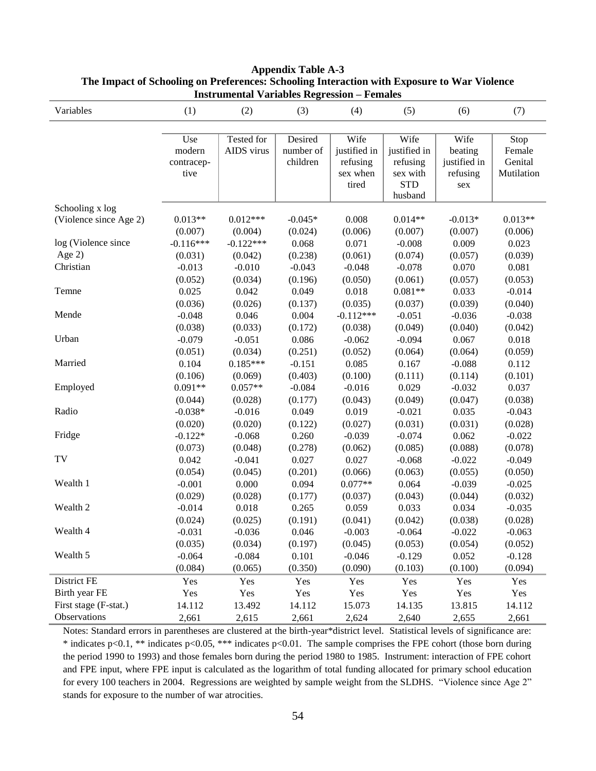**Appendix Table A-3**

**The Impact of Schooling on Preferences: Schooling Interaction with Exposure to War Violence**

**Instrumental Variables Regression – Females**

| Variables | (1) | (2) | (3) | (4) | (5) | (6) | (7) |
|---|---|---|---|---|---|---|---|
| | Use modern contraceptive | Tested for AIDS virus | Desired number of children | Wife justified in refusing sex when tired | Wife justified in refusing sex with STD husband | Wife beating justified in refusing sex | Stop Female Genital Mutilation |
| Schooling x log (Violence since Age 2) | 0.013** | 0.012*** | -0.045* | 0.008 | 0.014** | -0.013* | 0.013** |
| | (0.007) | (0.004) | (0.024) | (0.006) | (0.007) | (0.007) | (0.006) |
| log (Violence since Age 2) | -0.116*** | -0.122*** | 0.068 | 0.071 | -0.008 | 0.009 | 0.023 |
| | (0.031) | (0.042) | (0.238) | (0.061) | (0.074) | (0.057) | (0.039) |
| Christian | -0.013 | -0.010 | -0.043 | -0.048 | -0.078 | 0.070 | 0.081 |
| | (0.052) | (0.034) | (0.196) | (0.050) | (0.061) | (0.057) | (0.053) |
| Temne | 0.025 | 0.042 | 0.049 | 0.018 | 0.081** | 0.033 | -0.014 |
| | (0.036) | (0.026) | (0.137) | (0.035) | (0.037) | (0.039) | (0.040) |
| Mende | -0.048 | 0.046 | 0.004 | -0.112*** | -0.051 | -0.036 | -0.038 |
| | (0.038) | (0.033) | (0.172) | (0.038) | (0.049) | (0.040) | (0.042) |
| Urban | -0.079 | -0.051 | 0.086 | -0.062 | -0.094 | 0.067 | 0.018 |
| | (0.051) | (0.034) | (0.251) | (0.052) | (0.064) | (0.064) | (0.059) |
| Married | 0.104 | 0.185*** | -0.151 | 0.085 | 0.167 | -0.088 | 0.112 |
| | (0.106) | (0.069) | (0.403) | (0.100) | (0.111) | (0.114) | (0.101) |
| Employed | 0.091** | 0.057** | -0.084 | -0.016 | 0.029 | -0.032 | 0.037 |
| | (0.044) | (0.028) | (0.177) | (0.043) | (0.049) | (0.047) | (0.038) |
| Radio | -0.038* | -0.016 | 0.049 | 0.019 | -0.021 | 0.035 | -0.043 |
| | (0.020) | (0.020) | (0.122) | (0.027) | (0.031) | (0.031) | (0.028) |
| Fridge | -0.122* | -0.068 | 0.260 | -0.039 | -0.074 | 0.062 | -0.022 |
| | (0.073) | (0.048) | (0.278) | (0.062) | (0.085) | (0.088) | (0.078) |
| TV | 0.042 | -0.041 | 0.027 | 0.027 | -0.068 | -0.022 | -0.049 |
| | (0.054) | (0.045) | (0.201) | (0.066) | (0.063) | (0.055) | (0.050) |
| Wealth 1 | -0.001 | 0.000 | 0.094 | 0.077** | 0.064 | -0.039 | -0.025 |
| | (0.029) | (0.028) | (0.177) | (0.037) | (0.043) | (0.044) | (0.032) |
| Wealth 2 | -0.014 | 0.018 | 0.265 | 0.059 | 0.033 | 0.034 | -0.035 |
| | (0.024) | (0.025) | (0.191) | (0.041) | (0.042) | (0.038) | (0.028) |
| Wealth 4 | -0.031 | -0.036 | 0.046 | -0.003 | -0.064 | -0.022 | -0.063 |
| | (0.035) | (0.034) | (0.197) | (0.045) | (0.053) | (0.054) | (0.052) |
| Wealth 5 | -0.064 | -0.084 | 0.101 | -0.046 | -0.129 | 0.052 | -0.128 |
| | (0.084) | (0.065) | (0.350) | (0.090) | (0.103) | (0.100) | (0.094) |
| District FE | Yes | Yes | Yes | Yes | Yes | Yes | Yes |
| Birth year FE | Yes | Yes | Yes | Yes | Yes | Yes | Yes |
| First stage (F-stat.) | 14.112 | 13.492 | 14.112 | 15.073 | 14.135 | 13.815 | 14.112 |
| Observations | 2,661 | 2,615 | 2,661 | 2,624 | 2,640 | 2,655 | 2,661 |

Notes: Standard errors in parentheses are clustered at the birth-year*district level. Statistical levels of significance are: * indicates p<0.1, ** indicates p<0.05, *** indicates p<0.01. The sample comprises the FPE cohort (those born during the period 1990 to 1993) and those females born during the period 1980 to 1985. Instrument: interaction of FPE cohort and FPE input, where FPE input is calculated as the logarithm of total funding allocated for primary school education for every 100 teachers in 2004. Regressions are weighted by sample weight from the SLDHS. "Violence since Age 2" stands for exposure to the number of war atrocities.